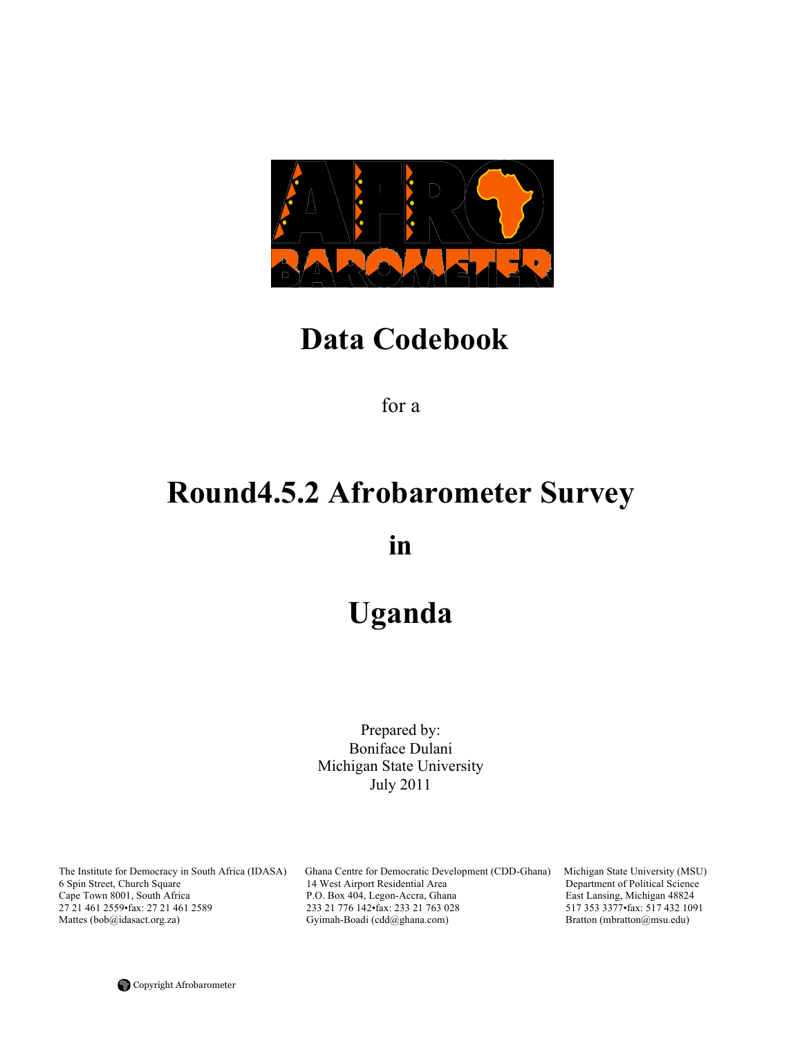# Data Codebook

for a

# Round4.5.2 Afrobarometer Survey

# in

# Uganda

Prepared by:
Boniface Dulani
Michigan State University
July 2011

The Institute for Democracy in South Africa (IDASA)
6 Spin Street, Church Square
Cape Town 8001, South Africa
27 21 461 2559•fax: 27 21 461 2589
Mattes (bob@idasact.org.za)

Ghana Centre for Democratic Development (CDD-Ghana)
14 West Airport Residential Area
P.O. Box 404, Legon-Accra, Ghana
233 21 776 142•fax: 233 21 763 028
Gyimah-Boadi (cdd@ghana.com)

Michigan State University (MSU)
Department of Political Science
East Lansing, Michigan 48824
517 353 3377•fax: 517 432 1091
Bratton (mbratton@msu.edu)

Copyright Afrobarometer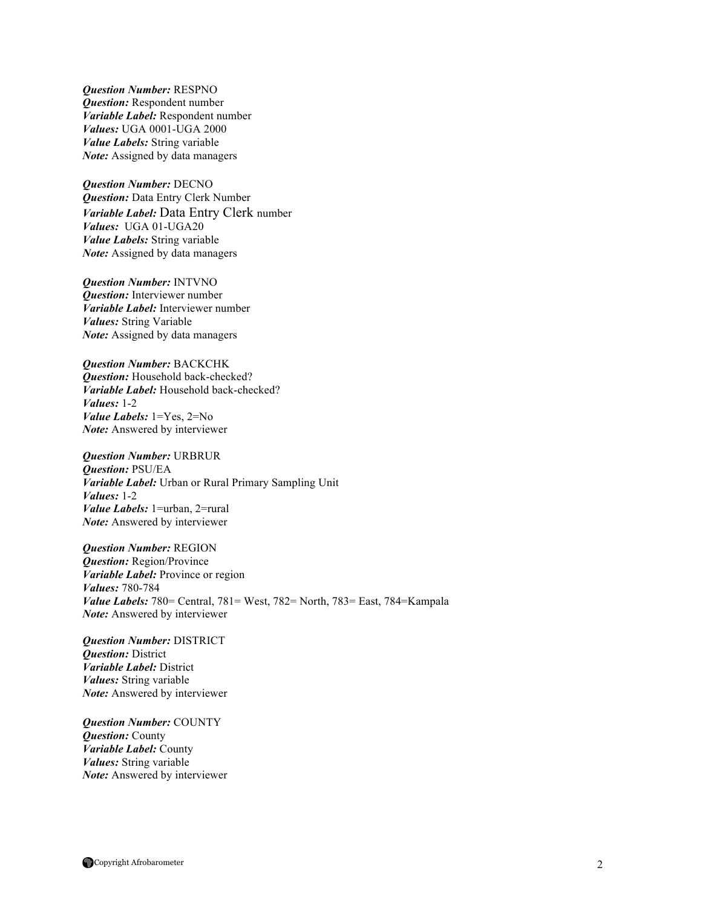***Question Number:*** RESPNO
***Question:*** Respondent number
***Variable Label:*** Respondent number
***Values:*** UGA 0001-UGA 2000
***Value Labels:*** String variable
***Note:*** Assigned by data managers

***Question Number:*** DECNO
***Question:*** Data Entry Clerk Number
***Variable Label:*** Data Entry Clerk number
***Values:*** UGA 01-UGA20
***Value Labels:*** String variable
***Note:*** Assigned by data managers

***Question Number:*** INTVNO
***Question:*** Interviewer number
***Variable Label:*** Interviewer number
***Values:*** String Variable
***Note:*** Assigned by data managers

***Question Number:*** BACKCHK
***Question:*** Household back-checked?
***Variable Label:*** Household back-checked?
***Values:*** 1-2
***Value Labels:*** 1=Yes, 2=No
***Note:*** Answered by interviewer

***Question Number:*** URBRUR
***Question:*** PSU/EA
***Variable Label:*** Urban or Rural Primary Sampling Unit
***Values:*** 1-2
***Value Labels:*** 1=urban, 2=rural
***Note:*** Answered by interviewer

***Question Number:*** REGION
***Question:*** Region/Province
***Variable Label:*** Province or region
***Values:*** 780-784
***Value Labels:*** 780= Central, 781= West, 782= North, 783= East, 784=Kampala
***Note:*** Answered by interviewer

***Question Number:*** DISTRICT
***Question:*** District
***Variable Label:*** District
***Values:*** String variable
***Note:*** Answered by interviewer

***Question Number:*** COUNTY
***Question:*** County
***Variable Label:*** County
***Values:*** String variable
***Note:*** Answered by interviewer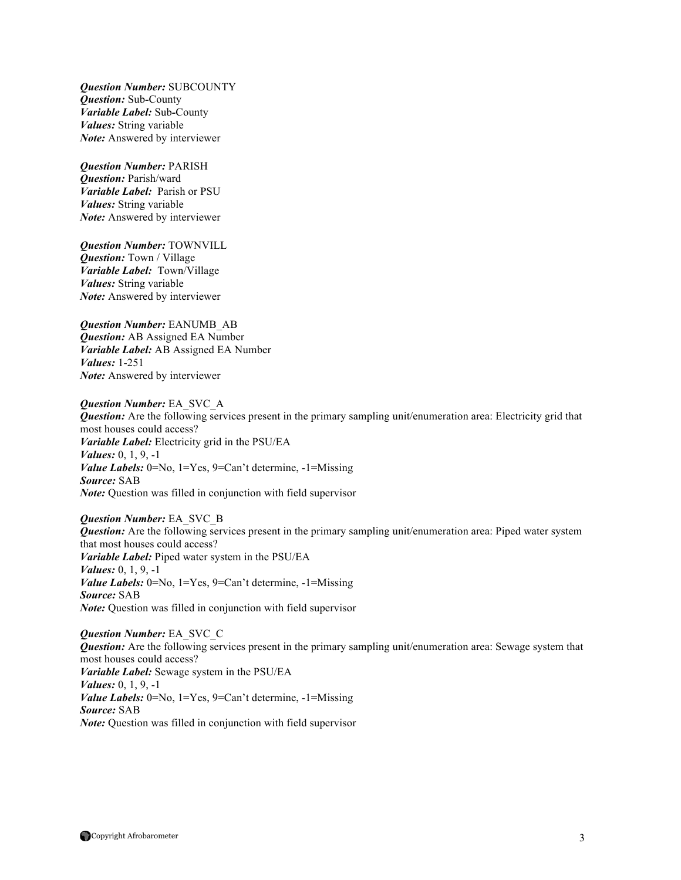***Question Number:*** SUBCOUNTY
***Question:*** Sub-County
***Variable Label:*** Sub-County
***Values:*** String variable
***Note:*** Answered by interviewer

***Question Number:*** PARISH
***Question:*** Parish/ward
***Variable Label:*** Parish or PSU
***Values:*** String variable
***Note:*** Answered by interviewer

***Question Number:*** TOWNVILL
***Question:*** Town / Village
***Variable Label:*** Town/Village
***Values:*** String variable
***Note:*** Answered by interviewer

***Question Number:*** EANUMB_AB
***Question:*** AB Assigned EA Number
***Variable Label:*** AB Assigned EA Number
***Values:*** 1-251
***Note:*** Answered by interviewer

***Question Number:*** EA_SVC_A
***Question:*** Are the following services present in the primary sampling unit/enumeration area: Electricity grid that most houses could access?
***Variable Label:*** Electricity grid in the PSU/EA
***Values:*** 0, 1, 9, -1
***Value Labels:*** 0=No, 1=Yes, 9=Can't determine, -1=Missing
***Source:*** SAB
***Note:*** Question was filled in conjunction with field supervisor

***Question Number:*** EA_SVC_B
***Question:*** Are the following services present in the primary sampling unit/enumeration area: Piped water system that most houses could access?
***Variable Label:*** Piped water system in the PSU/EA
***Values:*** 0, 1, 9, -1
***Value Labels:*** 0=No, 1=Yes, 9=Can't determine, -1=Missing
***Source:*** SAB
***Note:*** Question was filled in conjunction with field supervisor

***Question Number:*** EA_SVC_C
***Question:*** Are the following services present in the primary sampling unit/enumeration area: Sewage system that most houses could access?
***Variable Label:*** Sewage system in the PSU/EA
***Values:*** 0, 1, 9, -1
***Value Labels:*** 0=No, 1=Yes, 9=Can't determine, -1=Missing
***Source:*** SAB
***Note:*** Question was filled in conjunction with field supervisor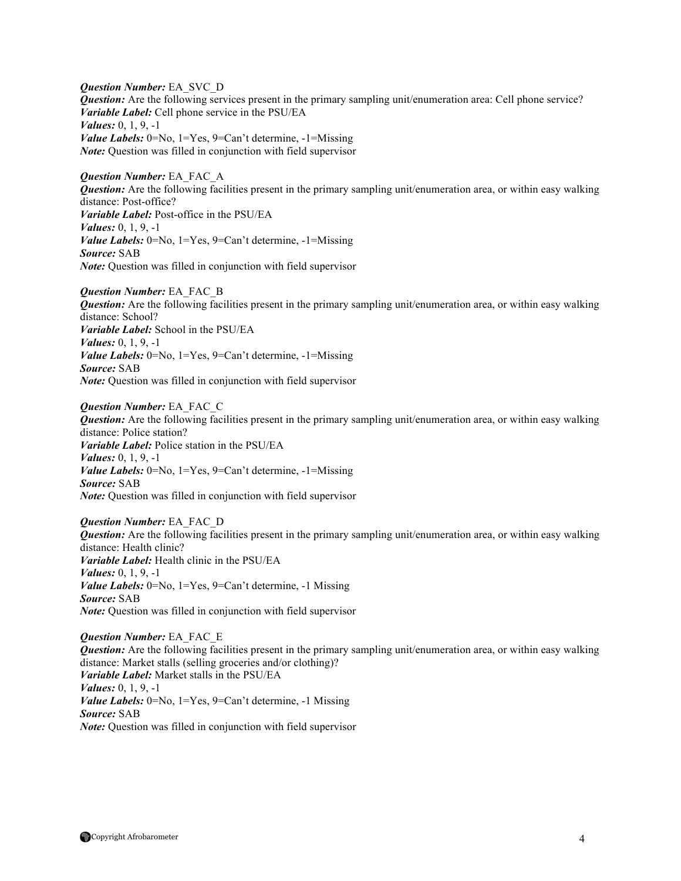***Question Number:*** EA_SVC_D
***Question:*** Are the following services present in the primary sampling unit/enumeration area: Cell phone service?
***Variable Label:*** Cell phone service in the PSU/EA
***Values:*** 0, 1, 9, -1
***Value Labels:*** 0=No, 1=Yes, 9=Can't determine, -1=Missing
***Note:*** Question was filled in conjunction with field supervisor

***Question Number:*** EA_FAC_A
***Question:*** Are the following facilities present in the primary sampling unit/enumeration area, or within easy walking distance: Post-office?
***Variable Label:*** Post-office in the PSU/EA
***Values:*** 0, 1, 9, -1
***Value Labels:*** 0=No, 1=Yes, 9=Can't determine, -1=Missing
***Source:*** SAB
***Note:*** Question was filled in conjunction with field supervisor

***Question Number:*** EA_FAC_B
***Question:*** Are the following facilities present in the primary sampling unit/enumeration area, or within easy walking distance: School?
***Variable Label:*** School in the PSU/EA
***Values:*** 0, 1, 9, -1
***Value Labels:*** 0=No, 1=Yes, 9=Can't determine, -1=Missing
***Source:*** SAB
***Note:*** Question was filled in conjunction with field supervisor

***Question Number:*** EA_FAC_C
***Question:*** Are the following facilities present in the primary sampling unit/enumeration area, or within easy walking distance: Police station?
***Variable Label:*** Police station in the PSU/EA
***Values:*** 0, 1, 9, -1
***Value Labels:*** 0=No, 1=Yes, 9=Can't determine, -1=Missing
***Source:*** SAB
***Note:*** Question was filled in conjunction with field supervisor

***Question Number:*** EA_FAC_D
***Question:*** Are the following facilities present in the primary sampling unit/enumeration area, or within easy walking distance: Health clinic?
***Variable Label:*** Health clinic in the PSU/EA
***Values:*** 0, 1, 9, -1
***Value Labels:*** 0=No, 1=Yes, 9=Can't determine, -1 Missing
***Source:*** SAB
***Note:*** Question was filled in conjunction with field supervisor

***Question Number:*** EA_FAC_E
***Question:*** Are the following facilities present in the primary sampling unit/enumeration area, or within easy walking distance: Market stalls (selling groceries and/or clothing)?
***Variable Label:*** Market stalls in the PSU/EA
***Values:*** 0, 1, 9, -1
***Value Labels:*** 0=No, 1=Yes, 9=Can't determine, -1 Missing
***Source:*** SAB
***Note:*** Question was filled in conjunction with field supervisor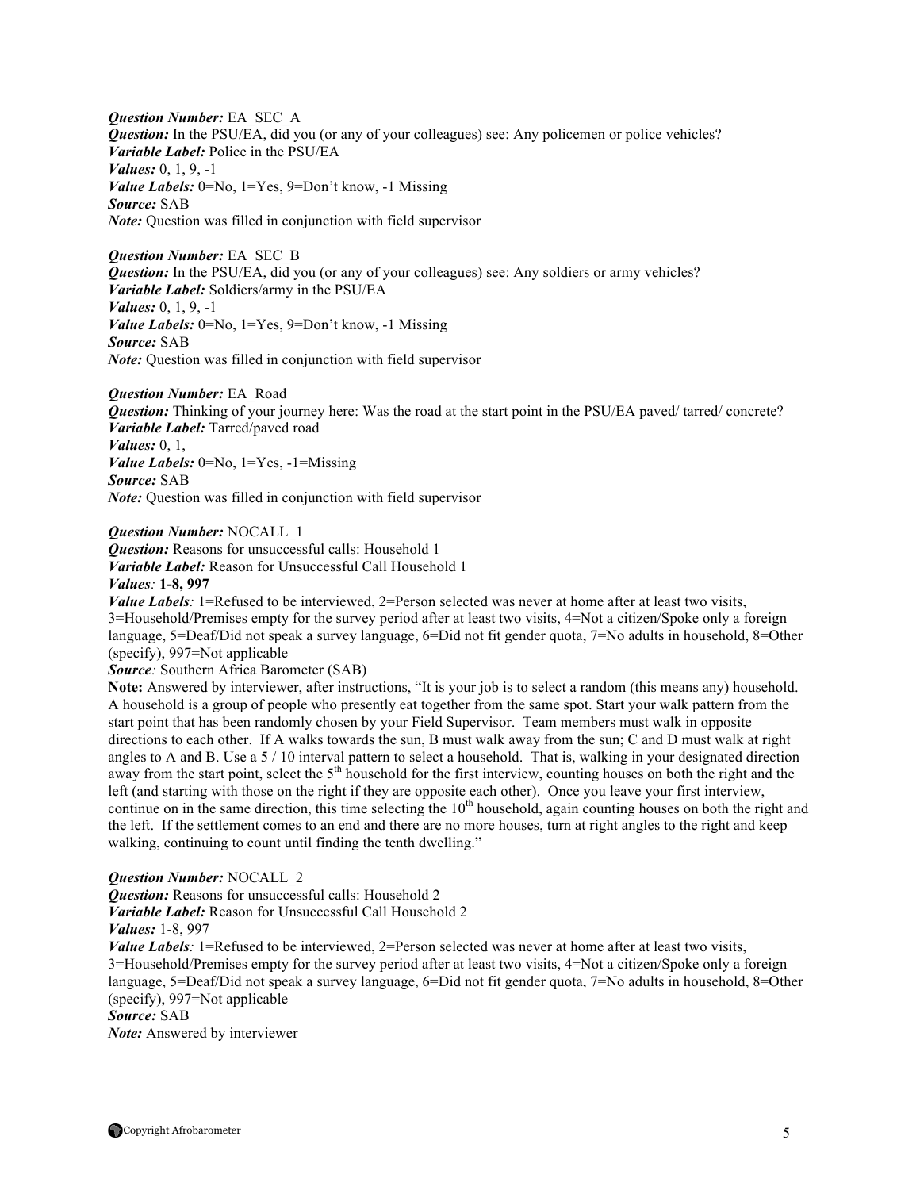***Question Number:*** EA_SEC_A
***Question:*** In the PSU/EA, did you (or any of your colleagues) see: Any policemen or police vehicles?
***Variable Label:*** Police in the PSU/EA
***Values:*** 0, 1, 9, -1
***Value Labels:*** 0=No, 1=Yes, 9=Don't know, -1 Missing
***Source:*** SAB
***Note:*** Question was filled in conjunction with field supervisor

***Question Number:*** EA_SEC_B
***Question:*** In the PSU/EA, did you (or any of your colleagues) see: Any soldiers or army vehicles?
***Variable Label:*** Soldiers/army in the PSU/EA
***Values:*** 0, 1, 9, -1
***Value Labels:*** 0=No, 1=Yes, 9=Don't know, -1 Missing
***Source:*** SAB
***Note:*** Question was filled in conjunction with field supervisor

***Question Number:*** EA_Road
***Question:*** Thinking of your journey here: Was the road at the start point in the PSU/EA paved/ tarred/ concrete?
***Variable Label:*** Tarred/paved road
***Values:*** 0, 1,
***Value Labels:*** 0=No, 1=Yes, -1=Missing
***Source:*** SAB
***Note:*** Question was filled in conjunction with field supervisor

***Question Number:*** NOCALL_1
***Question:*** Reasons for unsuccessful calls: Household 1
***Variable Label:*** Reason for Unsuccessful Call Household 1
***Values:*** **1-8, 997**
***Value Labels:*** 1=Refused to be interviewed, 2=Person selected was never at home after at least two visits, 3=Household/Premises empty for the survey period after at least two visits, 4=Not a citizen/Spoke only a foreign language, 5=Deaf/Did not speak a survey language, 6=Did not fit gender quota, 7=No adults in household, 8=Other (specify), 997=Not applicable
***Source:*** Southern Africa Barometer (SAB)
**Note:** Answered by interviewer, after instructions, "It is your job is to select a random (this means any) household. A household is a group of people who presently eat together from the same spot. Start your walk pattern from the start point that has been randomly chosen by your Field Supervisor. Team members must walk in opposite directions to each other. If A walks towards the sun, B must walk away from the sun; C and D must walk at right angles to A and B. Use a 5 / 10 interval pattern to select a household. That is, walking in your designated direction away from the start point, select the 5th household for the first interview, counting houses on both the right and the left (and starting with those on the right if they are opposite each other). Once you leave your first interview, continue on in the same direction, this time selecting the 10th household, again counting houses on both the right and the left. If the settlement comes to an end and there are no more houses, turn at right angles to the right and keep walking, continuing to count until finding the tenth dwelling."

***Question Number:*** NOCALL_2
***Question:*** Reasons for unsuccessful calls: Household 2
***Variable Label:*** Reason for Unsuccessful Call Household 2
***Values:*** 1-8, 997
***Value Labels:*** 1=Refused to be interviewed, 2=Person selected was never at home after at least two visits, 3=Household/Premises empty for the survey period after at least two visits, 4=Not a citizen/Spoke only a foreign language, 5=Deaf/Did not speak a survey language, 6=Did not fit gender quota, 7=No adults in household, 8=Other (specify), 997=Not applicable
***Source:*** SAB
***Note:*** Answered by interviewer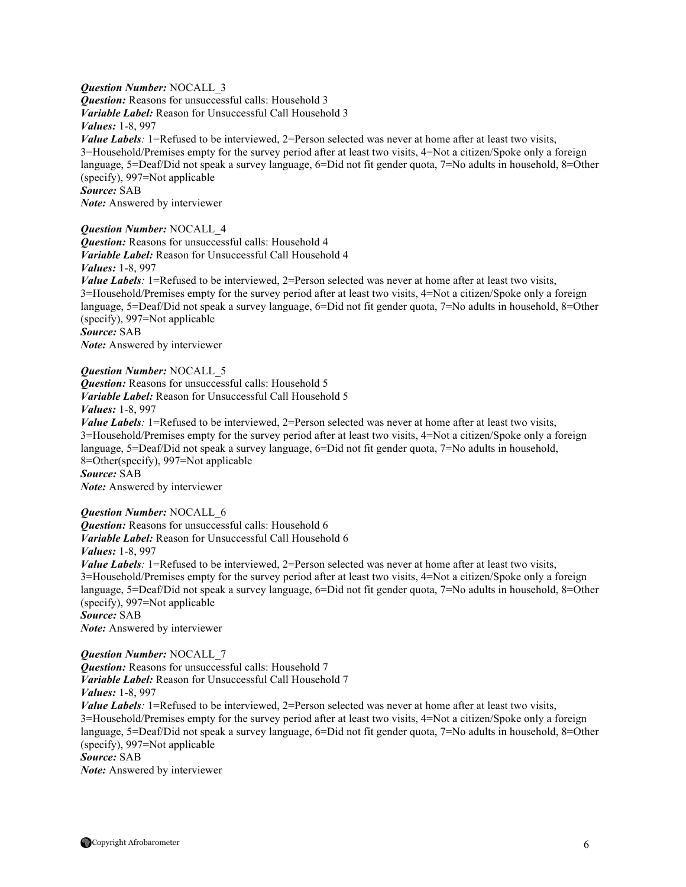***Question Number:*** NOCALL_3
***Question:*** Reasons for unsuccessful calls: Household 3
***Variable Label:*** Reason for Unsuccessful Call Household 3
***Values:*** 1-8, 997
***Value Labels**:* 1=Refused to be interviewed, 2=Person selected was never at home after at least two visits, 3=Household/Premises empty for the survey period after at least two visits, 4=Not a citizen/Spoke only a foreign language, 5=Deaf/Did not speak a survey language, 6=Did not fit gender quota, 7=No adults in household, 8=Other (specify), 997=Not applicable
***Source:*** SAB
***Note:*** Answered by interviewer

***Question Number:*** NOCALL_4
***Question:*** Reasons for unsuccessful calls: Household 4
***Variable Label:*** Reason for Unsuccessful Call Household 4
***Values:*** 1-8, 997
***Value Labels**:* 1=Refused to be interviewed, 2=Person selected was never at home after at least two visits, 3=Household/Premises empty for the survey period after at least two visits, 4=Not a citizen/Spoke only a foreign language, 5=Deaf/Did not speak a survey language, 6=Did not fit gender quota, 7=No adults in household, 8=Other (specify), 997=Not applicable
***Source:*** SAB
***Note:*** Answered by interviewer

***Question Number:*** NOCALL_5
***Question:*** Reasons for unsuccessful calls: Household 5
***Variable Label:*** Reason for Unsuccessful Call Household 5
***Values:*** 1-8, 997
***Value Labels**:* 1=Refused to be interviewed, 2=Person selected was never at home after at least two visits, 3=Household/Premises empty for the survey period after at least two visits, 4=Not a citizen/Spoke only a foreign language, 5=Deaf/Did not speak a survey language, 6=Did not fit gender quota, 7=No adults in household, 8=Other(specify), 997=Not applicable
***Source:*** SAB
***Note:*** Answered by interviewer

***Question Number:*** NOCALL_6
***Question:*** Reasons for unsuccessful calls: Household 6
***Variable Label:*** Reason for Unsuccessful Call Household 6
***Values:*** 1-8, 997
***Value Labels**:* 1=Refused to be interviewed, 2=Person selected was never at home after at least two visits, 3=Household/Premises empty for the survey period after at least two visits, 4=Not a citizen/Spoke only a foreign language, 5=Deaf/Did not speak a survey language, 6=Did not fit gender quota, 7=No adults in household, 8=Other (specify), 997=Not applicable
***Source:*** SAB
***Note:*** Answered by interviewer

***Question Number:*** NOCALL_7
***Question:*** Reasons for unsuccessful calls: Household 7
***Variable Label:*** Reason for Unsuccessful Call Household 7
***Values:*** 1-8, 997
***Value Labels**:* 1=Refused to be interviewed, 2=Person selected was never at home after at least two visits, 3=Household/Premises empty for the survey period after at least two visits, 4=Not a citizen/Spoke only a foreign language, 5=Deaf/Did not speak a survey language, 6=Did not fit gender quota, 7=No adults in household, 8=Other (specify), 997=Not applicable
***Source:*** SAB
***Note:*** Answered by interviewer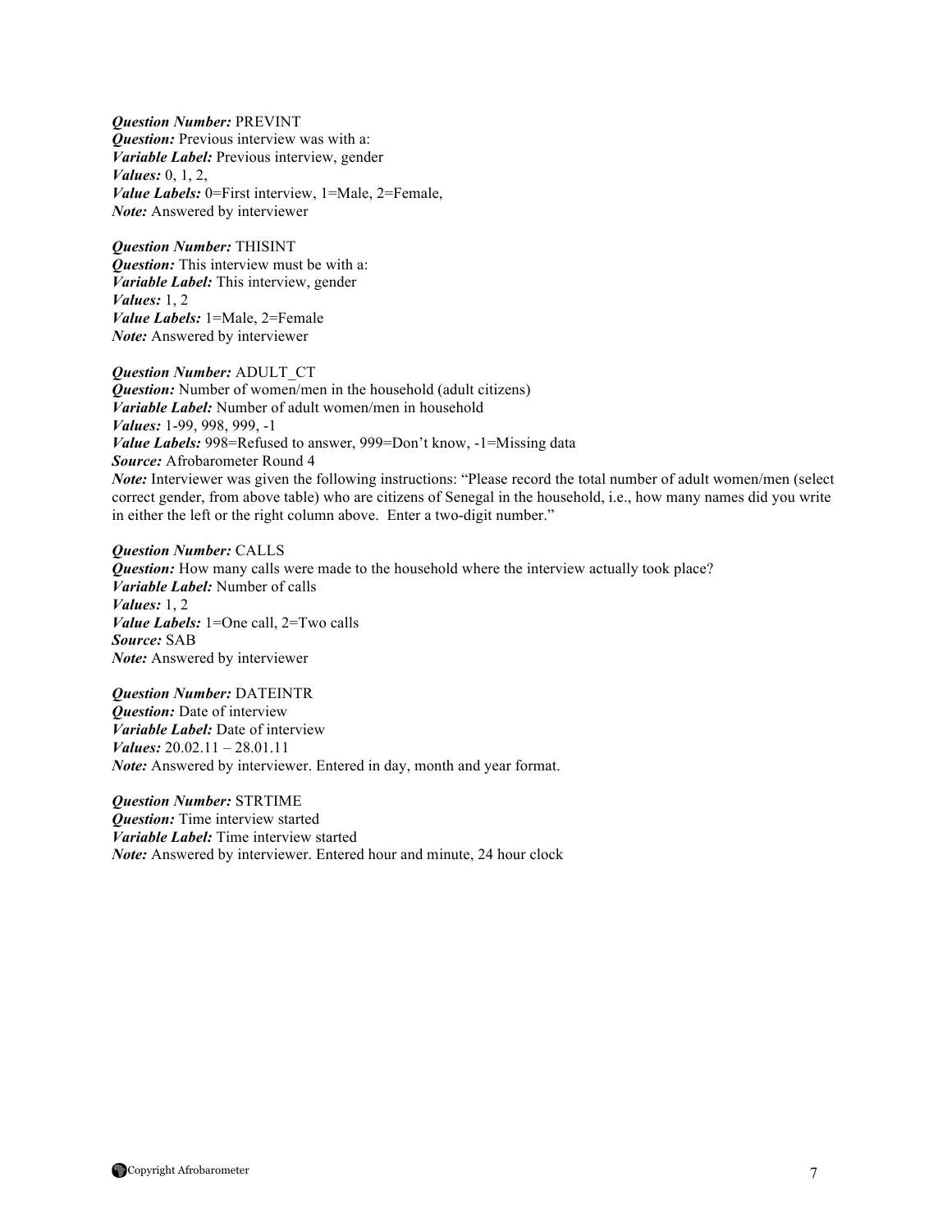***Question Number:*** PREVINT
***Question:*** Previous interview was with a:
***Variable Label:*** Previous interview, gender
***Values:*** 0, 1, 2,
***Value Labels:*** 0=First interview, 1=Male, 2=Female,
***Note:*** Answered by interviewer

***Question Number:*** THISINT
***Question:*** This interview must be with a:
***Variable Label:*** This interview, gender
***Values:*** 1, 2
***Value Labels:*** 1=Male, 2=Female
***Note:*** Answered by interviewer

***Question Number:*** ADULT_CT
***Question:*** Number of women/men in the household (adult citizens)
***Variable Label:*** Number of adult women/men in household
***Values:*** 1-99, 998, 999, -1
***Value Labels:*** 998=Refused to answer, 999=Don't know, -1=Missing data
***Source:*** Afrobarometer Round 4
***Note:*** Interviewer was given the following instructions: "Please record the total number of adult women/men (select correct gender, from above table) who are citizens of Senegal in the household, i.e., how many names did you write in either the left or the right column above. Enter a two-digit number."

***Question Number:*** CALLS
***Question:*** How many calls were made to the household where the interview actually took place?
***Variable Label:*** Number of calls
***Values:*** 1, 2
***Value Labels:*** 1=One call, 2=Two calls
***Source:*** SAB
***Note:*** Answered by interviewer

***Question Number:*** DATEINTR
***Question:*** Date of interview
***Variable Label:*** Date of interview
***Values:*** 20.02.11 – 28.01.11
***Note:*** Answered by interviewer. Entered in day, month and year format.

***Question Number:*** STRTIME
***Question:*** Time interview started
***Variable Label:*** Time interview started
***Note:*** Answered by interviewer. Entered hour and minute, 24 hour clock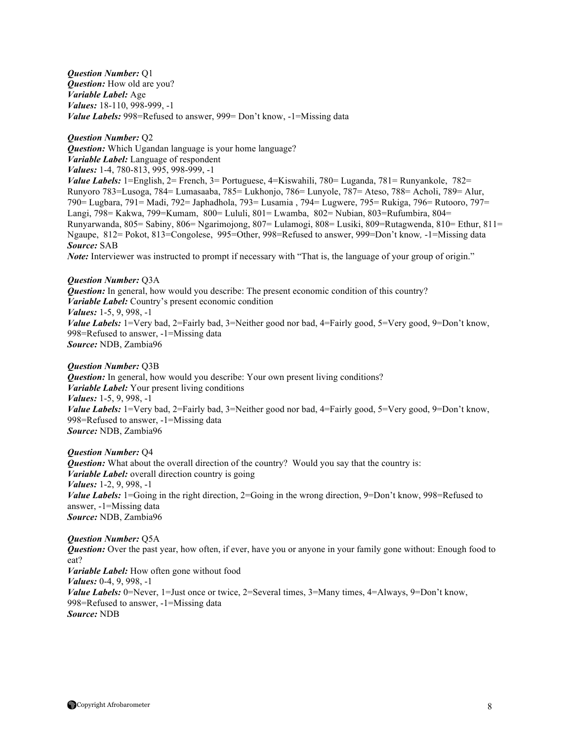***Question Number:*** Q1
***Question:*** How old are you?
***Variable Label:*** Age
***Values:*** 18-110, 998-999, -1
***Value Labels:*** 998=Refused to answer, 999= Don't know, -1=Missing data

***Question Number:*** Q2
***Question:*** Which Ugandan language is your home language?
***Variable Label:*** Language of respondent
***Values:*** 1-4, 780-813, 995, 998-999, -1
***Value Labels:*** 1=English, 2= French, 3= Portuguese, 4=Kiswahili, 780= Luganda, 781= Runyankole, 782= Runyoro 783=Lusoga, 784= Lumasaaba, 785= Lukhonjo, 786= Lunyole, 787= Ateso, 788= Acholi, 789= Alur, 790= Lugbara, 791= Madi, 792= Japhadhola, 793= Lusamia , 794= Lugwere, 795= Rukiga, 796= Rutooro, 797= Langi, 798= Kakwa, 799=Kumam, 800= Lululi, 801= Lwamba, 802= Nubian, 803=Rufumbira, 804= Runyarwanda, 805= Sabiny, 806= Ngarimojong, 807= Lulamogi, 808= Lusiki, 809=Rutagwenda, 810= Ethur, 811= Ngaupe, 812= Pokot, 813=Congolese, 995=Other, 998=Refused to answer, 999=Don't know, -1=Missing data
***Source:*** SAB
*Note:* Interviewer was instructed to prompt if necessary with "That is, the language of your group of origin."

***Question Number:*** Q3A
***Question:*** In general, how would you describe: The present economic condition of this country?
***Variable Label:*** Country's present economic condition
***Values:*** 1-5, 9, 998, -1
***Value Labels:*** 1=Very bad, 2=Fairly bad, 3=Neither good nor bad, 4=Fairly good, 5=Very good, 9=Don't know, 998=Refused to answer, -1=Missing data
***Source:*** NDB, Zambia96

***Question Number:*** Q3B
***Question:*** In general, how would you describe: Your own present living conditions?
***Variable Label:*** Your present living conditions
***Values:*** 1-5, 9, 998, -1
***Value Labels:*** 1=Very bad, 2=Fairly bad, 3=Neither good nor bad, 4=Fairly good, 5=Very good, 9=Don't know, 998=Refused to answer, -1=Missing data
***Source:*** NDB, Zambia96

***Question Number:*** Q4
***Question:*** What about the overall direction of the country? Would you say that the country is:
***Variable Label:*** overall direction country is going
***Values:*** 1-2, 9, 998, -1
***Value Labels:*** 1=Going in the right direction, 2=Going in the wrong direction, 9=Don't know, 998=Refused to answer, -1=Missing data
***Source:*** NDB, Zambia96

***Question Number:*** Q5A
***Question:*** Over the past year, how often, if ever, have you or anyone in your family gone without: Enough food to eat?
***Variable Label:*** How often gone without food
***Values:*** 0-4, 9, 998, -1
***Value Labels:*** 0=Never, 1=Just once or twice, 2=Several times, 3=Many times, 4=Always, 9=Don't know, 998=Refused to answer, -1=Missing data
***Source:*** NDB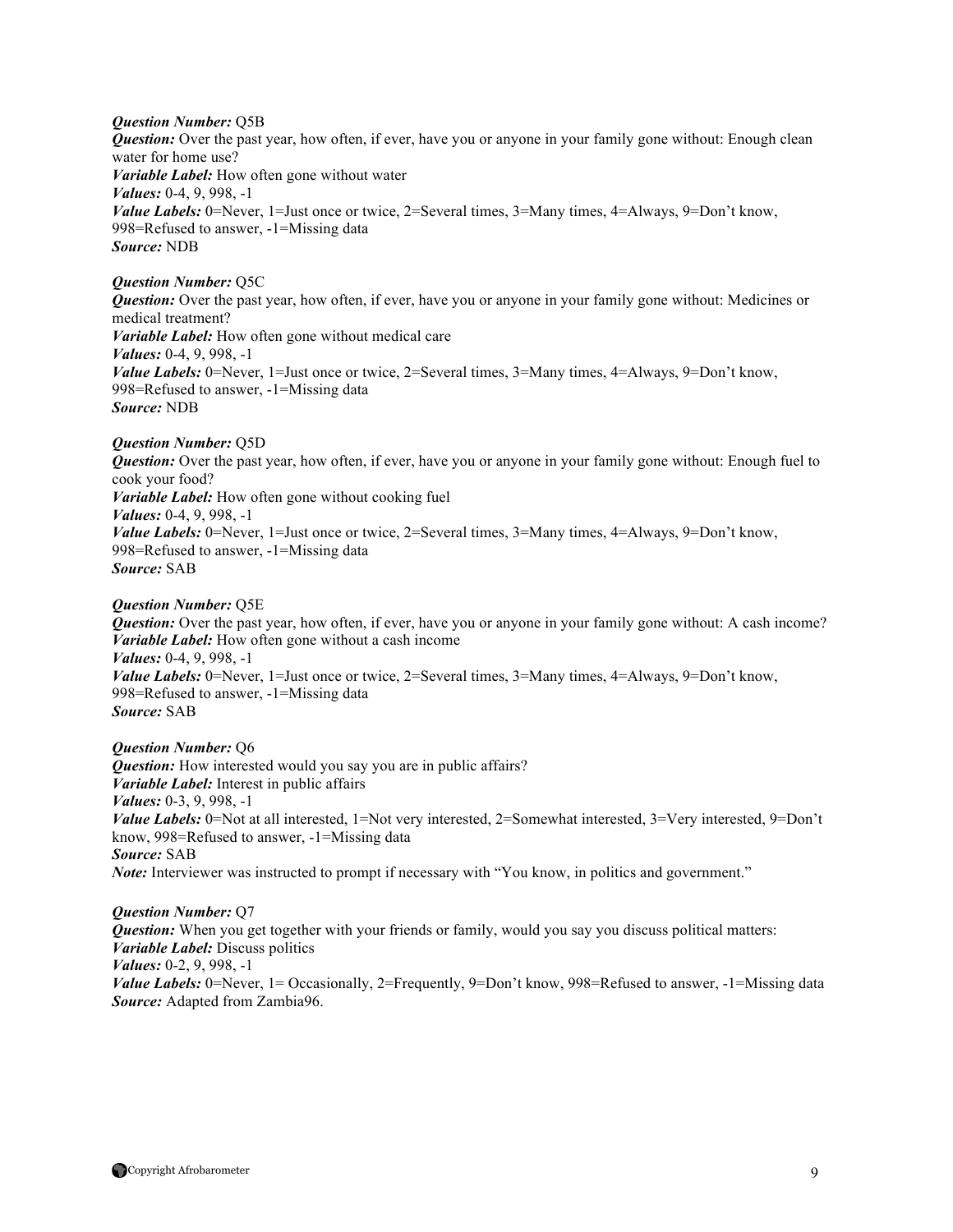***Question Number:*** Q5B
***Question:*** Over the past year, how often, if ever, have you or anyone in your family gone without: Enough clean water for home use?
***Variable Label:*** How often gone without water
***Values:*** 0-4, 9, 998, -1
***Value Labels:*** 0=Never, 1=Just once or twice, 2=Several times, 3=Many times, 4=Always, 9=Don't know, 998=Refused to answer, -1=Missing data
***Source:*** NDB

***Question Number:*** Q5C
***Question:*** Over the past year, how often, if ever, have you or anyone in your family gone without: Medicines or medical treatment?
***Variable Label:*** How often gone without medical care
***Values:*** 0-4, 9, 998, -1
***Value Labels:*** 0=Never, 1=Just once or twice, 2=Several times, 3=Many times, 4=Always, 9=Don't know, 998=Refused to answer, -1=Missing data
***Source:*** NDB

***Question Number:*** Q5D
***Question:*** Over the past year, how often, if ever, have you or anyone in your family gone without: Enough fuel to cook your food?
***Variable Label:*** How often gone without cooking fuel
***Values:*** 0-4, 9, 998, -1
***Value Labels:*** 0=Never, 1=Just once or twice, 2=Several times, 3=Many times, 4=Always, 9=Don't know, 998=Refused to answer, -1=Missing data
***Source:*** SAB

***Question Number:*** Q5E
***Question:*** Over the past year, how often, if ever, have you or anyone in your family gone without: A cash income?
***Variable Label:*** How often gone without a cash income
***Values:*** 0-4, 9, 998, -1
***Value Labels:*** 0=Never, 1=Just once or twice, 2=Several times, 3=Many times, 4=Always, 9=Don't know, 998=Refused to answer, -1=Missing data
***Source:*** SAB

***Question Number:*** Q6
***Question:*** How interested would you say you are in public affairs?
***Variable Label:*** Interest in public affairs
***Values:*** 0-3, 9, 998, -1
***Value Labels:*** 0=Not at all interested, 1=Not very interested, 2=Somewhat interested, 3=Very interested, 9=Don't know, 998=Refused to answer, -1=Missing data
***Source:*** SAB
*Note:* Interviewer was instructed to prompt if necessary with "You know, in politics and government."

***Question Number:*** Q7
***Question:*** When you get together with your friends or family, would you say you discuss political matters:
***Variable Label:*** Discuss politics
***Values:*** 0-2, 9, 998, -1
***Value Labels:*** 0=Never, 1= Occasionally, 2=Frequently, 9=Don't know, 998=Refused to answer, -1=Missing data
***Source:*** Adapted from Zambia96.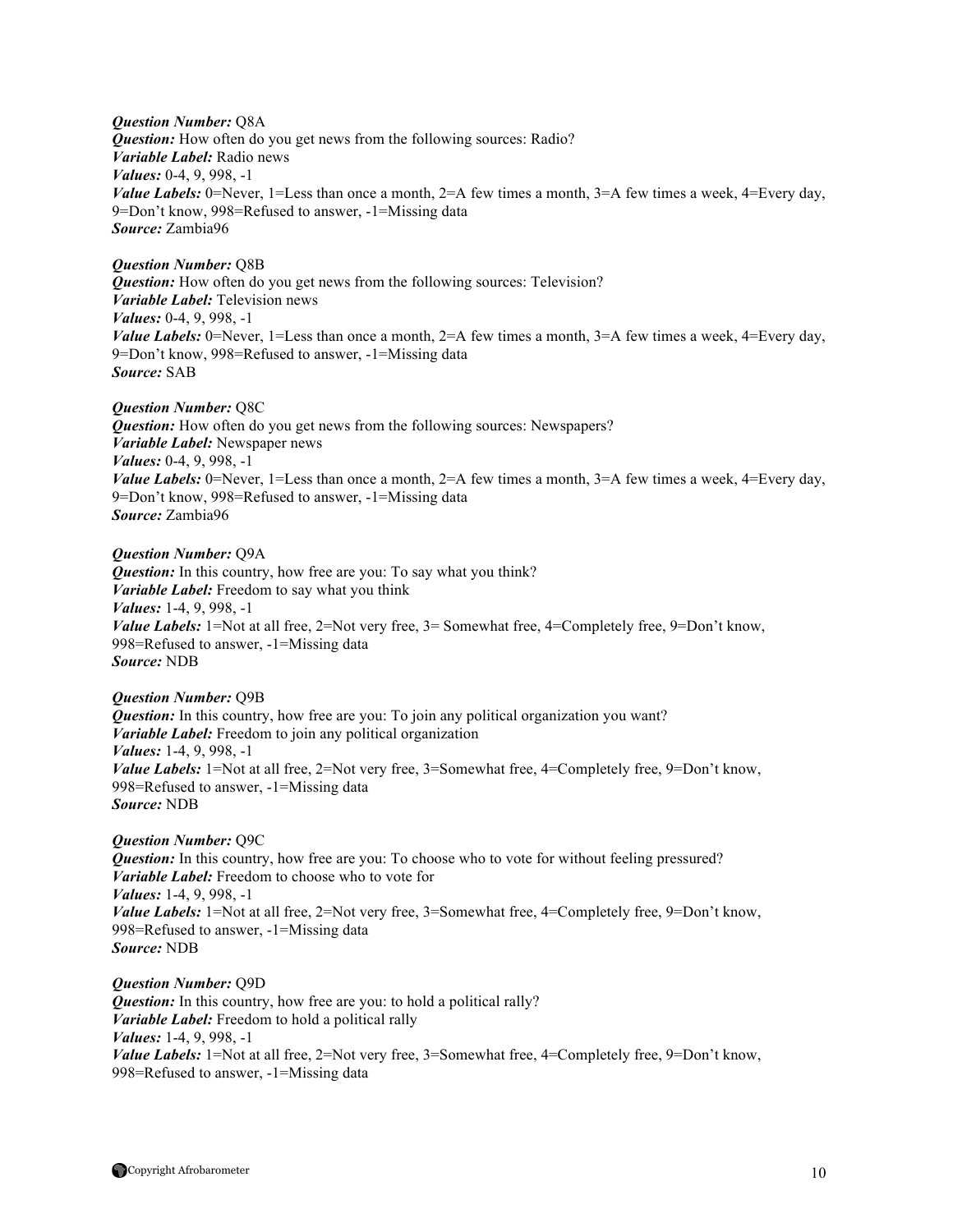***Question Number:*** Q8A
***Question:*** How often do you get news from the following sources: Radio?
***Variable Label:*** Radio news
***Values:*** 0-4, 9, 998, -1
***Value Labels:*** 0=Never, 1=Less than once a month, 2=A few times a month, 3=A few times a week, 4=Every day, 9=Don't know, 998=Refused to answer, -1=Missing data
***Source:*** Zambia96

***Question Number:*** Q8B
***Question:*** How often do you get news from the following sources: Television?
***Variable Label:*** Television news
***Values:*** 0-4, 9, 998, -1
***Value Labels:*** 0=Never, 1=Less than once a month, 2=A few times a month, 3=A few times a week, 4=Every day, 9=Don't know, 998=Refused to answer, -1=Missing data
***Source:*** SAB

***Question Number:*** Q8C
***Question:*** How often do you get news from the following sources: Newspapers?
***Variable Label:*** Newspaper news
***Values:*** 0-4, 9, 998, -1
***Value Labels:*** 0=Never, 1=Less than once a month, 2=A few times a month, 3=A few times a week, 4=Every day, 9=Don't know, 998=Refused to answer, -1=Missing data
***Source:*** Zambia96

***Question Number:*** Q9A
***Question:*** In this country, how free are you: To say what you think?
***Variable Label:*** Freedom to say what you think
***Values:*** 1-4, 9, 998, -1
***Value Labels:*** 1=Not at all free, 2=Not very free, 3= Somewhat free, 4=Completely free, 9=Don't know, 998=Refused to answer, -1=Missing data
***Source:*** NDB

***Question Number:*** Q9B
***Question:*** In this country, how free are you: To join any political organization you want?
***Variable Label:*** Freedom to join any political organization
***Values:*** 1-4, 9, 998, -1
***Value Labels:*** 1=Not at all free, 2=Not very free, 3=Somewhat free, 4=Completely free, 9=Don't know, 998=Refused to answer, -1=Missing data
***Source:*** NDB

***Question Number:*** Q9C
***Question:*** In this country, how free are you: To choose who to vote for without feeling pressured?
***Variable Label:*** Freedom to choose who to vote for
***Values:*** 1-4, 9, 998, -1
***Value Labels:*** 1=Not at all free, 2=Not very free, 3=Somewhat free, 4=Completely free, 9=Don't know, 998=Refused to answer, -1=Missing data
***Source:*** NDB

***Question Number:*** Q9D
***Question:*** In this country, how free are you: to hold a political rally?
***Variable Label:*** Freedom to hold a political rally
***Values:*** 1-4, 9, 998, -1
***Value Labels:*** 1=Not at all free, 2=Not very free, 3=Somewhat free, 4=Completely free, 9=Don't know, 998=Refused to answer, -1=Missing data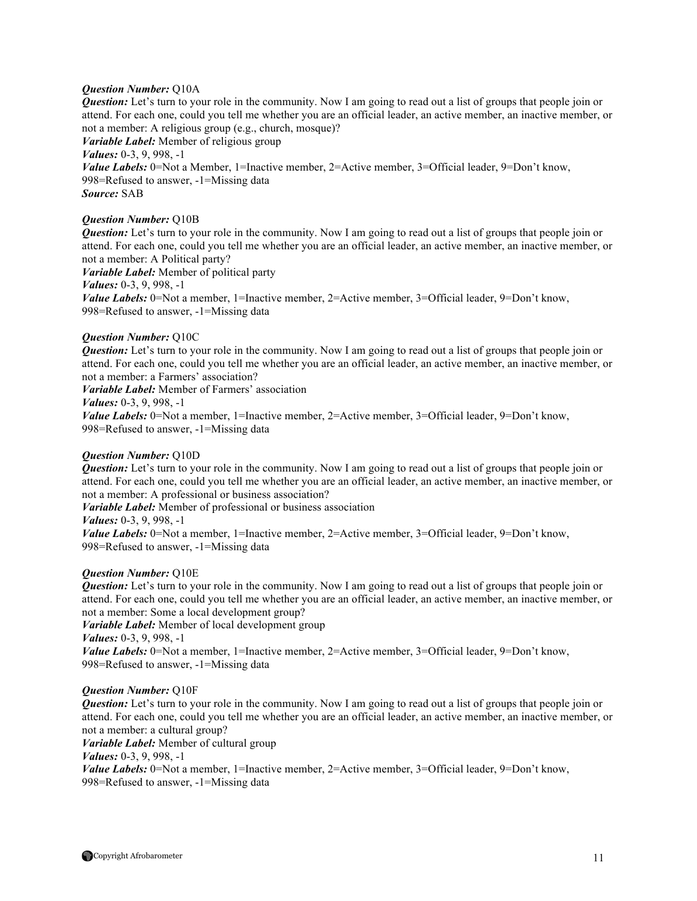***Question Number:*** Q10A
***Question:*** Let's turn to your role in the community. Now I am going to read out a list of groups that people join or attend. For each one, could you tell me whether you are an official leader, an active member, an inactive member, or not a member: A religious group (e.g., church, mosque)?
***Variable Label:*** Member of religious group
***Values:*** 0-3, 9, 998, -1
***Value Labels:*** 0=Not a Member, 1=Inactive member, 2=Active member, 3=Official leader, 9=Don't know, 998=Refused to answer, -1=Missing data
***Source:*** SAB

***Question Number:*** Q10B
***Question:*** Let's turn to your role in the community. Now I am going to read out a list of groups that people join or attend. For each one, could you tell me whether you are an official leader, an active member, an inactive member, or not a member: A Political party?
***Variable Label:*** Member of political party
***Values:*** 0-3, 9, 998, -1
***Value Labels:*** 0=Not a member, 1=Inactive member, 2=Active member, 3=Official leader, 9=Don't know, 998=Refused to answer, -1=Missing data

***Question Number:*** Q10C
***Question:*** Let's turn to your role in the community. Now I am going to read out a list of groups that people join or attend. For each one, could you tell me whether you are an official leader, an active member, an inactive member, or not a member: a Farmers' association?
***Variable Label:*** Member of Farmers' association
***Values:*** 0-3, 9, 998, -1
***Value Labels:*** 0=Not a member, 1=Inactive member, 2=Active member, 3=Official leader, 9=Don't know, 998=Refused to answer, -1=Missing data

***Question Number:*** Q10D
***Question:*** Let's turn to your role in the community. Now I am going to read out a list of groups that people join or attend. For each one, could you tell me whether you are an official leader, an active member, an inactive member, or not a member: A professional or business association?
***Variable Label:*** Member of professional or business association
***Values:*** 0-3, 9, 998, -1
***Value Labels:*** 0=Not a member, 1=Inactive member, 2=Active member, 3=Official leader, 9=Don't know, 998=Refused to answer, -1=Missing data

***Question Number:*** Q10E
***Question:*** Let's turn to your role in the community. Now I am going to read out a list of groups that people join or attend. For each one, could you tell me whether you are an official leader, an active member, an inactive member, or not a member: Some a local development group?
***Variable Label:*** Member of local development group
***Values:*** 0-3, 9, 998, -1
***Value Labels:*** 0=Not a member, 1=Inactive member, 2=Active member, 3=Official leader, 9=Don't know, 998=Refused to answer, -1=Missing data

***Question Number:*** Q10F
***Question:*** Let's turn to your role in the community. Now I am going to read out a list of groups that people join or attend. For each one, could you tell me whether you are an official leader, an active member, an inactive member, or not a member: a cultural group?
***Variable Label:*** Member of cultural group
***Values:*** 0-3, 9, 998, -1
***Value Labels:*** 0=Not a member, 1=Inactive member, 2=Active member, 3=Official leader, 9=Don't know, 998=Refused to answer, -1=Missing data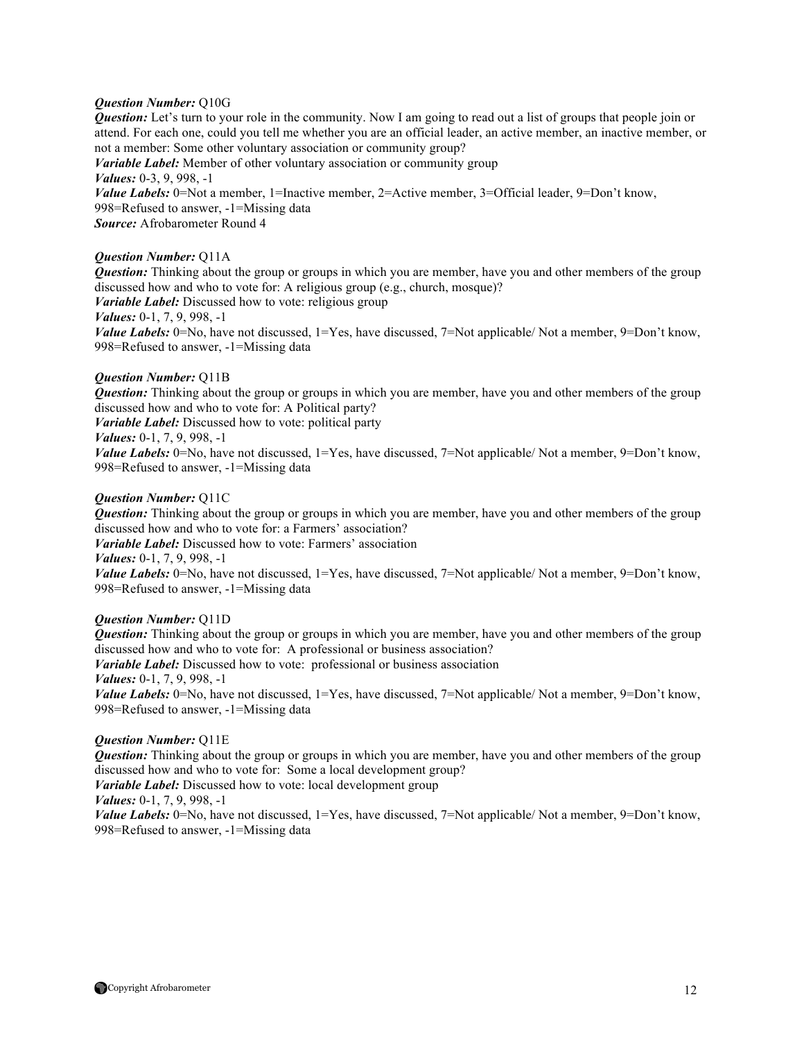***Question Number:*** Q10G
***Question:*** Let's turn to your role in the community. Now I am going to read out a list of groups that people join or attend. For each one, could you tell me whether you are an official leader, an active member, an inactive member, or not a member: Some other voluntary association or community group?
***Variable Label:*** Member of other voluntary association or community group
***Values:*** 0-3, 9, 998, -1
***Value Labels:*** 0=Not a member, 1=Inactive member, 2=Active member, 3=Official leader, 9=Don't know, 998=Refused to answer, -1=Missing data
***Source:*** Afrobarometer Round 4

***Question Number:*** Q11A
***Question:*** Thinking about the group or groups in which you are member, have you and other members of the group discussed how and who to vote for: A religious group (e.g., church, mosque)?
***Variable Label:*** Discussed how to vote: religious group
***Values:*** 0-1, 7, 9, 998, -1
***Value Labels:*** 0=No, have not discussed, 1=Yes, have discussed, 7=Not applicable/ Not a member, 9=Don't know, 998=Refused to answer, -1=Missing data

***Question Number:*** Q11B
***Question:*** Thinking about the group or groups in which you are member, have you and other members of the group discussed how and who to vote for: A Political party?
***Variable Label:*** Discussed how to vote: political party
***Values:*** 0-1, 7, 9, 998, -1
***Value Labels:*** 0=No, have not discussed, 1=Yes, have discussed, 7=Not applicable/ Not a member, 9=Don't know, 998=Refused to answer, -1=Missing data

***Question Number:*** Q11C
***Question:*** Thinking about the group or groups in which you are member, have you and other members of the group discussed how and who to vote for: a Farmers' association?
***Variable Label:*** Discussed how to vote: Farmers' association
***Values:*** 0-1, 7, 9, 998, -1
***Value Labels:*** 0=No, have not discussed, 1=Yes, have discussed, 7=Not applicable/ Not a member, 9=Don't know, 998=Refused to answer, -1=Missing data

***Question Number:*** Q11D
***Question:*** Thinking about the group or groups in which you are member, have you and other members of the group discussed how and who to vote for: A professional or business association?
***Variable Label:*** Discussed how to vote: professional or business association
***Values:*** 0-1, 7, 9, 998, -1
***Value Labels:*** 0=No, have not discussed, 1=Yes, have discussed, 7=Not applicable/ Not a member, 9=Don't know, 998=Refused to answer, -1=Missing data

***Question Number:*** Q11E
***Question:*** Thinking about the group or groups in which you are member, have you and other members of the group discussed how and who to vote for: Some a local development group?
***Variable Label:*** Discussed how to vote: local development group
***Values:*** 0-1, 7, 9, 998, -1
***Value Labels:*** 0=No, have not discussed, 1=Yes, have discussed, 7=Not applicable/ Not a member, 9=Don't know, 998=Refused to answer, -1=Missing data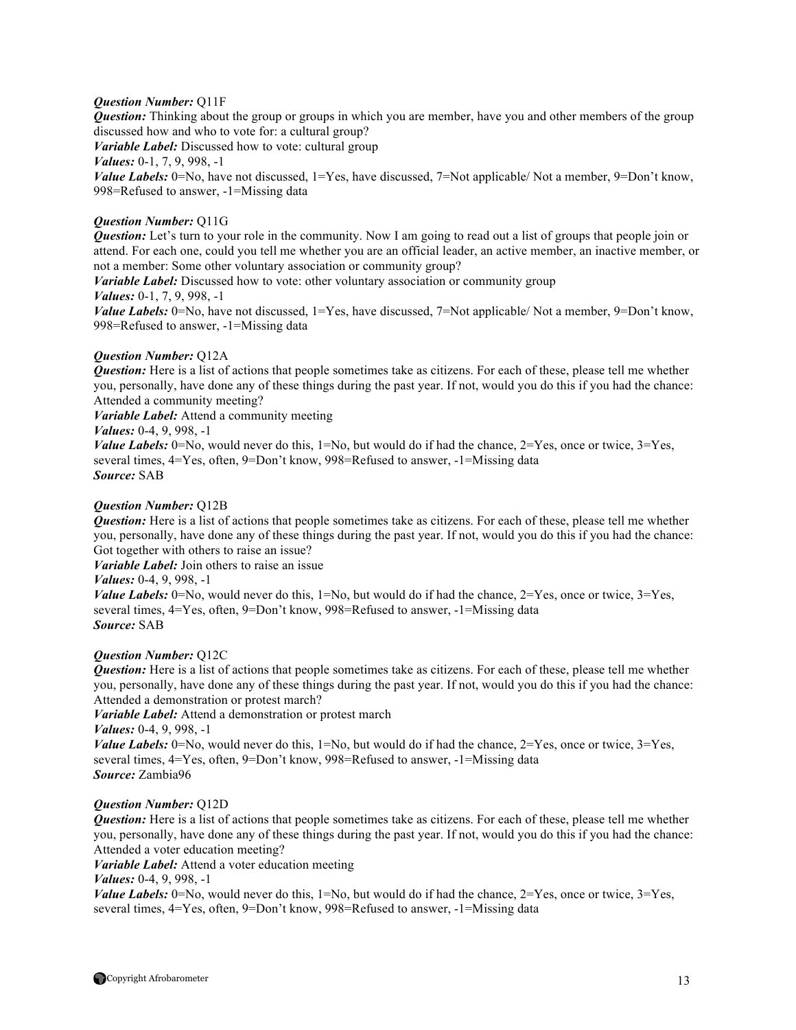***Question Number:*** Q11F
***Question:*** Thinking about the group or groups in which you are member, have you and other members of the group discussed how and who to vote for: a cultural group?
***Variable Label:*** Discussed how to vote: cultural group
***Values:*** 0-1, 7, 9, 998, -1
***Value Labels:*** 0=No, have not discussed, 1=Yes, have discussed, 7=Not applicable/ Not a member, 9=Don't know, 998=Refused to answer, -1=Missing data

***Question Number:*** Q11G
***Question:*** Let's turn to your role in the community. Now I am going to read out a list of groups that people join or attend. For each one, could you tell me whether you are an official leader, an active member, an inactive member, or not a member: Some other voluntary association or community group?
***Variable Label:*** Discussed how to vote: other voluntary association or community group
***Values:*** 0-1, 7, 9, 998, -1
***Value Labels:*** 0=No, have not discussed, 1=Yes, have discussed, 7=Not applicable/ Not a member, 9=Don't know, 998=Refused to answer, -1=Missing data

***Question Number:*** Q12A
***Question:*** Here is a list of actions that people sometimes take as citizens. For each of these, please tell me whether you, personally, have done any of these things during the past year. If not, would you do this if you had the chance: Attended a community meeting?
***Variable Label:*** Attend a community meeting
***Values:*** 0-4, 9, 998, -1
***Value Labels:*** 0=No, would never do this, 1=No, but would do if had the chance, 2=Yes, once or twice, 3=Yes, several times, 4=Yes, often, 9=Don't know, 998=Refused to answer, -1=Missing data
***Source:*** SAB

***Question Number:*** Q12B
***Question:*** Here is a list of actions that people sometimes take as citizens. For each of these, please tell me whether you, personally, have done any of these things during the past year. If not, would you do this if you had the chance: Got together with others to raise an issue?
***Variable Label:*** Join others to raise an issue
***Values:*** 0-4, 9, 998, -1
***Value Labels:*** 0=No, would never do this, 1=No, but would do if had the chance, 2=Yes, once or twice, 3=Yes, several times, 4=Yes, often, 9=Don't know, 998=Refused to answer, -1=Missing data
***Source:*** SAB

***Question Number:*** Q12C
***Question:*** Here is a list of actions that people sometimes take as citizens. For each of these, please tell me whether you, personally, have done any of these things during the past year. If not, would you do this if you had the chance: Attended a demonstration or protest march?
***Variable Label:*** Attend a demonstration or protest march
***Values:*** 0-4, 9, 998, -1
***Value Labels:*** 0=No, would never do this, 1=No, but would do if had the chance, 2=Yes, once or twice, 3=Yes, several times, 4=Yes, often, 9=Don't know, 998=Refused to answer, -1=Missing data
***Source:*** Zambia96

***Question Number:*** Q12D
***Question:*** Here is a list of actions that people sometimes take as citizens. For each of these, please tell me whether you, personally, have done any of these things during the past year. If not, would you do this if you had the chance: Attended a voter education meeting?
***Variable Label:*** Attend a voter education meeting
***Values:*** 0-4, 9, 998, -1
***Value Labels:*** 0=No, would never do this, 1=No, but would do if had the chance, 2=Yes, once or twice, 3=Yes, several times, 4=Yes, often, 9=Don't know, 998=Refused to answer, -1=Missing data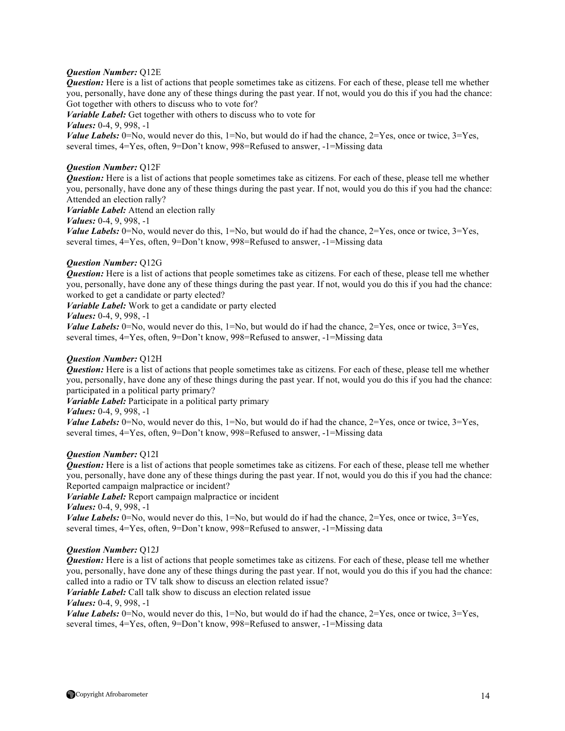***Question Number:*** Q12E
***Question:*** Here is a list of actions that people sometimes take as citizens. For each of these, please tell me whether you, personally, have done any of these things during the past year. If not, would you do this if you had the chance: Got together with others to discuss who to vote for?
***Variable Label:*** Get together with others to discuss who to vote for
***Values:*** 0-4, 9, 998, -1
***Value Labels:*** 0=No, would never do this, 1=No, but would do if had the chance, 2=Yes, once or twice, 3=Yes, several times, 4=Yes, often, 9=Don't know, 998=Refused to answer, -1=Missing data

***Question Number:*** Q12F
***Question:*** Here is a list of actions that people sometimes take as citizens. For each of these, please tell me whether you, personally, have done any of these things during the past year. If not, would you do this if you had the chance: Attended an election rally?
***Variable Label:*** Attend an election rally
***Values:*** 0-4, 9, 998, -1
***Value Labels:*** 0=No, would never do this, 1=No, but would do if had the chance, 2=Yes, once or twice, 3=Yes, several times, 4=Yes, often, 9=Don't know, 998=Refused to answer, -1=Missing data

***Question Number:*** Q12G
***Question:*** Here is a list of actions that people sometimes take as citizens. For each of these, please tell me whether you, personally, have done any of these things during the past year. If not, would you do this if you had the chance: worked to get a candidate or party elected?
***Variable Label:*** Work to get a candidate or party elected
***Values:*** 0-4, 9, 998, -1
***Value Labels:*** 0=No, would never do this, 1=No, but would do if had the chance, 2=Yes, once or twice, 3=Yes, several times, 4=Yes, often, 9=Don't know, 998=Refused to answer, -1=Missing data

***Question Number:*** Q12H
***Question:*** Here is a list of actions that people sometimes take as citizens. For each of these, please tell me whether you, personally, have done any of these things during the past year. If not, would you do this if you had the chance: participated in a political party primary?
***Variable Label:*** Participate in a political party primary
***Values:*** 0-4, 9, 998, -1
***Value Labels:*** 0=No, would never do this, 1=No, but would do if had the chance, 2=Yes, once or twice, 3=Yes, several times, 4=Yes, often, 9=Don't know, 998=Refused to answer, -1=Missing data

***Question Number:*** Q12I
***Question:*** Here is a list of actions that people sometimes take as citizens. For each of these, please tell me whether you, personally, have done any of these things during the past year. If not, would you do this if you had the chance: Reported campaign malpractice or incident?
***Variable Label:*** Report campaign malpractice or incident
***Values:*** 0-4, 9, 998, -1
***Value Labels:*** 0=No, would never do this, 1=No, but would do if had the chance, 2=Yes, once or twice, 3=Yes, several times, 4=Yes, often, 9=Don't know, 998=Refused to answer, -1=Missing data

***Question Number:*** Q12J
***Question:*** Here is a list of actions that people sometimes take as citizens. For each of these, please tell me whether you, personally, have done any of these things during the past year. If not, would you do this if you had the chance: called into a radio or TV talk show to discuss an election related issue?
***Variable Label:*** Call talk show to discuss an election related issue
***Values:*** 0-4, 9, 998, -1
***Value Labels:*** 0=No, would never do this, 1=No, but would do if had the chance, 2=Yes, once or twice, 3=Yes, several times, 4=Yes, often, 9=Don't know, 998=Refused to answer, -1=Missing data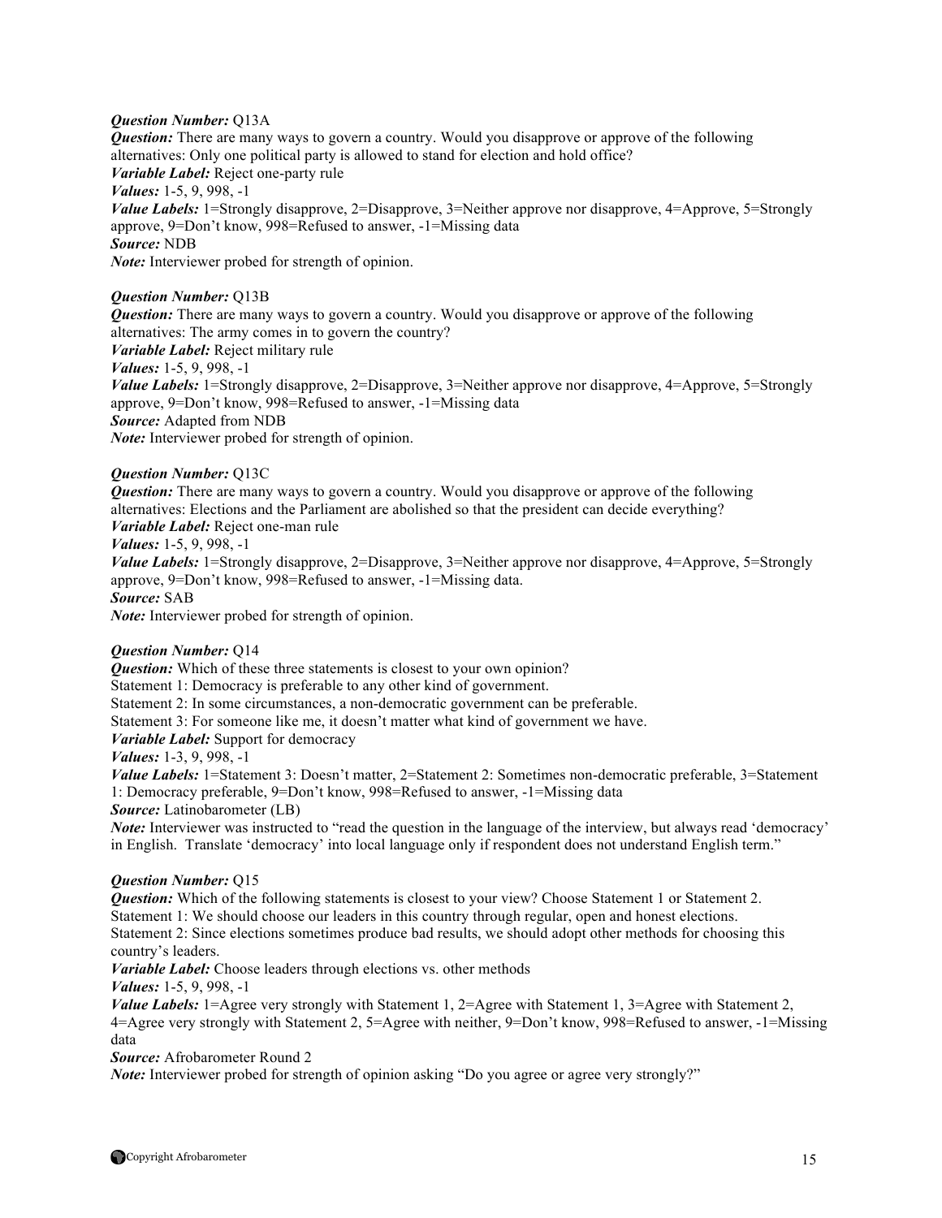***Question Number:*** Q13A
***Question:*** There are many ways to govern a country. Would you disapprove or approve of the following alternatives: Only one political party is allowed to stand for election and hold office?
***Variable Label:*** Reject one-party rule
***Values:*** 1-5, 9, 998, -1
***Value Labels:*** 1=Strongly disapprove, 2=Disapprove, 3=Neither approve nor disapprove, 4=Approve, 5=Strongly approve, 9=Don't know, 998=Refused to answer, -1=Missing data
***Source:*** NDB
***Note:*** Interviewer probed for strength of opinion.

***Question Number:*** Q13B
***Question:*** There are many ways to govern a country. Would you disapprove or approve of the following alternatives: The army comes in to govern the country?
***Variable Label:*** Reject military rule
***Values:*** 1-5, 9, 998, -1
***Value Labels:*** 1=Strongly disapprove, 2=Disapprove, 3=Neither approve nor disapprove, 4=Approve, 5=Strongly approve, 9=Don't know, 998=Refused to answer, -1=Missing data
***Source:*** Adapted from NDB
***Note:*** Interviewer probed for strength of opinion.

***Question Number:*** Q13C
***Question:*** There are many ways to govern a country. Would you disapprove or approve of the following alternatives: Elections and the Parliament are abolished so that the president can decide everything?
***Variable Label:*** Reject one-man rule
***Values:*** 1-5, 9, 998, -1
***Value Labels:*** 1=Strongly disapprove, 2=Disapprove, 3=Neither approve nor disapprove, 4=Approve, 5=Strongly approve, 9=Don't know, 998=Refused to answer, -1=Missing data.
***Source:*** SAB
***Note:*** Interviewer probed for strength of opinion.

***Question Number:*** Q14
***Question:*** Which of these three statements is closest to your own opinion?
Statement 1: Democracy is preferable to any other kind of government.
Statement 2: In some circumstances, a non-democratic government can be preferable.
Statement 3: For someone like me, it doesn't matter what kind of government we have.
***Variable Label:*** Support for democracy
***Values:*** 1-3, 9, 998, -1
***Value Labels:*** 1=Statement 3: Doesn't matter, 2=Statement 2: Sometimes non-democratic preferable, 3=Statement 1: Democracy preferable, 9=Don't know, 998=Refused to answer, -1=Missing data
***Source:*** Latinobarometer (LB)
***Note:*** Interviewer was instructed to "read the question in the language of the interview, but always read 'democracy' in English. Translate 'democracy' into local language only if respondent does not understand English term."

***Question Number:*** Q15
***Question:*** Which of the following statements is closest to your view? Choose Statement 1 or Statement 2.
Statement 1: We should choose our leaders in this country through regular, open and honest elections.
Statement 2: Since elections sometimes produce bad results, we should adopt other methods for choosing this country's leaders.
***Variable Label:*** Choose leaders through elections vs. other methods
***Values:*** 1-5, 9, 998, -1
***Value Labels:*** 1=Agree very strongly with Statement 1, 2=Agree with Statement 1, 3=Agree with Statement 2, 4=Agree very strongly with Statement 2, 5=Agree with neither, 9=Don't know, 998=Refused to answer, -1=Missing data
***Source:*** Afrobarometer Round 2
***Note:*** Interviewer probed for strength of opinion asking "Do you agree or agree very strongly?"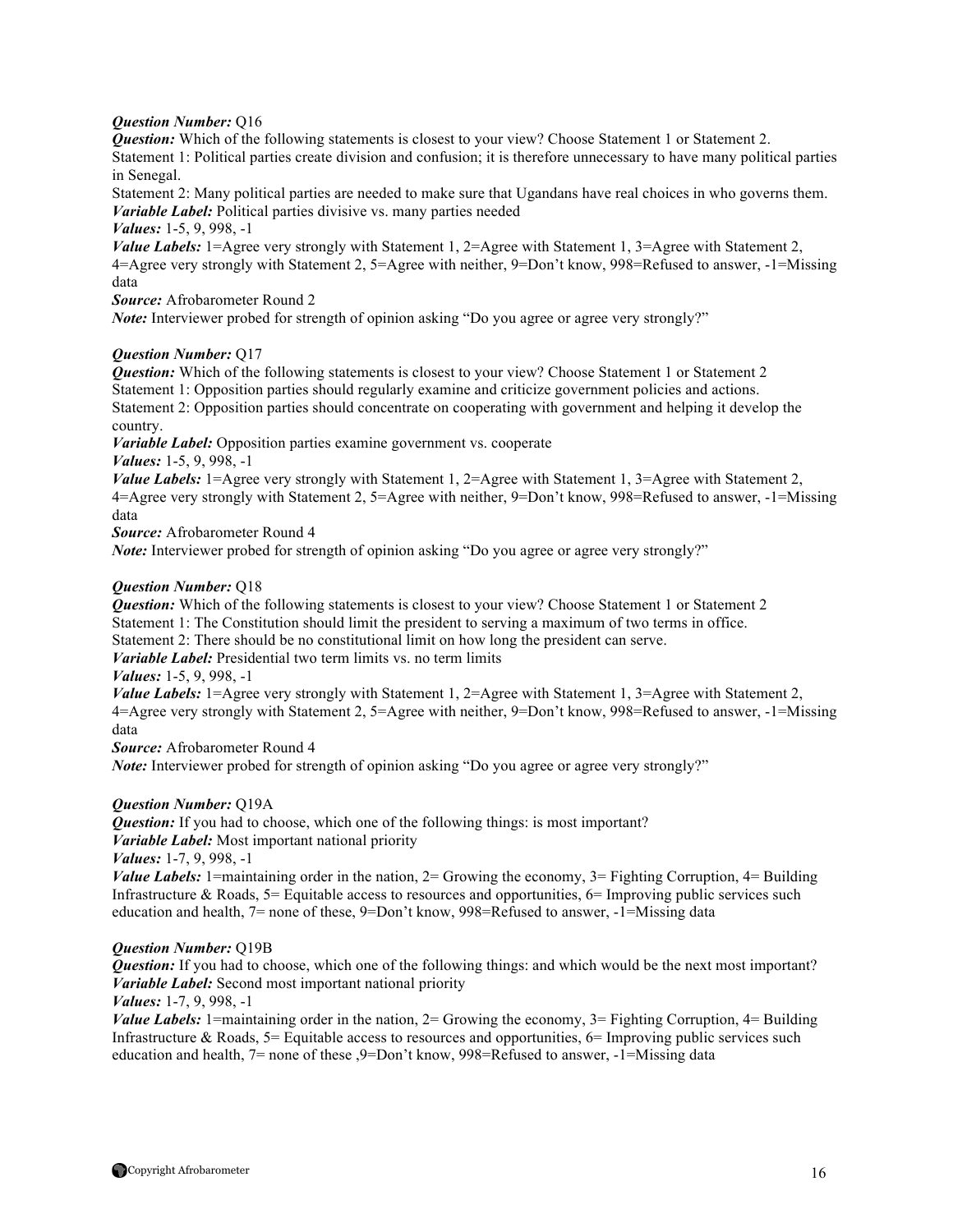***Question Number:*** Q16
***Question:*** Which of the following statements is closest to your view? Choose Statement 1 or Statement 2.
Statement 1: Political parties create division and confusion; it is therefore unnecessary to have many political parties in Senegal.
Statement 2: Many political parties are needed to make sure that Ugandans have real choices in who governs them.
***Variable Label:*** Political parties divisive vs. many parties needed
***Values:*** 1-5, 9, 998, -1
***Value Labels:*** 1=Agree very strongly with Statement 1, 2=Agree with Statement 1, 3=Agree with Statement 2, 4=Agree very strongly with Statement 2, 5=Agree with neither, 9=Don't know, 998=Refused to answer, -1=Missing data
***Source:*** Afrobarometer Round 2
***Note:*** Interviewer probed for strength of opinion asking "Do you agree or agree very strongly?"

***Question Number:*** Q17
***Question:*** Which of the following statements is closest to your view? Choose Statement 1 or Statement 2
Statement 1: Opposition parties should regularly examine and criticize government policies and actions.
Statement 2: Opposition parties should concentrate on cooperating with government and helping it develop the country.
***Variable Label:*** Opposition parties examine government vs. cooperate
***Values:*** 1-5, 9, 998, -1
***Value Labels:*** 1=Agree very strongly with Statement 1, 2=Agree with Statement 1, 3=Agree with Statement 2, 4=Agree very strongly with Statement 2, 5=Agree with neither, 9=Don't know, 998=Refused to answer, -1=Missing data
***Source:*** Afrobarometer Round 4
***Note:*** Interviewer probed for strength of opinion asking "Do you agree or agree very strongly?"

***Question Number:*** Q18
***Question:*** Which of the following statements is closest to your view? Choose Statement 1 or Statement 2
Statement 1: The Constitution should limit the president to serving a maximum of two terms in office.
Statement 2: There should be no constitutional limit on how long the president can serve.
***Variable Label:*** Presidential two term limits vs. no term limits
***Values:*** 1-5, 9, 998, -1
***Value Labels:*** 1=Agree very strongly with Statement 1, 2=Agree with Statement 1, 3=Agree with Statement 2, 4=Agree very strongly with Statement 2, 5=Agree with neither, 9=Don't know, 998=Refused to answer, -1=Missing data
***Source:*** Afrobarometer Round 4
***Note:*** Interviewer probed for strength of opinion asking "Do you agree or agree very strongly?"

***Question Number:*** Q19A
***Question:*** If you had to choose, which one of the following things: is most important?
***Variable Label:*** Most important national priority
***Values:*** 1-7, 9, 998, -1
***Value Labels:*** 1=maintaining order in the nation, 2= Growing the economy, 3= Fighting Corruption, 4= Building Infrastructure & Roads, 5= Equitable access to resources and opportunities, 6= Improving public services such education and health, 7= none of these, 9=Don't know, 998=Refused to answer, -1=Missing data

***Question Number:*** Q19B
***Question:*** If you had to choose, which one of the following things: and which would be the next most important?
***Variable Label:*** Second most important national priority
***Values:*** 1-7, 9, 998, -1
***Value Labels:*** 1=maintaining order in the nation, 2= Growing the economy, 3= Fighting Corruption, 4= Building Infrastructure & Roads, 5= Equitable access to resources and opportunities, 6= Improving public services such education and health, 7= none of these ,9=Don't know, 998=Refused to answer, -1=Missing data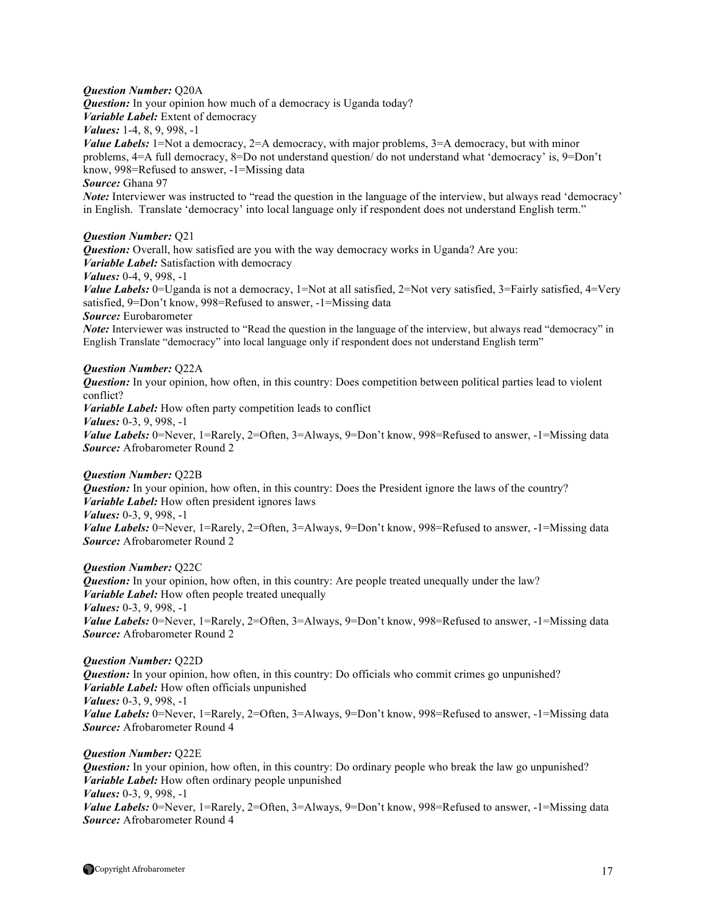***Question Number:*** Q20A
***Question:*** In your opinion how much of a democracy is Uganda today?
***Variable Label:*** Extent of democracy
***Values:*** 1-4, 8, 9, 998, -1
***Value Labels:*** 1=Not a democracy, 2=A democracy, with major problems, 3=A democracy, but with minor problems, 4=A full democracy, 8=Do not understand question/ do not understand what 'democracy' is, 9=Don't know, 998=Refused to answer, -1=Missing data
***Source:*** Ghana 97
***Note:*** Interviewer was instructed to "read the question in the language of the interview, but always read 'democracy' in English. Translate 'democracy' into local language only if respondent does not understand English term."

***Question Number:*** Q21
***Question:*** Overall, how satisfied are you with the way democracy works in Uganda? Are you:
***Variable Label:*** Satisfaction with democracy
***Values:*** 0-4, 9, 998, -1
***Value Labels:*** 0=Uganda is not a democracy, 1=Not at all satisfied, 2=Not very satisfied, 3=Fairly satisfied, 4=Very satisfied, 9=Don't know, 998=Refused to answer, -1=Missing data
***Source:*** Eurobarometer
***Note:*** Interviewer was instructed to "Read the question in the language of the interview, but always read "democracy" in English Translate "democracy" into local language only if respondent does not understand English term"

***Question Number:*** Q22A
***Question:*** In your opinion, how often, in this country: Does competition between political parties lead to violent conflict?
***Variable Label:*** How often party competition leads to conflict
***Values:*** 0-3, 9, 998, -1
***Value Labels:*** 0=Never, 1=Rarely, 2=Often, 3=Always, 9=Don't know, 998=Refused to answer, -1=Missing data
***Source:*** Afrobarometer Round 2

***Question Number:*** Q22B
***Question:*** In your opinion, how often, in this country: Does the President ignore the laws of the country?
***Variable Label:*** How often president ignores laws
***Values:*** 0-3, 9, 998, -1
***Value Labels:*** 0=Never, 1=Rarely, 2=Often, 3=Always, 9=Don't know, 998=Refused to answer, -1=Missing data
***Source:*** Afrobarometer Round 2

***Question Number:*** Q22C
***Question:*** In your opinion, how often, in this country: Are people treated unequally under the law?
***Variable Label:*** How often people treated unequally
***Values:*** 0-3, 9, 998, -1
***Value Labels:*** 0=Never, 1=Rarely, 2=Often, 3=Always, 9=Don't know, 998=Refused to answer, -1=Missing data
***Source:*** Afrobarometer Round 2

***Question Number:*** Q22D
***Question:*** In your opinion, how often, in this country: Do officials who commit crimes go unpunished?
***Variable Label:*** How often officials unpunished
***Values:*** 0-3, 9, 998, -1
***Value Labels:*** 0=Never, 1=Rarely, 2=Often, 3=Always, 9=Don't know, 998=Refused to answer, -1=Missing data
***Source:*** Afrobarometer Round 4

***Question Number:*** Q22E
***Question:*** In your opinion, how often, in this country: Do ordinary people who break the law go unpunished?
***Variable Label:*** How often ordinary people unpunished
***Values:*** 0-3, 9, 998, -1
***Value Labels:*** 0=Never, 1=Rarely, 2=Often, 3=Always, 9=Don't know, 998=Refused to answer, -1=Missing data
***Source:*** Afrobarometer Round 4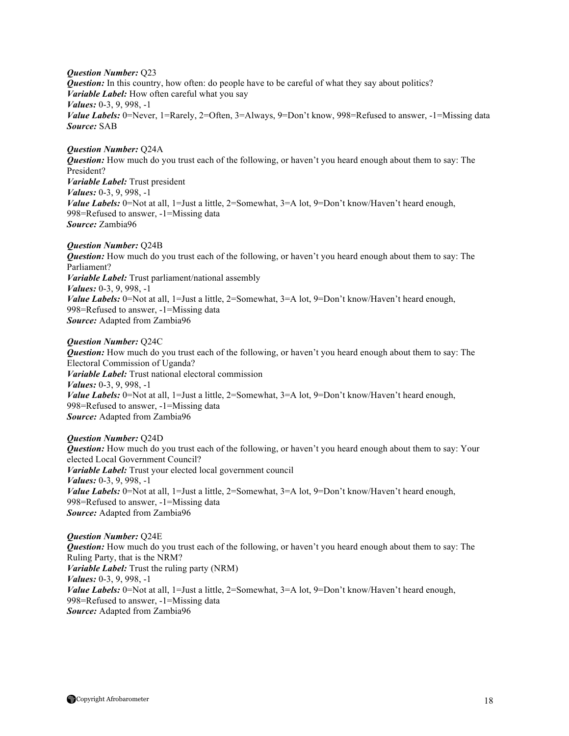***Question Number:*** Q23  
***Question:*** In this country, how often: do people have to be careful of what they say about politics?  
***Variable Label:*** How often careful what you say  
***Values:*** 0-3, 9, 998, -1  
***Value Labels:*** 0=Never, 1=Rarely, 2=Often, 3=Always, 9=Don't know, 998=Refused to answer, -1=Missing data  
***Source:*** SAB

***Question Number:*** Q24A  
***Question:*** How much do you trust each of the following, or haven't you heard enough about them to say: The President?  
***Variable Label:*** Trust president  
***Values:*** 0-3, 9, 998, -1  
***Value Labels:*** 0=Not at all, 1=Just a little, 2=Somewhat, 3=A lot, 9=Don't know/Haven't heard enough, 998=Refused to answer, -1=Missing data  
***Source:*** Zambia96

***Question Number:*** Q24B  
***Question:*** How much do you trust each of the following, or haven't you heard enough about them to say: The Parliament?  
***Variable Label:*** Trust parliament/national assembly  
***Values:*** 0-3, 9, 998, -1  
***Value Labels:*** 0=Not at all, 1=Just a little, 2=Somewhat, 3=A lot, 9=Don't know/Haven't heard enough, 998=Refused to answer, -1=Missing data  
***Source:*** Adapted from Zambia96

***Question Number:*** Q24C  
***Question:*** How much do you trust each of the following, or haven't you heard enough about them to say: The Electoral Commission of Uganda?  
***Variable Label:*** Trust national electoral commission  
***Values:*** 0-3, 9, 998, -1  
***Value Labels:*** 0=Not at all, 1=Just a little, 2=Somewhat, 3=A lot, 9=Don't know/Haven't heard enough, 998=Refused to answer, -1=Missing data  
***Source:*** Adapted from Zambia96

***Question Number:*** Q24D  
***Question:*** How much do you trust each of the following, or haven't you heard enough about them to say: Your elected Local Government Council?  
***Variable Label:*** Trust your elected local government council  
***Values:*** 0-3, 9, 998, -1  
***Value Labels:*** 0=Not at all, 1=Just a little, 2=Somewhat, 3=A lot, 9=Don't know/Haven't heard enough, 998=Refused to answer, -1=Missing data  
***Source:*** Adapted from Zambia96

***Question Number:*** Q24E  
***Question:*** How much do you trust each of the following, or haven't you heard enough about them to say: The Ruling Party, that is the NRM?  
***Variable Label:*** Trust the ruling party (NRM)  
***Values:*** 0-3, 9, 998, -1  
***Value Labels:*** 0=Not at all, 1=Just a little, 2=Somewhat, 3=A lot, 9=Don't know/Haven't heard enough, 998=Refused to answer, -1=Missing data  
***Source:*** Adapted from Zambia96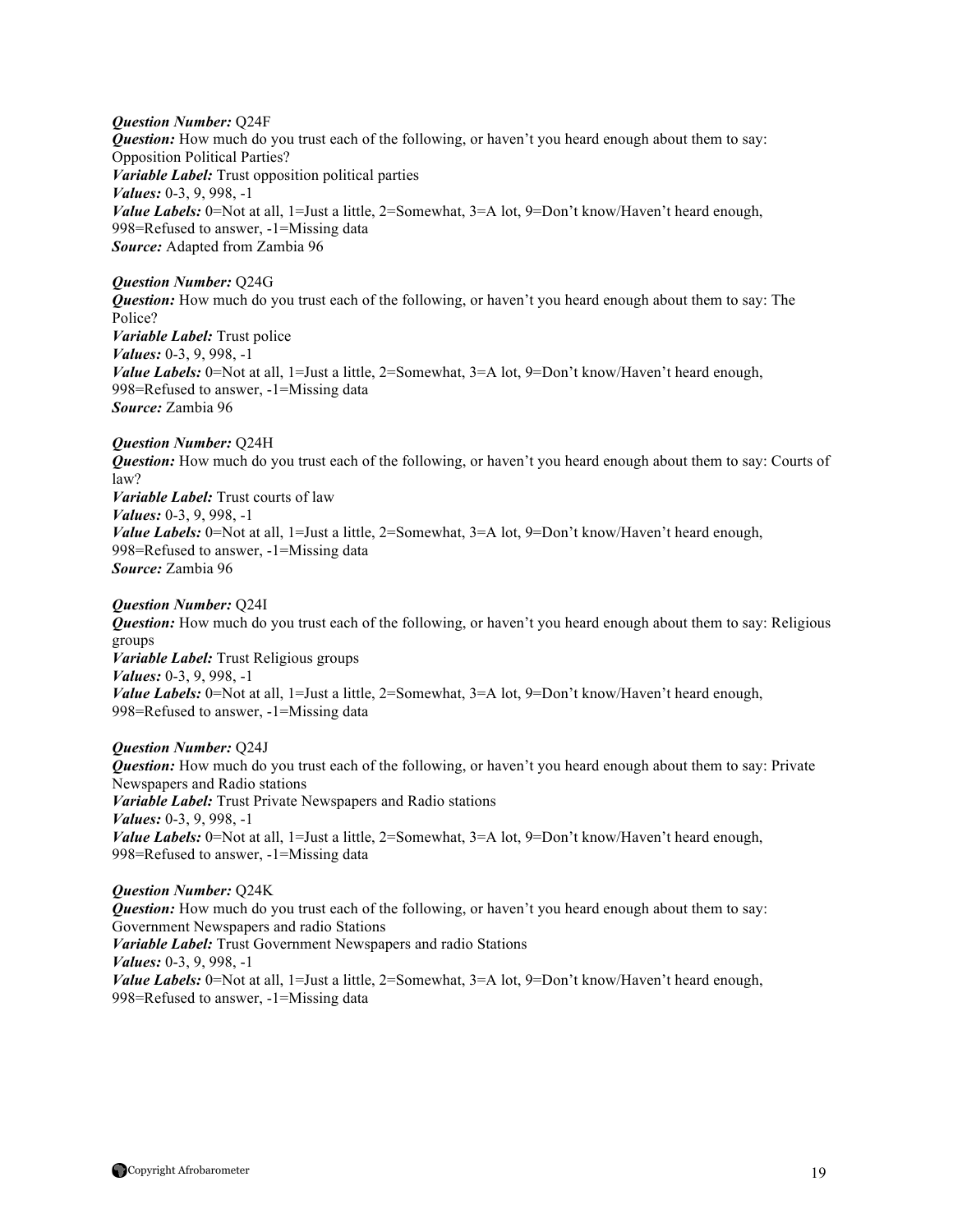***Question Number:*** Q24F
***Question:*** How much do you trust each of the following, or haven't you heard enough about them to say: Opposition Political Parties?
***Variable Label:*** Trust opposition political parties
***Values:*** 0-3, 9, 998, -1
***Value Labels:*** 0=Not at all, 1=Just a little, 2=Somewhat, 3=A lot, 9=Don't know/Haven't heard enough, 998=Refused to answer, -1=Missing data
***Source:*** Adapted from Zambia 96

***Question Number:*** Q24G
***Question:*** How much do you trust each of the following, or haven't you heard enough about them to say: The Police?
***Variable Label:*** Trust police
***Values:*** 0-3, 9, 998, -1
***Value Labels:*** 0=Not at all, 1=Just a little, 2=Somewhat, 3=A lot, 9=Don't know/Haven't heard enough, 998=Refused to answer, -1=Missing data
***Source:*** Zambia 96

***Question Number:*** Q24H
***Question:*** How much do you trust each of the following, or haven't you heard enough about them to say: Courts of law?
***Variable Label:*** Trust courts of law
***Values:*** 0-3, 9, 998, -1
***Value Labels:*** 0=Not at all, 1=Just a little, 2=Somewhat, 3=A lot, 9=Don't know/Haven't heard enough, 998=Refused to answer, -1=Missing data
***Source:*** Zambia 96

***Question Number:*** Q24I
***Question:*** How much do you trust each of the following, or haven't you heard enough about them to say: Religious groups
***Variable Label:*** Trust Religious groups
***Values:*** 0-3, 9, 998, -1
***Value Labels:*** 0=Not at all, 1=Just a little, 2=Somewhat, 3=A lot, 9=Don't know/Haven't heard enough, 998=Refused to answer, -1=Missing data

***Question Number:*** Q24J
***Question:*** How much do you trust each of the following, or haven't you heard enough about them to say: Private Newspapers and Radio stations
***Variable Label:*** Trust Private Newspapers and Radio stations
***Values:*** 0-3, 9, 998, -1
***Value Labels:*** 0=Not at all, 1=Just a little, 2=Somewhat, 3=A lot, 9=Don't know/Haven't heard enough, 998=Refused to answer, -1=Missing data

***Question Number:*** Q24K
***Question:*** How much do you trust each of the following, or haven't you heard enough about them to say: Government Newspapers and radio Stations
***Variable Label:*** Trust Government Newspapers and radio Stations
***Values:*** 0-3, 9, 998, -1
***Value Labels:*** 0=Not at all, 1=Just a little, 2=Somewhat, 3=A lot, 9=Don't know/Haven't heard enough, 998=Refused to answer, -1=Missing data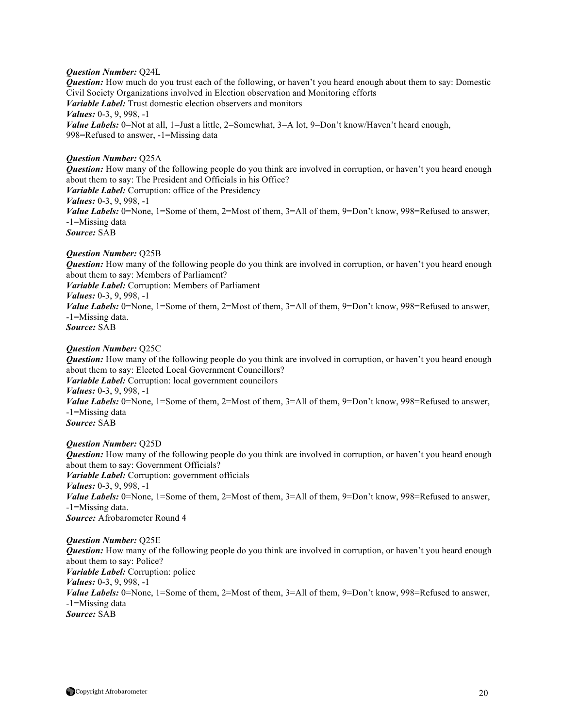***Question Number:*** Q24L
***Question:*** How much do you trust each of the following, or haven't you heard enough about them to say: Domestic Civil Society Organizations involved in Election observation and Monitoring efforts
***Variable Label:*** Trust domestic election observers and monitors
***Values:*** 0-3, 9, 998, -1
***Value Labels:*** 0=Not at all, 1=Just a little, 2=Somewhat, 3=A lot, 9=Don't know/Haven't heard enough, 998=Refused to answer, -1=Missing data

***Question Number:*** Q25A
***Question:*** How many of the following people do you think are involved in corruption, or haven't you heard enough about them to say: The President and Officials in his Office?
***Variable Label:*** Corruption: office of the Presidency
***Values:*** 0-3, 9, 998, -1
***Value Labels:*** 0=None, 1=Some of them, 2=Most of them, 3=All of them, 9=Don't know, 998=Refused to answer, -1=Missing data
***Source:*** SAB

***Question Number:*** Q25B
***Question:*** How many of the following people do you think are involved in corruption, or haven't you heard enough about them to say: Members of Parliament?
***Variable Label:*** Corruption: Members of Parliament
***Values:*** 0-3, 9, 998, -1
***Value Labels:*** 0=None, 1=Some of them, 2=Most of them, 3=All of them, 9=Don't know, 998=Refused to answer, -1=Missing data.
***Source:*** SAB

***Question Number:*** Q25C
***Question:*** How many of the following people do you think are involved in corruption, or haven't you heard enough about them to say: Elected Local Government Councillors?
***Variable Label:*** Corruption: local government councilors
***Values:*** 0-3, 9, 998, -1
***Value Labels:*** 0=None, 1=Some of them, 2=Most of them, 3=All of them, 9=Don't know, 998=Refused to answer, -1=Missing data
***Source:*** SAB

***Question Number:*** Q25D
***Question:*** How many of the following people do you think are involved in corruption, or haven't you heard enough about them to say: Government Officials?
***Variable Label:*** Corruption: government officials
***Values:*** 0-3, 9, 998, -1
***Value Labels:*** 0=None, 1=Some of them, 2=Most of them, 3=All of them, 9=Don't know, 998=Refused to answer, -1=Missing data.
***Source:*** Afrobarometer Round 4

***Question Number:*** Q25E
***Question:*** How many of the following people do you think are involved in corruption, or haven't you heard enough about them to say: Police?
***Variable Label:*** Corruption: police
***Values:*** 0-3, 9, 998, -1
***Value Labels:*** 0=None, 1=Some of them, 2=Most of them, 3=All of them, 9=Don't know, 998=Refused to answer, -1=Missing data
***Source:*** SAB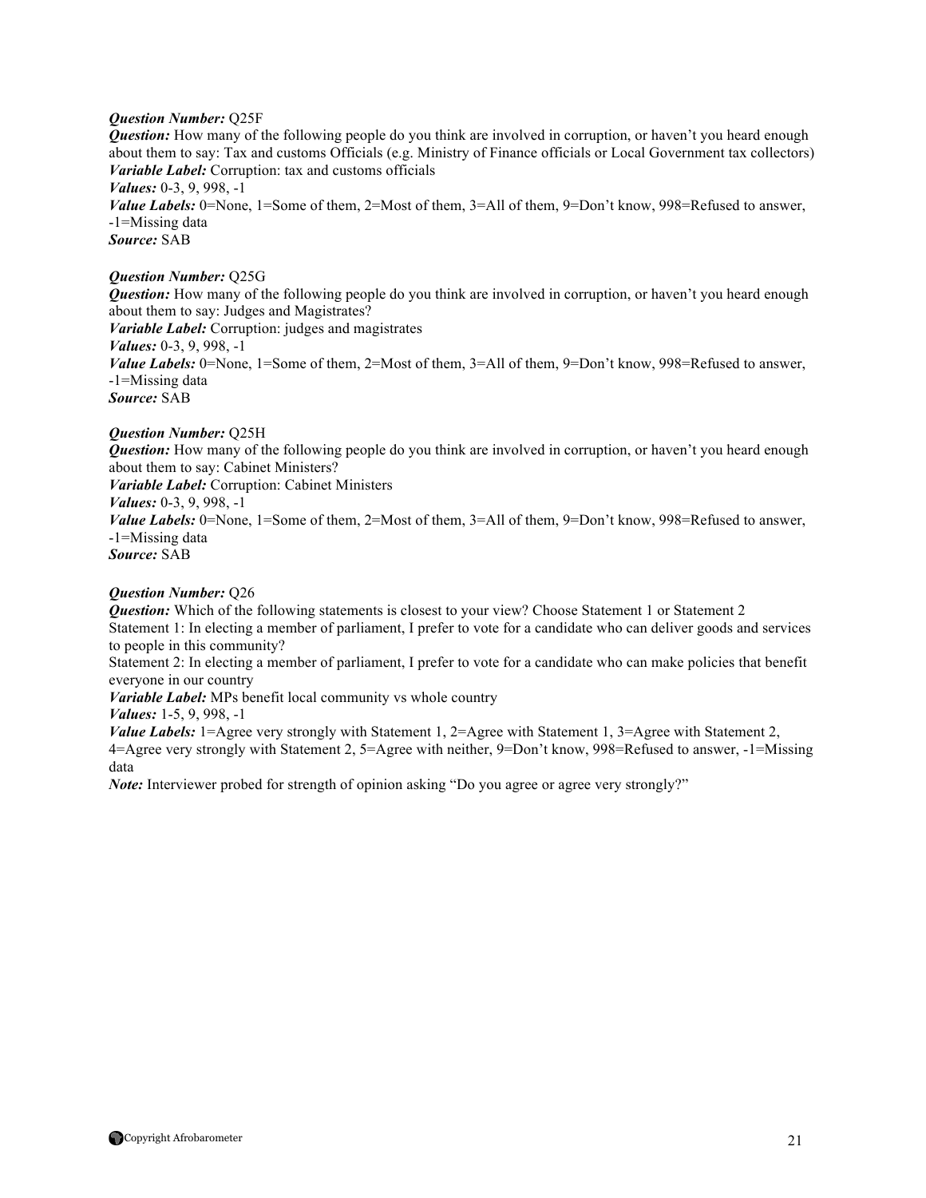***Question Number:*** Q25F
***Question:*** How many of the following people do you think are involved in corruption, or haven't you heard enough about them to say: Tax and customs Officials (e.g. Ministry of Finance officials or Local Government tax collectors)
***Variable Label:*** Corruption: tax and customs officials
***Values:*** 0-3, 9, 998, -1
***Value Labels:*** 0=None, 1=Some of them, 2=Most of them, 3=All of them, 9=Don't know, 998=Refused to answer, -1=Missing data
***Source:*** SAB

***Question Number:*** Q25G
***Question:*** How many of the following people do you think are involved in corruption, or haven't you heard enough about them to say: Judges and Magistrates?
***Variable Label:*** Corruption: judges and magistrates
***Values:*** 0-3, 9, 998, -1
***Value Labels:*** 0=None, 1=Some of them, 2=Most of them, 3=All of them, 9=Don't know, 998=Refused to answer, -1=Missing data
***Source:*** SAB

***Question Number:*** Q25H
***Question:*** How many of the following people do you think are involved in corruption, or haven't you heard enough about them to say: Cabinet Ministers?
***Variable Label:*** Corruption: Cabinet Ministers
***Values:*** 0-3, 9, 998, -1
***Value Labels:*** 0=None, 1=Some of them, 2=Most of them, 3=All of them, 9=Don't know, 998=Refused to answer, -1=Missing data
***Source:*** SAB

***Question Number:*** Q26
***Question:*** Which of the following statements is closest to your view? Choose Statement 1 or Statement 2
Statement 1: In electing a member of parliament, I prefer to vote for a candidate who can deliver goods and services to people in this community?
Statement 2: In electing a member of parliament, I prefer to vote for a candidate who can make policies that benefit everyone in our country
***Variable Label:*** MPs benefit local community vs whole country
***Values:*** 1-5, 9, 998, -1
***Value Labels:*** 1=Agree very strongly with Statement 1, 2=Agree with Statement 1, 3=Agree with Statement 2, 4=Agree very strongly with Statement 2, 5=Agree with neither, 9=Don't know, 998=Refused to answer, -1=Missing data
***Note:*** Interviewer probed for strength of opinion asking "Do you agree or agree very strongly?"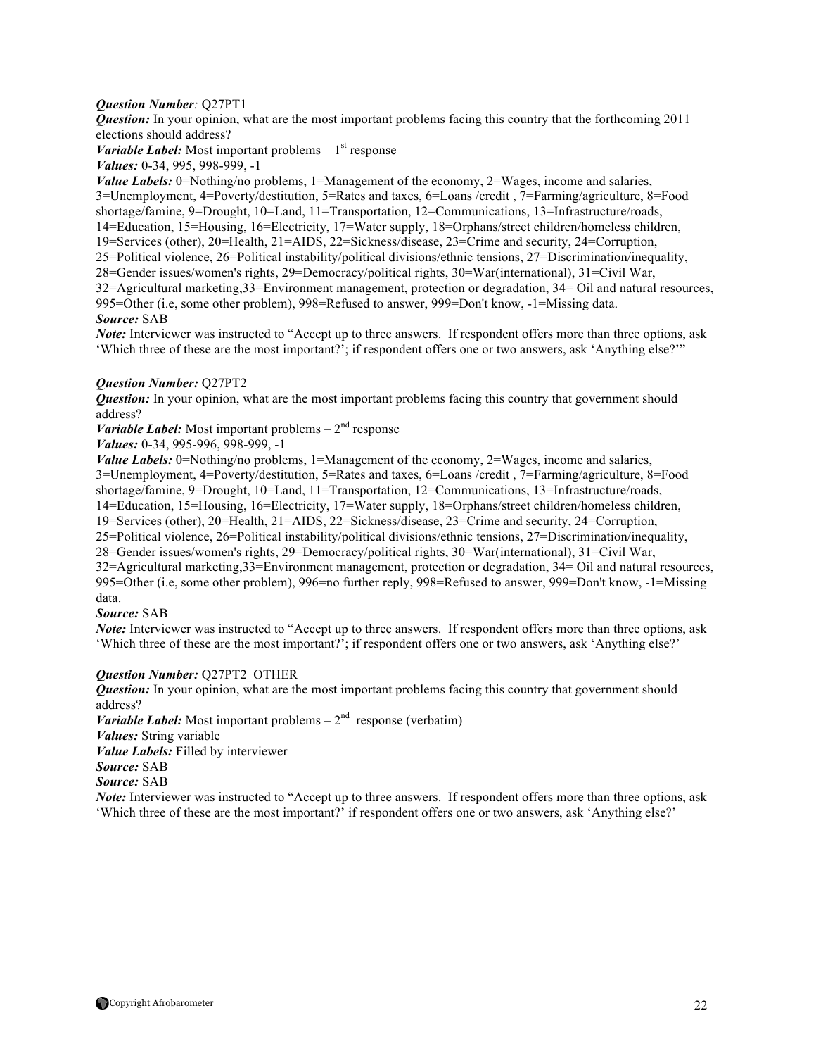***Question Number**:* Q27PT1

***Question:*** In your opinion, what are the most important problems facing this country that the forthcoming 2011 elections should address?

***Variable Label:*** Most important problems – 1st response

***Values:*** 0-34, 995, 998-999, -1

***Value Labels:*** 0=Nothing/no problems, 1=Management of the economy, 2=Wages, income and salaries, 3=Unemployment, 4=Poverty/destitution, 5=Rates and taxes, 6=Loans /credit , 7=Farming/agriculture, 8=Food shortage/famine, 9=Drought, 10=Land, 11=Transportation, 12=Communications, 13=Infrastructure/roads, 14=Education, 15=Housing, 16=Electricity, 17=Water supply, 18=Orphans/street children/homeless children, 19=Services (other), 20=Health, 21=AIDS, 22=Sickness/disease, 23=Crime and security, 24=Corruption, 25=Political violence, 26=Political instability/political divisions/ethnic tensions, 27=Discrimination/inequality, 28=Gender issues/women's rights, 29=Democracy/political rights, 30=War(international), 31=Civil War, 32=Agricultural marketing,33=Environment management, protection or degradation, 34= Oil and natural resources, 995=Other (i.e, some other problem), 998=Refused to answer, 999=Don't know, -1=Missing data.

***Source:*** SAB

***Note:*** Interviewer was instructed to "Accept up to three answers. If respondent offers more than three options, ask 'Which three of these are the most important?'; if respondent offers one or two answers, ask 'Anything else?'"

***Question Number:*** Q27PT2

***Question:*** In your opinion, what are the most important problems facing this country that government should address?

***Variable Label:*** Most important problems – 2nd response

***Values:*** 0-34, 995-996, 998-999, -1

***Value Labels:*** 0=Nothing/no problems, 1=Management of the economy, 2=Wages, income and salaries, 3=Unemployment, 4=Poverty/destitution, 5=Rates and taxes, 6=Loans /credit , 7=Farming/agriculture, 8=Food shortage/famine, 9=Drought, 10=Land, 11=Transportation, 12=Communications, 13=Infrastructure/roads, 14=Education, 15=Housing, 16=Electricity, 17=Water supply, 18=Orphans/street children/homeless children, 19=Services (other), 20=Health, 21=AIDS, 22=Sickness/disease, 23=Crime and security, 24=Corruption, 25=Political violence, 26=Political instability/political divisions/ethnic tensions, 27=Discrimination/inequality, 28=Gender issues/women's rights, 29=Democracy/political rights, 30=War(international), 31=Civil War, 32=Agricultural marketing,33=Environment management, protection or degradation, 34= Oil and natural resources, 995=Other (i.e, some other problem), 996=no further reply, 998=Refused to answer, 999=Don't know, -1=Missing data.

***Source:*** SAB

***Note:*** Interviewer was instructed to "Accept up to three answers. If respondent offers more than three options, ask 'Which three of these are the most important?'; if respondent offers one or two answers, ask 'Anything else?'

***Question Number:*** Q27PT2_OTHER

***Question:*** In your opinion, what are the most important problems facing this country that government should address?

***Variable Label:*** Most important problems – 2nd response (verbatim)

***Values:*** String variable

***Value Labels:*** Filled by interviewer

***Source:*** SAB

***Source:*** SAB

***Note:*** Interviewer was instructed to "Accept up to three answers. If respondent offers more than three options, ask 'Which three of these are the most important?' if respondent offers one or two answers, ask 'Anything else?'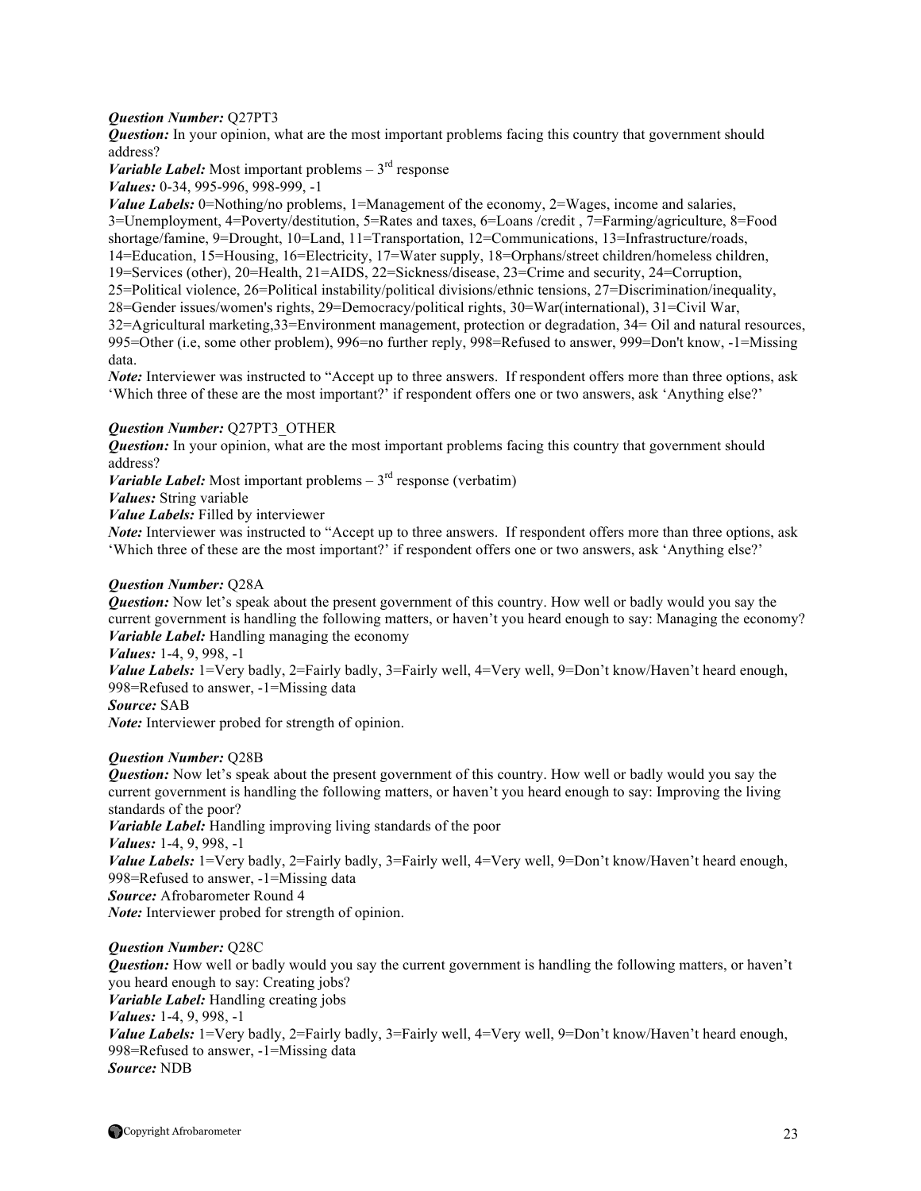***Question Number:*** Q27PT3
***Question:*** In your opinion, what are the most important problems facing this country that government should address?
***Variable Label:*** Most important problems – 3rd response
***Values:*** 0-34, 995-996, 998-999, -1
***Value Labels:*** 0=Nothing/no problems, 1=Management of the economy, 2=Wages, income and salaries, 3=Unemployment, 4=Poverty/destitution, 5=Rates and taxes, 6=Loans /credit , 7=Farming/agriculture, 8=Food shortage/famine, 9=Drought, 10=Land, 11=Transportation, 12=Communications, 13=Infrastructure/roads, 14=Education, 15=Housing, 16=Electricity, 17=Water supply, 18=Orphans/street children/homeless children, 19=Services (other), 20=Health, 21=AIDS, 22=Sickness/disease, 23=Crime and security, 24=Corruption, 25=Political violence, 26=Political instability/political divisions/ethnic tensions, 27=Discrimination/inequality, 28=Gender issues/women's rights, 29=Democracy/political rights, 30=War(international), 31=Civil War, 32=Agricultural marketing,33=Environment management, protection or degradation, 34= Oil and natural resources, 995=Other (i.e, some other problem), 996=no further reply, 998=Refused to answer, 999=Don't know, -1=Missing data.
***Note:*** Interviewer was instructed to "Accept up to three answers. If respondent offers more than three options, ask 'Which three of these are the most important?' if respondent offers one or two answers, ask 'Anything else?'

***Question Number:*** Q27PT3_OTHER
***Question:*** In your opinion, what are the most important problems facing this country that government should address?
***Variable Label:*** Most important problems – 3rd response (verbatim)
***Values:*** String variable
***Value Labels:*** Filled by interviewer
***Note:*** Interviewer was instructed to "Accept up to three answers. If respondent offers more than three options, ask 'Which three of these are the most important?' if respondent offers one or two answers, ask 'Anything else?'

***Question Number:*** Q28A
***Question:*** Now let's speak about the present government of this country. How well or badly would you say the current government is handling the following matters, or haven't you heard enough to say: Managing the economy?
***Variable Label:*** Handling managing the economy
***Values:*** 1-4, 9, 998, -1
***Value Labels:*** 1=Very badly, 2=Fairly badly, 3=Fairly well, 4=Very well, 9=Don't know/Haven't heard enough, 998=Refused to answer, -1=Missing data
***Source:*** SAB
***Note:*** Interviewer probed for strength of opinion.

***Question Number:*** Q28B
***Question:*** Now let's speak about the present government of this country. How well or badly would you say the current government is handling the following matters, or haven't you heard enough to say: Improving the living standards of the poor?
***Variable Label:*** Handling improving living standards of the poor
***Values:*** 1-4, 9, 998, -1
***Value Labels:*** 1=Very badly, 2=Fairly badly, 3=Fairly well, 4=Very well, 9=Don't know/Haven't heard enough, 998=Refused to answer, -1=Missing data
***Source:*** Afrobarometer Round 4
***Note:*** Interviewer probed for strength of opinion.

***Question Number:*** Q28C
***Question:*** How well or badly would you say the current government is handling the following matters, or haven't you heard enough to say: Creating jobs?
***Variable Label:*** Handling creating jobs
***Values:*** 1-4, 9, 998, -1
***Value Labels:*** 1=Very badly, 2=Fairly badly, 3=Fairly well, 4=Very well, 9=Don't know/Haven't heard enough, 998=Refused to answer, -1=Missing data
***Source:*** NDB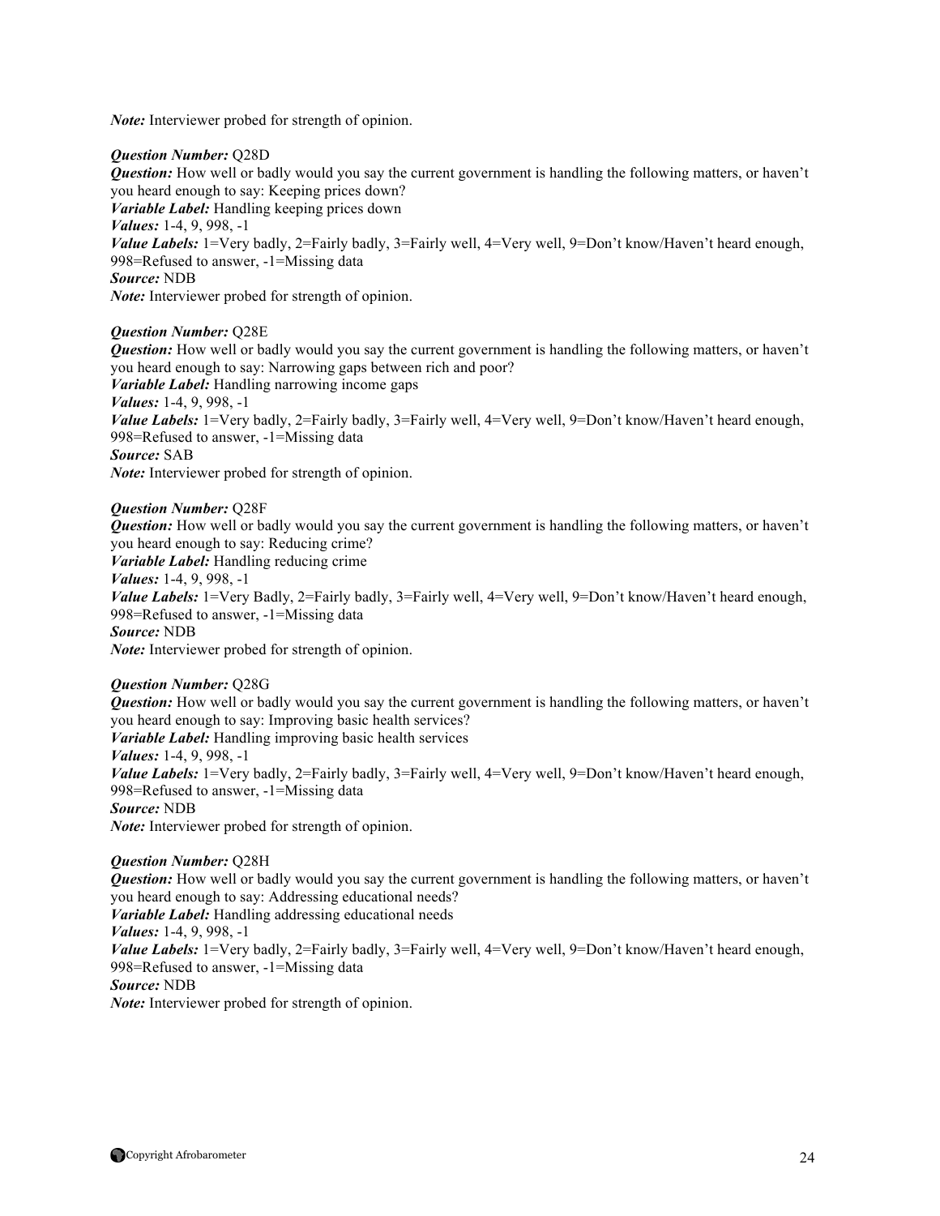*Note:* Interviewer probed for strength of opinion.

***Question Number:*** Q28D
***Question:*** How well or badly would you say the current government is handling the following matters, or haven't you heard enough to say: Keeping prices down?
***Variable Label:*** Handling keeping prices down
***Values:*** 1-4, 9, 998, -1
***Value Labels:*** 1=Very badly, 2=Fairly badly, 3=Fairly well, 4=Very well, 9=Don't know/Haven't heard enough, 998=Refused to answer, -1=Missing data
***Source:*** NDB
***Note:*** Interviewer probed for strength of opinion.

***Question Number:*** Q28E
***Question:*** How well or badly would you say the current government is handling the following matters, or haven't you heard enough to say: Narrowing gaps between rich and poor?
***Variable Label:*** Handling narrowing income gaps
***Values:*** 1-4, 9, 998, -1
***Value Labels:*** 1=Very badly, 2=Fairly badly, 3=Fairly well, 4=Very well, 9=Don't know/Haven't heard enough, 998=Refused to answer, -1=Missing data
***Source:*** SAB
***Note:*** Interviewer probed for strength of opinion.

***Question Number:*** Q28F
***Question:*** How well or badly would you say the current government is handling the following matters, or haven't you heard enough to say: Reducing crime?
***Variable Label:*** Handling reducing crime
***Values:*** 1-4, 9, 998, -1
***Value Labels:*** 1=Very Badly, 2=Fairly badly, 3=Fairly well, 4=Very well, 9=Don't know/Haven't heard enough, 998=Refused to answer, -1=Missing data
***Source:*** NDB
***Note:*** Interviewer probed for strength of opinion.

***Question Number:*** Q28G
***Question:*** How well or badly would you say the current government is handling the following matters, or haven't you heard enough to say: Improving basic health services?
***Variable Label:*** Handling improving basic health services
***Values:*** 1-4, 9, 998, -1
***Value Labels:*** 1=Very badly, 2=Fairly badly, 3=Fairly well, 4=Very well, 9=Don't know/Haven't heard enough, 998=Refused to answer, -1=Missing data
***Source:*** NDB
***Note:*** Interviewer probed for strength of opinion.

***Question Number:*** Q28H
***Question:*** How well or badly would you say the current government is handling the following matters, or haven't you heard enough to say: Addressing educational needs?
***Variable Label:*** Handling addressing educational needs
***Values:*** 1-4, 9, 998, -1
***Value Labels:*** 1=Very badly, 2=Fairly badly, 3=Fairly well, 4=Very well, 9=Don't know/Haven't heard enough, 998=Refused to answer, -1=Missing data
***Source:*** NDB
***Note:*** Interviewer probed for strength of opinion.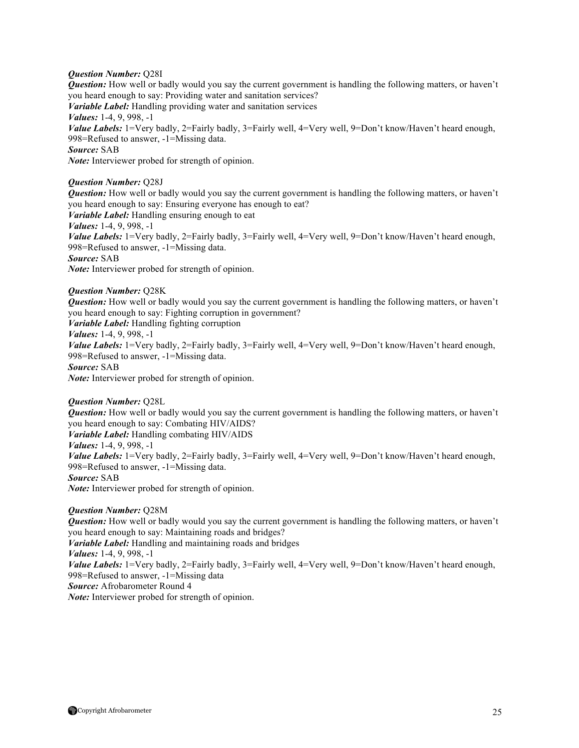***Question Number:*** Q28I
***Question:*** How well or badly would you say the current government is handling the following matters, or haven't you heard enough to say: Providing water and sanitation services?
***Variable Label:*** Handling providing water and sanitation services
***Values:*** 1-4, 9, 998, -1
***Value Labels:*** 1=Very badly, 2=Fairly badly, 3=Fairly well, 4=Very well, 9=Don't know/Haven't heard enough, 998=Refused to answer, -1=Missing data.
***Source:*** SAB
***Note:*** Interviewer probed for strength of opinion.

***Question Number:*** Q28J
***Question:*** How well or badly would you say the current government is handling the following matters, or haven't you heard enough to say: Ensuring everyone has enough to eat?
***Variable Label:*** Handling ensuring enough to eat
***Values:*** 1-4, 9, 998, -1
***Value Labels:*** 1=Very badly, 2=Fairly badly, 3=Fairly well, 4=Very well, 9=Don't know/Haven't heard enough, 998=Refused to answer, -1=Missing data.
***Source:*** SAB
***Note:*** Interviewer probed for strength of opinion.

***Question Number:*** Q28K
***Question:*** How well or badly would you say the current government is handling the following matters, or haven't you heard enough to say: Fighting corruption in government?
***Variable Label:*** Handling fighting corruption
***Values:*** 1-4, 9, 998, -1
***Value Labels:*** 1=Very badly, 2=Fairly badly, 3=Fairly well, 4=Very well, 9=Don't know/Haven't heard enough, 998=Refused to answer, -1=Missing data.
***Source:*** SAB
***Note:*** Interviewer probed for strength of opinion.

***Question Number:*** Q28L
***Question:*** How well or badly would you say the current government is handling the following matters, or haven't you heard enough to say: Combating HIV/AIDS?
***Variable Label:*** Handling combating HIV/AIDS
***Values:*** 1-4, 9, 998, -1
***Value Labels:*** 1=Very badly, 2=Fairly badly, 3=Fairly well, 4=Very well, 9=Don't know/Haven't heard enough, 998=Refused to answer, -1=Missing data.
***Source:*** SAB
***Note:*** Interviewer probed for strength of opinion.

***Question Number:*** Q28M
***Question:*** How well or badly would you say the current government is handling the following matters, or haven't you heard enough to say: Maintaining roads and bridges?
***Variable Label:*** Handling and maintaining roads and bridges
***Values:*** 1-4, 9, 998, -1
***Value Labels:*** 1=Very badly, 2=Fairly badly, 3=Fairly well, 4=Very well, 9=Don't know/Haven't heard enough, 998=Refused to answer, -1=Missing data
***Source:*** Afrobarometer Round 4
***Note:*** Interviewer probed for strength of opinion.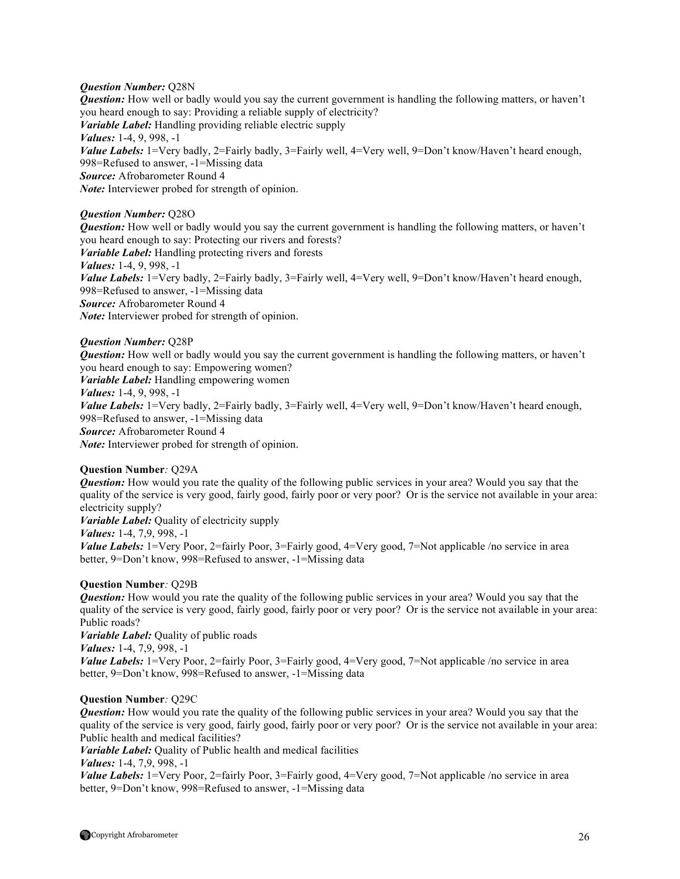***Question Number:*** Q28N
***Question:*** How well or badly would you say the current government is handling the following matters, or haven't you heard enough to say: Providing a reliable supply of electricity?
***Variable Label:*** Handling providing reliable electric supply
***Values:*** 1-4, 9, 998, -1
***Value Labels:*** 1=Very badly, 2=Fairly badly, 3=Fairly well, 4=Very well, 9=Don't know/Haven't heard enough, 998=Refused to answer, -1=Missing data
***Source:*** Afrobarometer Round 4
***Note:*** Interviewer probed for strength of opinion.

***Question Number:*** Q28O
***Question:*** How well or badly would you say the current government is handling the following matters, or haven't you heard enough to say: Protecting our rivers and forests?
***Variable Label:*** Handling protecting rivers and forests
***Values:*** 1-4, 9, 998, -1
***Value Labels:*** 1=Very badly, 2=Fairly badly, 3=Fairly well, 4=Very well, 9=Don't know/Haven't heard enough, 998=Refused to answer, -1=Missing data
***Source:*** Afrobarometer Round 4
***Note:*** Interviewer probed for strength of opinion.

***Question Number:*** Q28P
***Question:*** How well or badly would you say the current government is handling the following matters, or haven't you heard enough to say: Empowering women?
***Variable Label:*** Handling empowering women
***Values:*** 1-4, 9, 998, -1
***Value Labels:*** 1=Very badly, 2=Fairly badly, 3=Fairly well, 4=Very well, 9=Don't know/Haven't heard enough, 998=Refused to answer, -1=Missing data
***Source:*** Afrobarometer Round 4
***Note:*** Interviewer probed for strength of opinion.

**Question Number***:* Q29A
***Question:*** How would you rate the quality of the following public services in your area? Would you say that the quality of the service is very good, fairly good, fairly poor or very poor? Or is the service not available in your area: electricity supply?
***Variable Label:*** Quality of electricity supply
***Values:*** 1-4, 7,9, 998, -1
***Value Labels:*** 1=Very Poor, 2=fairly Poor, 3=Fairly good, 4=Very good, 7=Not applicable /no service in area better, 9=Don't know, 998=Refused to answer, -1=Missing data

**Question Number***:* Q29B
***Question:*** How would you rate the quality of the following public services in your area? Would you say that the quality of the service is very good, fairly good, fairly poor or very poor? Or is the service not available in your area: Public roads?
***Variable Label:*** Quality of public roads
***Values:*** 1-4, 7,9, 998, -1
***Value Labels:*** 1=Very Poor, 2=fairly Poor, 3=Fairly good, 4=Very good, 7=Not applicable /no service in area better, 9=Don't know, 998=Refused to answer, -1=Missing data

**Question Number***:* Q29C
***Question:*** How would you rate the quality of the following public services in your area? Would you say that the quality of the service is very good, fairly good, fairly poor or very poor? Or is the service not available in your area: Public health and medical facilities?
***Variable Label:*** Quality of Public health and medical facilities
***Values:*** 1-4, 7,9, 998, -1
***Value Labels:*** 1=Very Poor, 2=fairly Poor, 3=Fairly good, 4=Very good, 7=Not applicable /no service in area better, 9=Don't know, 998=Refused to answer, -1=Missing data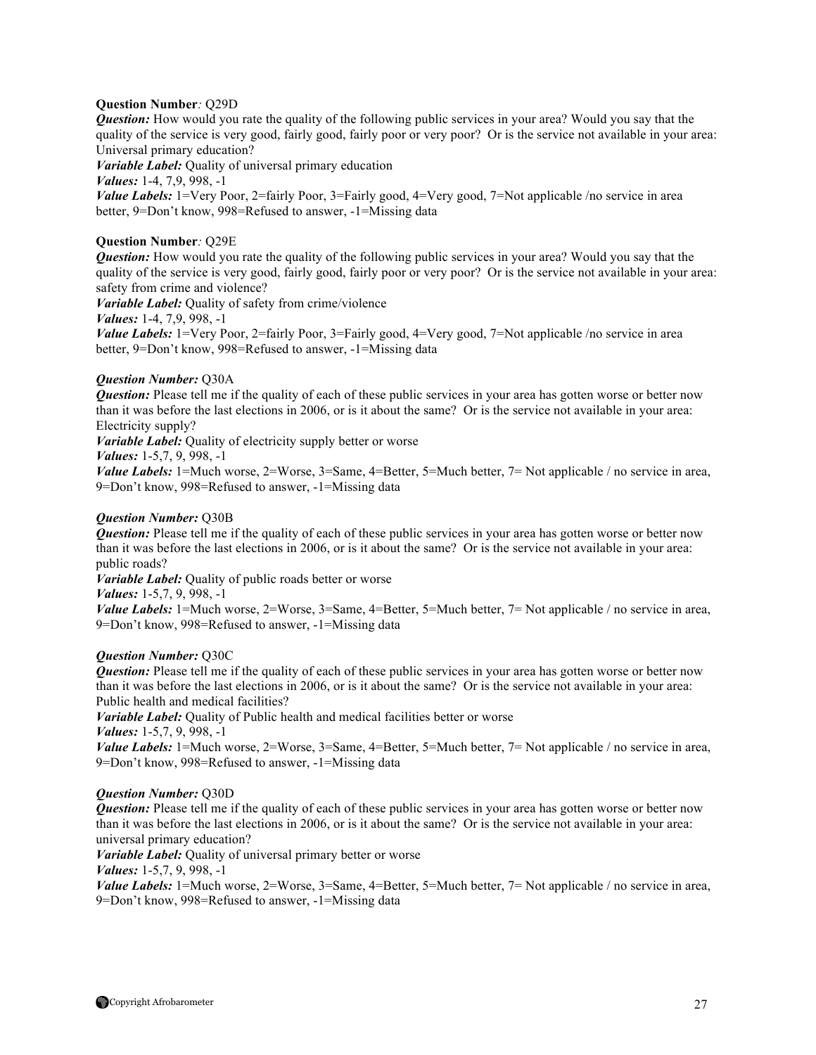**Question Number***:* Q29D
***Question:*** How would you rate the quality of the following public services in your area? Would you say that the quality of the service is very good, fairly good, fairly poor or very poor? Or is the service not available in your area: Universal primary education?
***Variable Label:*** Quality of universal primary education
***Values:*** 1-4, 7,9, 998, -1
***Value Labels:*** 1=Very Poor, 2=fairly Poor, 3=Fairly good, 4=Very good, 7=Not applicable /no service in area better, 9=Don't know, 998=Refused to answer, -1=Missing data

**Question Number***:* Q29E
***Question:*** How would you rate the quality of the following public services in your area? Would you say that the quality of the service is very good, fairly good, fairly poor or very poor? Or is the service not available in your area: safety from crime and violence?
***Variable Label:*** Quality of safety from crime/violence
***Values:*** 1-4, 7,9, 998, -1
***Value Labels:*** 1=Very Poor, 2=fairly Poor, 3=Fairly good, 4=Very good, 7=Not applicable /no service in area better, 9=Don't know, 998=Refused to answer, -1=Missing data

***Question Number:*** Q30A
***Question:*** Please tell me if the quality of each of these public services in your area has gotten worse or better now than it was before the last elections in 2006, or is it about the same? Or is the service not available in your area: Electricity supply?
***Variable Label:*** Quality of electricity supply better or worse
***Values:*** 1-5,7, 9, 998, -1
***Value Labels:*** 1=Much worse, 2=Worse, 3=Same, 4=Better, 5=Much better, 7= Not applicable / no service in area, 9=Don't know, 998=Refused to answer, -1=Missing data

***Question Number:*** Q30B
***Question:*** Please tell me if the quality of each of these public services in your area has gotten worse or better now than it was before the last elections in 2006, or is it about the same? Or is the service not available in your area: public roads?
***Variable Label:*** Quality of public roads better or worse
***Values:*** 1-5,7, 9, 998, -1
***Value Labels:*** 1=Much worse, 2=Worse, 3=Same, 4=Better, 5=Much better, 7= Not applicable / no service in area, 9=Don't know, 998=Refused to answer, -1=Missing data

***Question Number:*** Q30C
***Question:*** Please tell me if the quality of each of these public services in your area has gotten worse or better now than it was before the last elections in 2006, or is it about the same? Or is the service not available in your area: Public health and medical facilities?
***Variable Label:*** Quality of Public health and medical facilities better or worse
***Values:*** 1-5,7, 9, 998, -1
***Value Labels:*** 1=Much worse, 2=Worse, 3=Same, 4=Better, 5=Much better, 7= Not applicable / no service in area, 9=Don't know, 998=Refused to answer, -1=Missing data

***Question Number:*** Q30D
***Question:*** Please tell me if the quality of each of these public services in your area has gotten worse or better now than it was before the last elections in 2006, or is it about the same? Or is the service not available in your area: universal primary education?
***Variable Label:*** Quality of universal primary better or worse
***Values:*** 1-5,7, 9, 998, -1
***Value Labels:*** 1=Much worse, 2=Worse, 3=Same, 4=Better, 5=Much better, 7= Not applicable / no service in area, 9=Don't know, 998=Refused to answer, -1=Missing data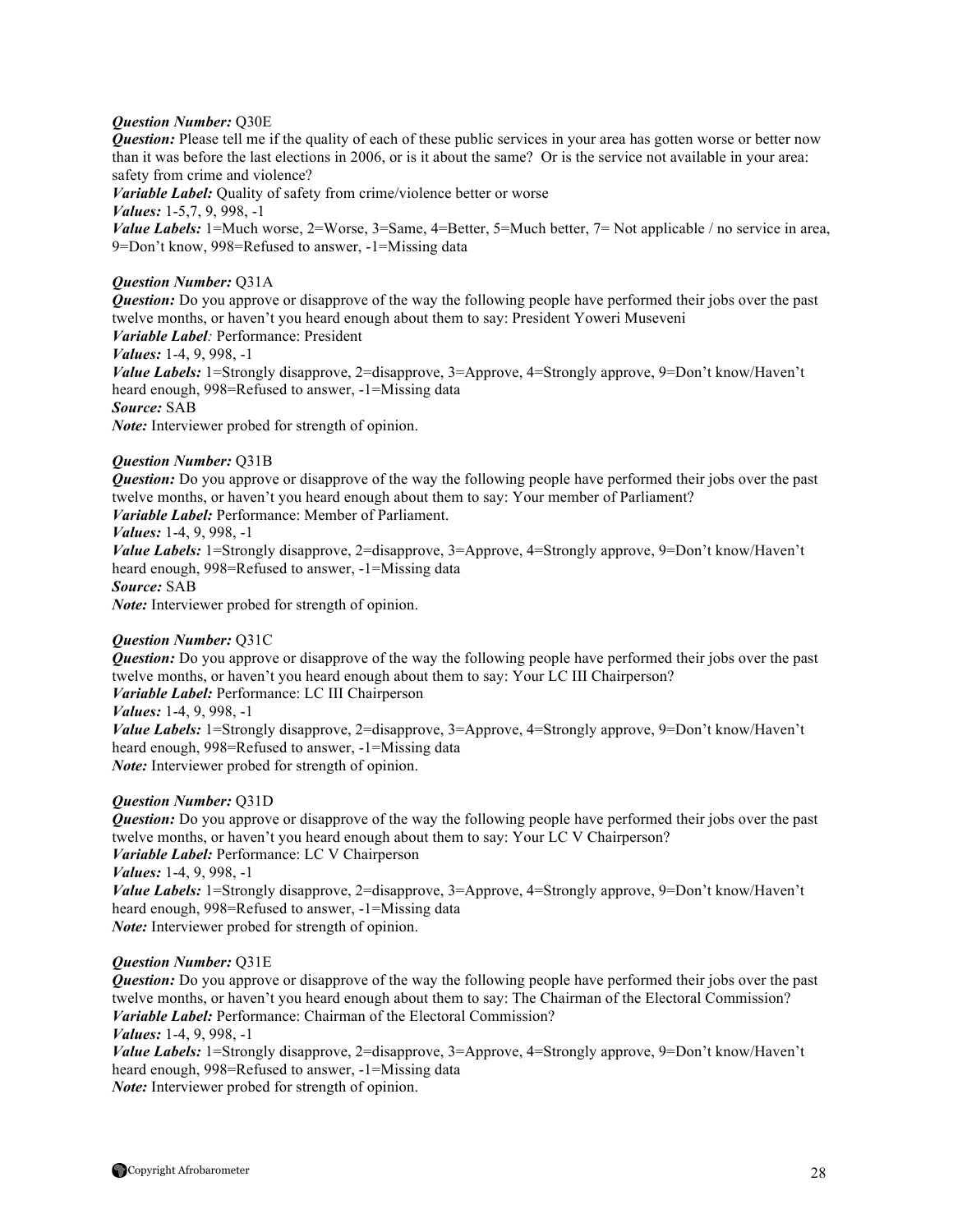***Question Number:*** Q30E
***Question:*** Please tell me if the quality of each of these public services in your area has gotten worse or better now than it was before the last elections in 2006, or is it about the same? Or is the service not available in your area: safety from crime and violence?
***Variable Label:*** Quality of safety from crime/violence better or worse
***Values:*** 1-5,7, 9, 998, -1
***Value Labels:*** 1=Much worse, 2=Worse, 3=Same, 4=Better, 5=Much better, 7= Not applicable / no service in area, 9=Don't know, 998=Refused to answer, -1=Missing data

***Question Number:*** Q31A
***Question:*** Do you approve or disapprove of the way the following people have performed their jobs over the past twelve months, or haven't you heard enough about them to say: President Yoweri Museveni
***Variable Label:*** Performance: President
***Values:*** 1-4, 9, 998, -1
***Value Labels:*** 1=Strongly disapprove, 2=disapprove, 3=Approve, 4=Strongly approve, 9=Don't know/Haven't heard enough, 998=Refused to answer, -1=Missing data
***Source:*** SAB
***Note:*** Interviewer probed for strength of opinion.

***Question Number:*** Q31B
***Question:*** Do you approve or disapprove of the way the following people have performed their jobs over the past twelve months, or haven't you heard enough about them to say: Your member of Parliament?
***Variable Label:*** Performance: Member of Parliament.
***Values:*** 1-4, 9, 998, -1
***Value Labels:*** 1=Strongly disapprove, 2=disapprove, 3=Approve, 4=Strongly approve, 9=Don't know/Haven't heard enough, 998=Refused to answer, -1=Missing data
***Source:*** SAB
***Note:*** Interviewer probed for strength of opinion.

***Question Number:*** Q31C
***Question:*** Do you approve or disapprove of the way the following people have performed their jobs over the past twelve months, or haven't you heard enough about them to say: Your LC III Chairperson?
***Variable Label:*** Performance: LC III Chairperson
***Values:*** 1-4, 9, 998, -1
***Value Labels:*** 1=Strongly disapprove, 2=disapprove, 3=Approve, 4=Strongly approve, 9=Don't know/Haven't heard enough, 998=Refused to answer, -1=Missing data
***Note:*** Interviewer probed for strength of opinion.

***Question Number:*** Q31D
***Question:*** Do you approve or disapprove of the way the following people have performed their jobs over the past twelve months, or haven't you heard enough about them to say: Your LC V Chairperson?
***Variable Label:*** Performance: LC V Chairperson
***Values:*** 1-4, 9, 998, -1
***Value Labels:*** 1=Strongly disapprove, 2=disapprove, 3=Approve, 4=Strongly approve, 9=Don't know/Haven't heard enough, 998=Refused to answer, -1=Missing data
***Note:*** Interviewer probed for strength of opinion.

***Question Number:*** Q31E
***Question:*** Do you approve or disapprove of the way the following people have performed their jobs over the past twelve months, or haven't you heard enough about them to say: The Chairman of the Electoral Commission?
***Variable Label:*** Performance: Chairman of the Electoral Commission?
***Values:*** 1-4, 9, 998, -1
***Value Labels:*** 1=Strongly disapprove, 2=disapprove, 3=Approve, 4=Strongly approve, 9=Don't know/Haven't heard enough, 998=Refused to answer, -1=Missing data
***Note:*** Interviewer probed for strength of opinion.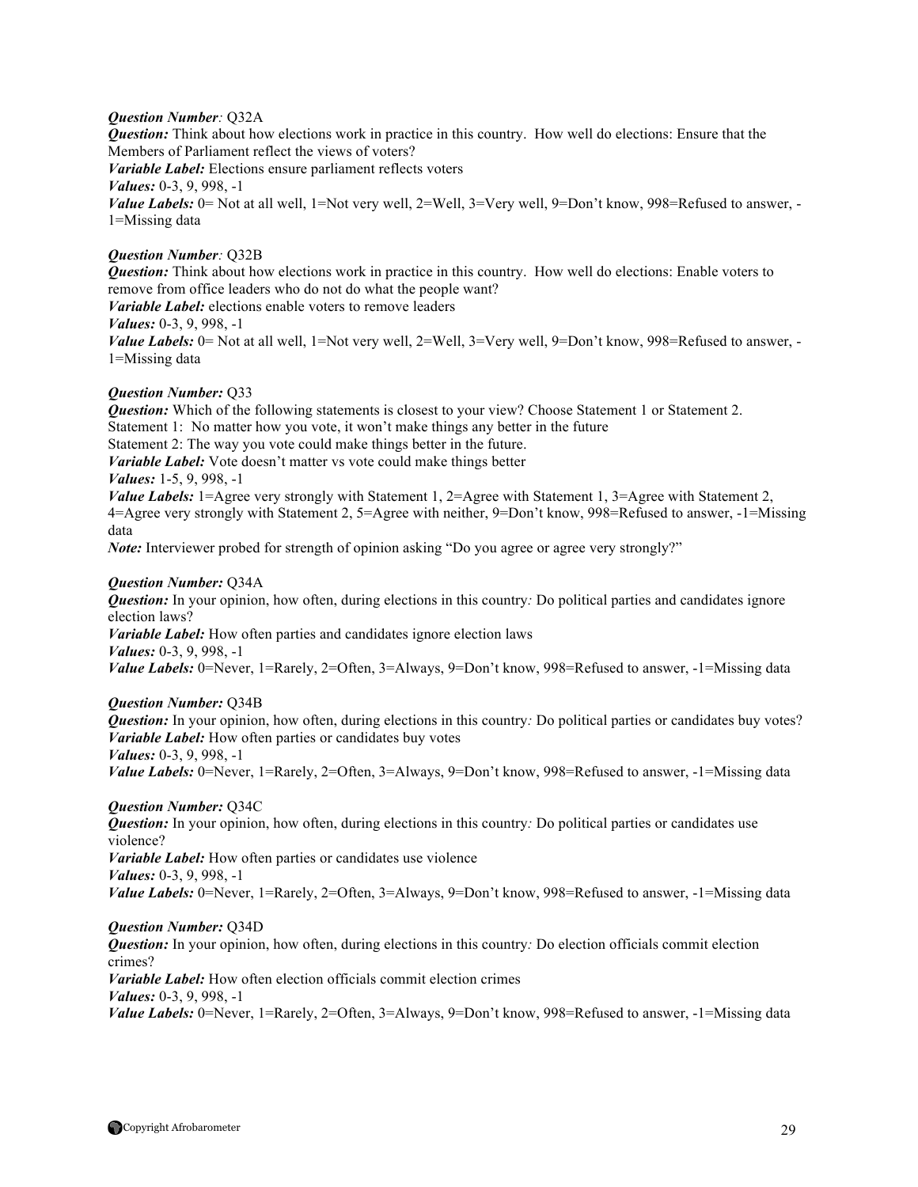***Question Number**:* Q32A

***Question:*** Think about how elections work in practice in this country. How well do elections: Ensure that the Members of Parliament reflect the views of voters?

***Variable Label:*** Elections ensure parliament reflects voters

***Values:*** 0-3, 9, 998, -1

***Value Labels:*** 0= Not at all well, 1=Not very well, 2=Well, 3=Very well, 9=Don't know, 998=Refused to answer, -1=Missing data

***Question Number**:* Q32B

***Question:*** Think about how elections work in practice in this country. How well do elections: Enable voters to remove from office leaders who do not do what the people want?

***Variable Label:*** elections enable voters to remove leaders

***Values:*** 0-3, 9, 998, -1

***Value Labels:*** 0= Not at all well, 1=Not very well, 2=Well, 3=Very well, 9=Don't know, 998=Refused to answer, -1=Missing data

***Question Number:*** Q33

***Question:*** Which of the following statements is closest to your view? Choose Statement 1 or Statement 2.
Statement 1: No matter how you vote, it won't make things any better in the future
Statement 2: The way you vote could make things better in the future.

***Variable Label:*** Vote doesn't matter vs vote could make things better

***Values:*** 1-5, 9, 998, -1

***Value Labels:*** 1=Agree very strongly with Statement 1, 2=Agree with Statement 1, 3=Agree with Statement 2, 4=Agree very strongly with Statement 2, 5=Agree with neither, 9=Don't know, 998=Refused to answer, -1=Missing data

***Note:*** Interviewer probed for strength of opinion asking "Do you agree or agree very strongly?"

***Question Number:*** Q34A

***Question:*** In your opinion, how often, during elections in this country*:* Do political parties and candidates ignore election laws?

***Variable Label:*** How often parties and candidates ignore election laws

***Values:*** 0-3, 9, 998, -1

***Value Labels:*** 0=Never, 1=Rarely, 2=Often, 3=Always, 9=Don't know, 998=Refused to answer, -1=Missing data

***Question Number:*** Q34B

***Question:*** In your opinion, how often, during elections in this country*:* Do political parties or candidates buy votes?

***Variable Label:*** How often parties or candidates buy votes

***Values:*** 0-3, 9, 998, -1

***Value Labels:*** 0=Never, 1=Rarely, 2=Often, 3=Always, 9=Don't know, 998=Refused to answer, -1=Missing data

***Question Number:*** Q34C

***Question:*** In your opinion, how often, during elections in this country*:* Do political parties or candidates use violence?

***Variable Label:*** How often parties or candidates use violence

***Values:*** 0-3, 9, 998, -1

***Value Labels:*** 0=Never, 1=Rarely, 2=Often, 3=Always, 9=Don't know, 998=Refused to answer, -1=Missing data

***Question Number:*** Q34D

***Question:*** In your opinion, how often, during elections in this country*:* Do election officials commit election crimes?

***Variable Label:*** How often election officials commit election crimes

***Values:*** 0-3, 9, 998, -1

***Value Labels:*** 0=Never, 1=Rarely, 2=Often, 3=Always, 9=Don't know, 998=Refused to answer, -1=Missing data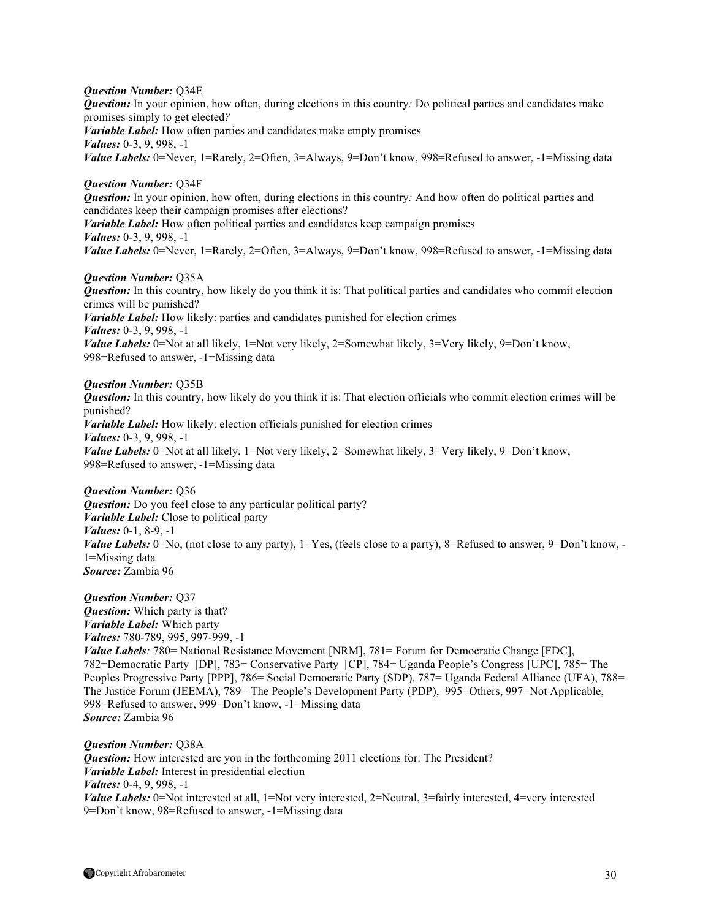***Question Number:*** Q34E
***Question:*** In your opinion, how often, during elections in this country*:* Do political parties and candidates make promises simply to get elected*?*
***Variable Label:*** How often parties and candidates make empty promises
***Values:*** 0-3, 9, 998, -1
***Value Labels:*** 0=Never, 1=Rarely, 2=Often, 3=Always, 9=Don't know, 998=Refused to answer, -1=Missing data

***Question Number:*** Q34F
***Question:*** In your opinion, how often, during elections in this country*:* And how often do political parties and candidates keep their campaign promises after elections?
***Variable Label:*** How often political parties and candidates keep campaign promises
***Values:*** 0-3, 9, 998, -1
***Value Labels:*** 0=Never, 1=Rarely, 2=Often, 3=Always, 9=Don't know, 998=Refused to answer, -1=Missing data

***Question Number:*** Q35A
***Question:*** In this country, how likely do you think it is: That political parties and candidates who commit election crimes will be punished?
***Variable Label:*** How likely: parties and candidates punished for election crimes
***Values:*** 0-3, 9, 998, -1
***Value Labels:*** 0=Not at all likely, 1=Not very likely, 2=Somewhat likely, 3=Very likely, 9=Don't know, 998=Refused to answer, -1=Missing data

***Question Number:*** Q35B
***Question:*** In this country, how likely do you think it is: That election officials who commit election crimes will be punished?
***Variable Label:*** How likely: election officials punished for election crimes
***Values:*** 0-3, 9, 998, -1
***Value Labels:*** 0=Not at all likely, 1=Not very likely, 2=Somewhat likely, 3=Very likely, 9=Don't know, 998=Refused to answer, -1=Missing data

***Question Number:*** Q36
***Question:*** Do you feel close to any particular political party?
***Variable Label:*** Close to political party
***Values:*** 0-1, 8-9, -1
***Value Labels:*** 0=No, (not close to any party), 1=Yes, (feels close to a party), 8=Refused to answer, 9=Don't know, -1=Missing data
***Source:*** Zambia 96

***Question Number:*** Q37
***Question:*** Which party is that?
***Variable Label:*** Which party
***Values:*** 780-789, 995, 997-999, -1
***Value Labels****:* 780= National Resistance Movement [NRM], 781= Forum for Democratic Change [FDC], 782=Democratic Party [DP], 783= Conservative Party [CP], 784= Uganda People's Congress [UPC], 785= The Peoples Progressive Party [PPP], 786= Social Democratic Party (SDP), 787= Uganda Federal Alliance (UFA), 788= The Justice Forum (JEEMA), 789= The People's Development Party (PDP), 995=Others, 997=Not Applicable, 998=Refused to answer, 999=Don't know, -1=Missing data
***Source:*** Zambia 96

***Question Number:*** Q38A
***Question:*** How interested are you in the forthcoming 2011 elections for: The President?
***Variable Label:*** Interest in presidential election
***Values:*** 0-4, 9, 998, -1
***Value Labels:*** 0=Not interested at all, 1=Not very interested, 2=Neutral, 3=fairly interested, 4=very interested 9=Don't know, 98=Refused to answer, -1=Missing data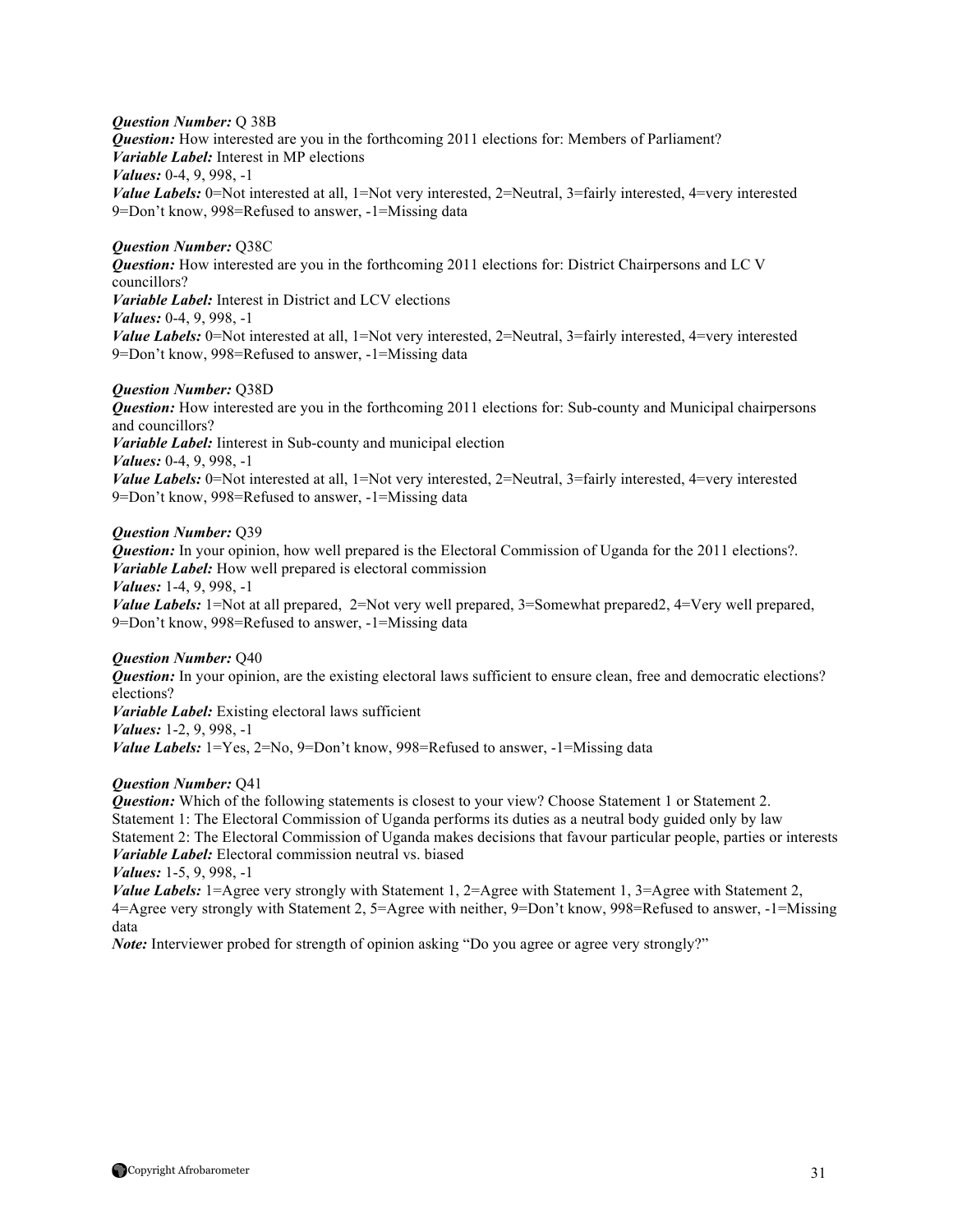***Question Number:*** Q 38B
***Question:*** How interested are you in the forthcoming 2011 elections for: Members of Parliament?
***Variable Label:*** Interest in MP elections
***Values:*** 0-4, 9, 998, -1
***Value Labels:*** 0=Not interested at all, 1=Not very interested, 2=Neutral, 3=fairly interested, 4=very interested 9=Don't know, 998=Refused to answer, -1=Missing data

***Question Number:*** Q38C
***Question:*** How interested are you in the forthcoming 2011 elections for: District Chairpersons and LC V councillors?
***Variable Label:*** Interest in District and LCV elections
***Values:*** 0-4, 9, 998, -1
***Value Labels:*** 0=Not interested at all, 1=Not very interested, 2=Neutral, 3=fairly interested, 4=very interested 9=Don't know, 998=Refused to answer, -1=Missing data

***Question Number:*** Q38D
***Question:*** How interested are you in the forthcoming 2011 elections for: Sub-county and Municipal chairpersons and councillors?
***Variable Label:*** Iinterest in Sub-county and municipal election
***Values:*** 0-4, 9, 998, -1
***Value Labels:*** 0=Not interested at all, 1=Not very interested, 2=Neutral, 3=fairly interested, 4=very interested 9=Don't know, 998=Refused to answer, -1=Missing data

***Question Number:*** Q39
***Question:*** In your opinion, how well prepared is the Electoral Commission of Uganda for the 2011 elections?.
***Variable Label:*** How well prepared is electoral commission
***Values:*** 1-4, 9, 998, -1
***Value Labels:*** 1=Not at all prepared, 2=Not very well prepared, 3=Somewhat prepared2, 4=Very well prepared, 9=Don't know, 998=Refused to answer, -1=Missing data

***Question Number:*** Q40
***Question:*** In your opinion, are the existing electoral laws sufficient to ensure clean, free and democratic elections? elections?
***Variable Label:*** Existing electoral laws sufficient
***Values:*** 1-2, 9, 998, -1
***Value Labels:*** 1=Yes, 2=No, 9=Don't know, 998=Refused to answer, -1=Missing data

***Question Number:*** Q41
***Question:*** Which of the following statements is closest to your view? Choose Statement 1 or Statement 2.
Statement 1: The Electoral Commission of Uganda performs its duties as a neutral body guided only by law
Statement 2: The Electoral Commission of Uganda makes decisions that favour particular people, parties or interests
***Variable Label:*** Electoral commission neutral vs. biased
***Values:*** 1-5, 9, 998, -1
***Value Labels:*** 1=Agree very strongly with Statement 1, 2=Agree with Statement 1, 3=Agree with Statement 2, 4=Agree very strongly with Statement 2, 5=Agree with neither, 9=Don't know, 998=Refused to answer, -1=Missing data
***Note:*** Interviewer probed for strength of opinion asking "Do you agree or agree very strongly?"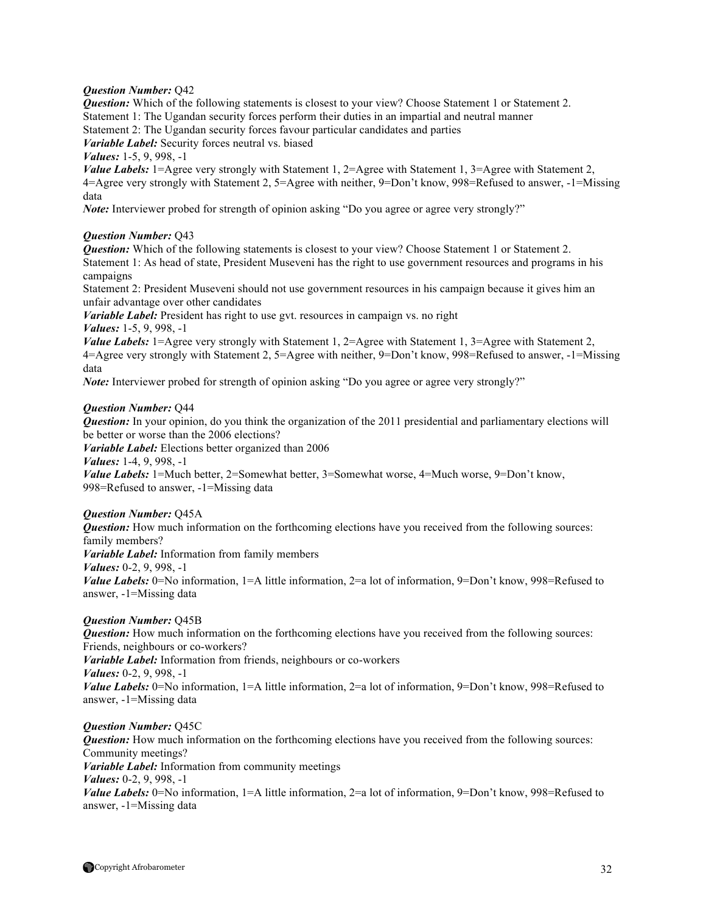***Question Number:*** Q42
***Question:*** Which of the following statements is closest to your view? Choose Statement 1 or Statement 2.
Statement 1: The Ugandan security forces perform their duties in an impartial and neutral manner
Statement 2: The Ugandan security forces favour particular candidates and parties
***Variable Label:*** Security forces neutral vs. biased
***Values:*** 1-5, 9, 998, -1
***Value Labels:*** 1=Agree very strongly with Statement 1, 2=Agree with Statement 1, 3=Agree with Statement 2, 4=Agree very strongly with Statement 2, 5=Agree with neither, 9=Don't know, 998=Refused to answer, -1=Missing data
***Note:*** Interviewer probed for strength of opinion asking "Do you agree or agree very strongly?"

***Question Number:*** Q43
***Question:*** Which of the following statements is closest to your view? Choose Statement 1 or Statement 2.
Statement 1: As head of state, President Museveni has the right to use government resources and programs in his campaigns
Statement 2: President Museveni should not use government resources in his campaign because it gives him an unfair advantage over other candidates
***Variable Label:*** President has right to use gvt. resources in campaign vs. no right
***Values:*** 1-5, 9, 998, -1
***Value Labels:*** 1=Agree very strongly with Statement 1, 2=Agree with Statement 1, 3=Agree with Statement 2, 4=Agree very strongly with Statement 2, 5=Agree with neither, 9=Don't know, 998=Refused to answer, -1=Missing data
***Note:*** Interviewer probed for strength of opinion asking "Do you agree or agree very strongly?"

***Question Number:*** Q44
***Question:*** In your opinion, do you think the organization of the 2011 presidential and parliamentary elections will be better or worse than the 2006 elections?
***Variable Label:*** Elections better organized than 2006
***Values:*** 1-4, 9, 998, -1
***Value Labels:*** 1=Much better, 2=Somewhat better, 3=Somewhat worse, 4=Much worse, 9=Don't know, 998=Refused to answer, -1=Missing data

***Question Number:*** Q45A
***Question:*** How much information on the forthcoming elections have you received from the following sources: family members?
***Variable Label:*** Information from family members
***Values:*** 0-2, 9, 998, -1
***Value Labels:*** 0=No information, 1=A little information, 2=a lot of information, 9=Don't know, 998=Refused to answer, -1=Missing data

***Question Number:*** Q45B
***Question:*** How much information on the forthcoming elections have you received from the following sources: Friends, neighbours or co-workers?
***Variable Label:*** Information from friends, neighbours or co-workers
***Values:*** 0-2, 9, 998, -1
***Value Labels:*** 0=No information, 1=A little information, 2=a lot of information, 9=Don't know, 998=Refused to answer, -1=Missing data

***Question Number:*** Q45C
***Question:*** How much information on the forthcoming elections have you received from the following sources: Community meetings?
***Variable Label:*** Information from community meetings
***Values:*** 0-2, 9, 998, -1
***Value Labels:*** 0=No information, 1=A little information, 2=a lot of information, 9=Don't know, 998=Refused to answer, -1=Missing data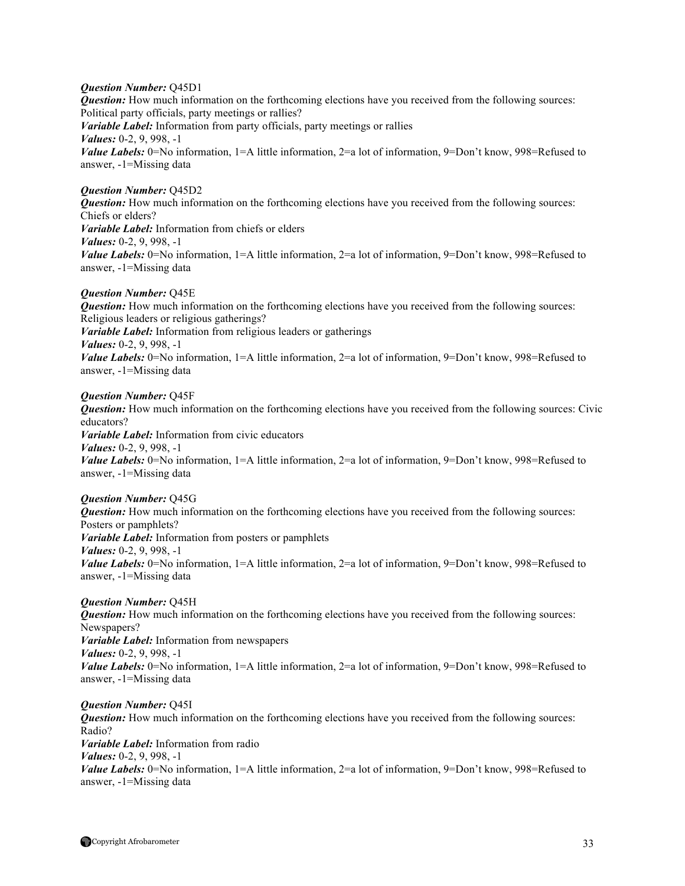***Question Number:*** Q45D1
***Question:*** How much information on the forthcoming elections have you received from the following sources: Political party officials, party meetings or rallies?
***Variable Label:*** Information from party officials, party meetings or rallies
***Values:*** 0-2, 9, 998, -1
***Value Labels:*** 0=No information, 1=A little information, 2=a lot of information, 9=Don't know, 998=Refused to answer, -1=Missing data

***Question Number:*** Q45D2
***Question:*** How much information on the forthcoming elections have you received from the following sources: Chiefs or elders?
***Variable Label:*** Information from chiefs or elders
***Values:*** 0-2, 9, 998, -1
***Value Labels:*** 0=No information, 1=A little information, 2=a lot of information, 9=Don't know, 998=Refused to answer, -1=Missing data

***Question Number:*** Q45E
***Question:*** How much information on the forthcoming elections have you received from the following sources: Religious leaders or religious gatherings?
***Variable Label:*** Information from religious leaders or gatherings
***Values:*** 0-2, 9, 998, -1
***Value Labels:*** 0=No information, 1=A little information, 2=a lot of information, 9=Don't know, 998=Refused to answer, -1=Missing data

***Question Number:*** Q45F
***Question:*** How much information on the forthcoming elections have you received from the following sources: Civic educators?
***Variable Label:*** Information from civic educators
***Values:*** 0-2, 9, 998, -1
***Value Labels:*** 0=No information, 1=A little information, 2=a lot of information, 9=Don't know, 998=Refused to answer, -1=Missing data

***Question Number:*** Q45G
***Question:*** How much information on the forthcoming elections have you received from the following sources: Posters or pamphlets?
***Variable Label:*** Information from posters or pamphlets
***Values:*** 0-2, 9, 998, -1
***Value Labels:*** 0=No information, 1=A little information, 2=a lot of information, 9=Don't know, 998=Refused to answer, -1=Missing data

***Question Number:*** Q45H
***Question:*** How much information on the forthcoming elections have you received from the following sources: Newspapers?
***Variable Label:*** Information from newspapers
***Values:*** 0-2, 9, 998, -1
***Value Labels:*** 0=No information, 1=A little information, 2=a lot of information, 9=Don't know, 998=Refused to answer, -1=Missing data

***Question Number:*** Q45I
***Question:*** How much information on the forthcoming elections have you received from the following sources: Radio?
***Variable Label:*** Information from radio
***Values:*** 0-2, 9, 998, -1
***Value Labels:*** 0=No information, 1=A little information, 2=a lot of information, 9=Don't know, 998=Refused to answer, -1=Missing data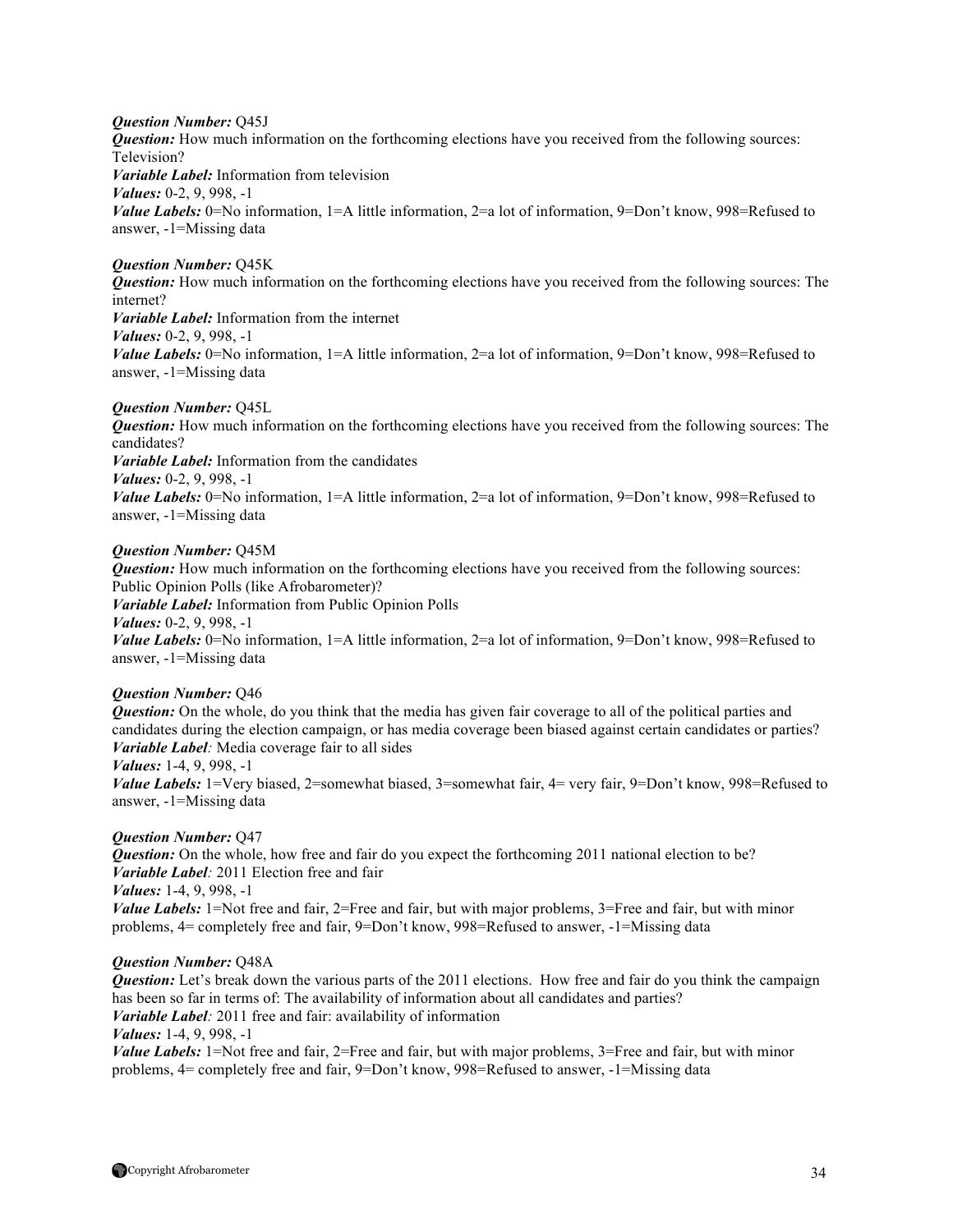***Question Number:*** Q45J
***Question:*** How much information on the forthcoming elections have you received from the following sources: Television?
***Variable Label:*** Information from television
***Values:*** 0-2, 9, 998, -1
***Value Labels:*** 0=No information, 1=A little information, 2=a lot of information, 9=Don't know, 998=Refused to answer, -1=Missing data

***Question Number:*** Q45K
***Question:*** How much information on the forthcoming elections have you received from the following sources: The internet?
***Variable Label:*** Information from the internet
***Values:*** 0-2, 9, 998, -1
***Value Labels:*** 0=No information, 1=A little information, 2=a lot of information, 9=Don't know, 998=Refused to answer, -1=Missing data

***Question Number:*** Q45L
***Question:*** How much information on the forthcoming elections have you received from the following sources: The candidates?
***Variable Label:*** Information from the candidates
***Values:*** 0-2, 9, 998, -1
***Value Labels:*** 0=No information, 1=A little information, 2=a lot of information, 9=Don't know, 998=Refused to answer, -1=Missing data

***Question Number:*** Q45M
***Question:*** How much information on the forthcoming elections have you received from the following sources: Public Opinion Polls (like Afrobarometer)?
***Variable Label:*** Information from Public Opinion Polls
***Values:*** 0-2, 9, 998, -1
***Value Labels:*** 0=No information, 1=A little information, 2=a lot of information, 9=Don't know, 998=Refused to answer, -1=Missing data

***Question Number:*** Q46
***Question:*** On the whole, do you think that the media has given fair coverage to all of the political parties and candidates during the election campaign, or has media coverage been biased against certain candidates or parties?
***Variable Label**:* Media coverage fair to all sides
***Values:*** 1-4, 9, 998, -1
***Value Labels:*** 1=Very biased, 2=somewhat biased, 3=somewhat fair, 4= very fair, 9=Don't know, 998=Refused to answer, -1=Missing data

***Question Number:*** Q47
***Question:*** On the whole, how free and fair do you expect the forthcoming 2011 national election to be?
***Variable Label**:* 2011 Election free and fair
***Values:*** 1-4, 9, 998, -1
***Value Labels:*** 1=Not free and fair, 2=Free and fair, but with major problems, 3=Free and fair, but with minor problems, 4= completely free and fair, 9=Don't know, 998=Refused to answer, -1=Missing data

***Question Number:*** Q48A
***Question:*** Let's break down the various parts of the 2011 elections. How free and fair do you think the campaign has been so far in terms of: The availability of information about all candidates and parties?
***Variable Label**:* 2011 free and fair: availability of information
***Values:*** 1-4, 9, 998, -1
***Value Labels:*** 1=Not free and fair, 2=Free and fair, but with major problems, 3=Free and fair, but with minor problems, 4= completely free and fair, 9=Don't know, 998=Refused to answer, -1=Missing data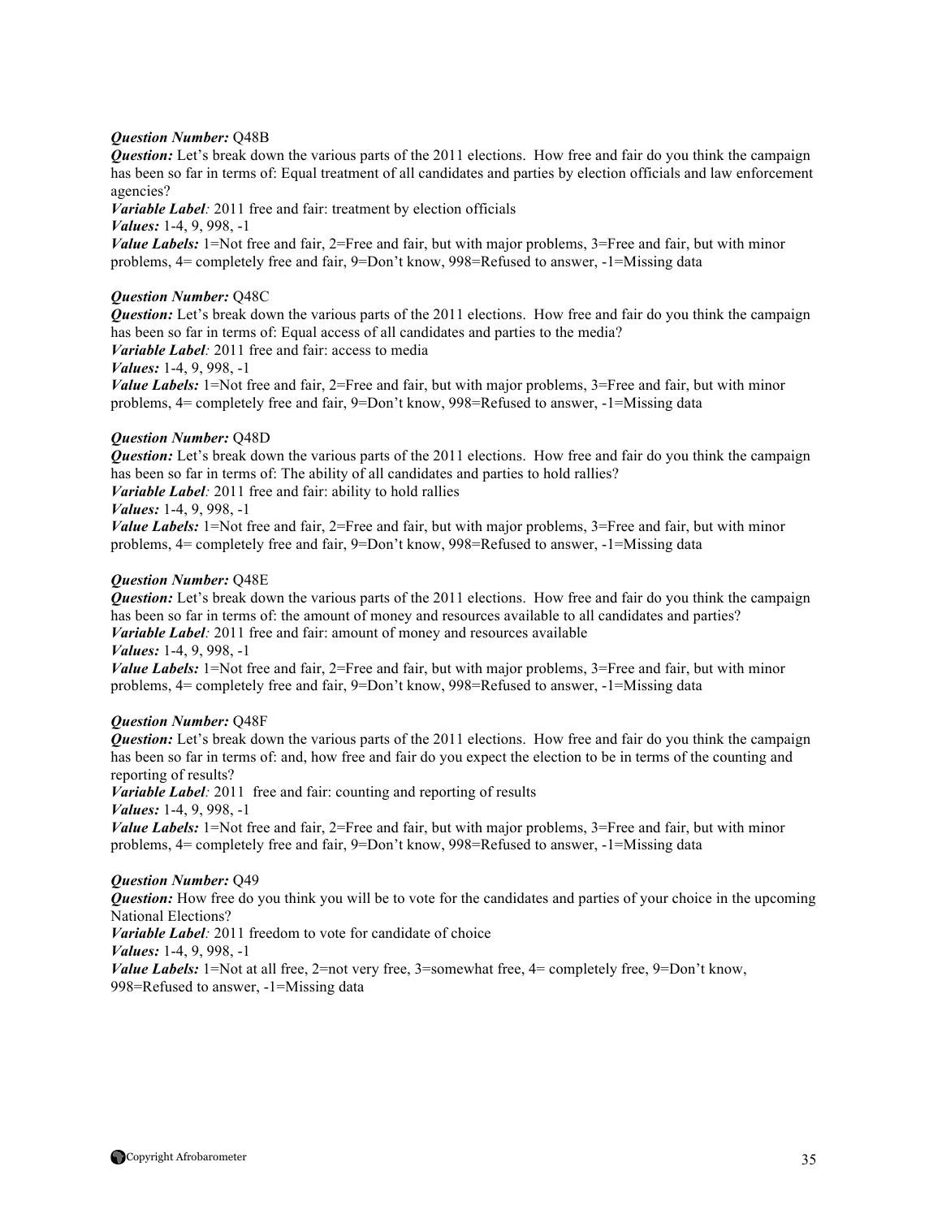***Question Number:*** Q48B
***Question:*** Let's break down the various parts of the 2011 elections. How free and fair do you think the campaign has been so far in terms of: Equal treatment of all candidates and parties by election officials and law enforcement agencies?
***Variable Label:*** 2011 free and fair: treatment by election officials
***Values:*** 1-4, 9, 998, -1
***Value Labels:*** 1=Not free and fair, 2=Free and fair, but with major problems, 3=Free and fair, but with minor problems, 4= completely free and fair, 9=Don't know, 998=Refused to answer, -1=Missing data

***Question Number:*** Q48C
***Question:*** Let's break down the various parts of the 2011 elections. How free and fair do you think the campaign has been so far in terms of: Equal access of all candidates and parties to the media?
***Variable Label:*** 2011 free and fair: access to media
***Values:*** 1-4, 9, 998, -1
***Value Labels:*** 1=Not free and fair, 2=Free and fair, but with major problems, 3=Free and fair, but with minor problems, 4= completely free and fair, 9=Don't know, 998=Refused to answer, -1=Missing data

***Question Number:*** Q48D
***Question:*** Let's break down the various parts of the 2011 elections. How free and fair do you think the campaign has been so far in terms of: The ability of all candidates and parties to hold rallies?
***Variable Label:*** 2011 free and fair: ability to hold rallies
***Values:*** 1-4, 9, 998, -1
***Value Labels:*** 1=Not free and fair, 2=Free and fair, but with major problems, 3=Free and fair, but with minor problems, 4= completely free and fair, 9=Don't know, 998=Refused to answer, -1=Missing data

***Question Number:*** Q48E
***Question:*** Let's break down the various parts of the 2011 elections. How free and fair do you think the campaign has been so far in terms of: the amount of money and resources available to all candidates and parties?
***Variable Label:*** 2011 free and fair: amount of money and resources available
***Values:*** 1-4, 9, 998, -1
***Value Labels:*** 1=Not free and fair, 2=Free and fair, but with major problems, 3=Free and fair, but with minor problems, 4= completely free and fair, 9=Don't know, 998=Refused to answer, -1=Missing data

***Question Number:*** Q48F
***Question:*** Let's break down the various parts of the 2011 elections. How free and fair do you think the campaign has been so far in terms of: and, how free and fair do you expect the election to be in terms of the counting and reporting of results?
***Variable Label:*** 2011 free and fair: counting and reporting of results
***Values:*** 1-4, 9, 998, -1
***Value Labels:*** 1=Not free and fair, 2=Free and fair, but with major problems, 3=Free and fair, but with minor problems, 4= completely free and fair, 9=Don't know, 998=Refused to answer, -1=Missing data

***Question Number:*** Q49
***Question:*** How free do you think you will be to vote for the candidates and parties of your choice in the upcoming National Elections?
***Variable Label:*** 2011 freedom to vote for candidate of choice
***Values:*** 1-4, 9, 998, -1
***Value Labels:*** 1=Not at all free, 2=not very free, 3=somewhat free, 4= completely free, 9=Don't know, 998=Refused to answer, -1=Missing data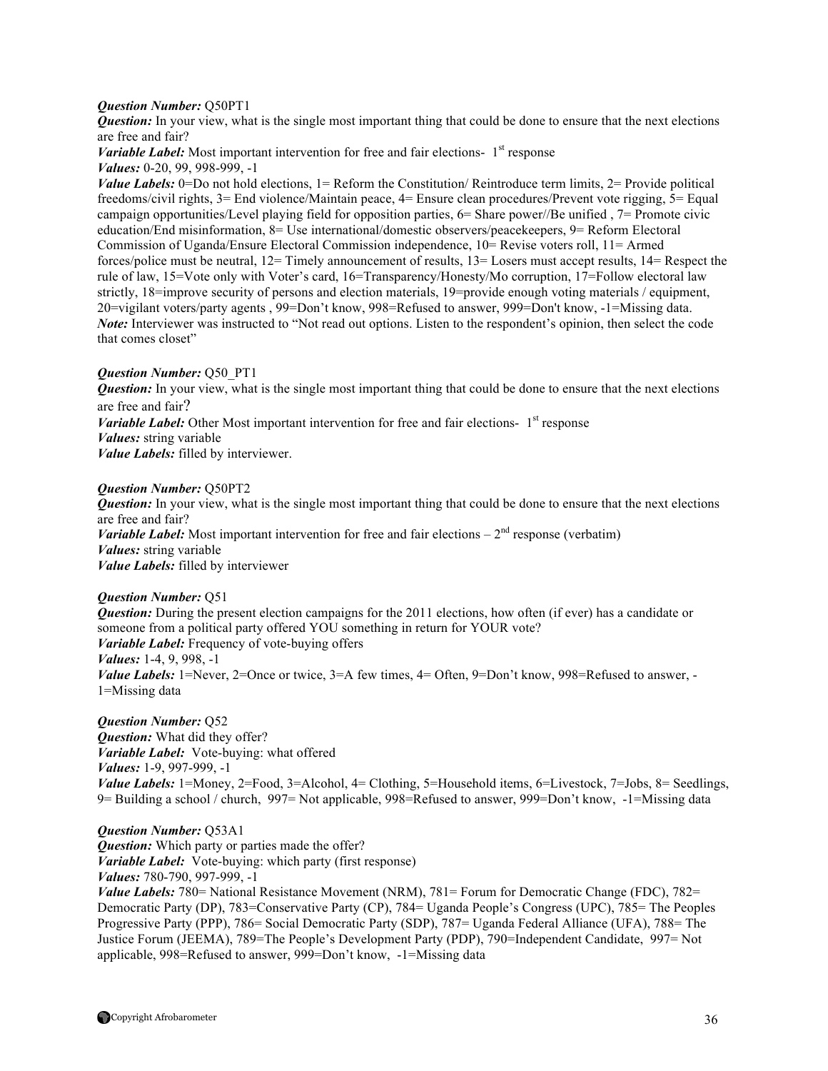***Question Number:*** Q50PT1
***Question:*** In your view, what is the single most important thing that could be done to ensure that the next elections are free and fair?
***Variable Label:*** Most important intervention for free and fair elections- 1st response
***Values:*** 0-20, 99, 998-999, -1
***Value Labels:*** 0=Do not hold elections, 1= Reform the Constitution/ Reintroduce term limits, 2= Provide political freedoms/civil rights, 3= End violence/Maintain peace, 4= Ensure clean procedures/Prevent vote rigging, 5= Equal campaign opportunities/Level playing field for opposition parties, 6= Share power//Be unified , 7= Promote civic education/End misinformation, 8= Use international/domestic observers/peacekeepers, 9= Reform Electoral Commission of Uganda/Ensure Electoral Commission independence, 10= Revise voters roll, 11= Armed forces/police must be neutral, 12= Timely announcement of results, 13= Losers must accept results, 14= Respect the rule of law, 15=Vote only with Voter's card, 16=Transparency/Honesty/Mo corruption, 17=Follow electoral law strictly, 18=improve security of persons and election materials, 19=provide enough voting materials / equipment, 20=vigilant voters/party agents , 99=Don't know, 998=Refused to answer, 999=Don't know, -1=Missing data.
***Note:*** Interviewer was instructed to "Not read out options. Listen to the respondent's opinion, then select the code that comes closet"

***Question Number:*** Q50_PT1
***Question:*** In your view, what is the single most important thing that could be done to ensure that the next elections are free and fair?
***Variable Label:*** Other Most important intervention for free and fair elections- 1st response
***Values:*** string variable
***Value Labels:*** filled by interviewer.

***Question Number:*** Q50PT2
***Question:*** In your view, what is the single most important thing that could be done to ensure that the next elections are free and fair?
***Variable Label:*** Most important intervention for free and fair elections – 2nd response (verbatim)
***Values:*** string variable
***Value Labels:*** filled by interviewer

***Question Number:*** Q51
***Question:*** During the present election campaigns for the 2011 elections, how often (if ever) has a candidate or someone from a political party offered YOU something in return for YOUR vote?
***Variable Label:*** Frequency of vote-buying offers
***Values:*** 1-4, 9, 998, -1
***Value Labels:*** 1=Never, 2=Once or twice, 3=A few times, 4= Often, 9=Don't know, 998=Refused to answer, -1=Missing data

***Question Number:*** Q52
***Question:*** What did they offer?
***Variable Label:*** Vote-buying: what offered
***Values:*** 1-9, 997-999, -1
***Value Labels:*** 1=Money, 2=Food, 3=Alcohol, 4= Clothing, 5=Household items, 6=Livestock, 7=Jobs, 8= Seedlings, 9= Building a school / church, 997= Not applicable, 998=Refused to answer, 999=Don't know, -1=Missing data

***Question Number:*** Q53A1
***Question:*** Which party or parties made the offer?
***Variable Label:*** Vote-buying: which party (first response)
***Values:*** 780-790, 997-999, -1
***Value Labels:*** 780= National Resistance Movement (NRM), 781= Forum for Democratic Change (FDC), 782= Democratic Party (DP), 783=Conservative Party (CP), 784= Uganda People's Congress (UPC), 785= The Peoples Progressive Party (PPP), 786= Social Democratic Party (SDP), 787= Uganda Federal Alliance (UFA), 788= The Justice Forum (JEEMA), 789=The People's Development Party (PDP), 790=Independent Candidate, 997= Not applicable, 998=Refused to answer, 999=Don't know, -1=Missing data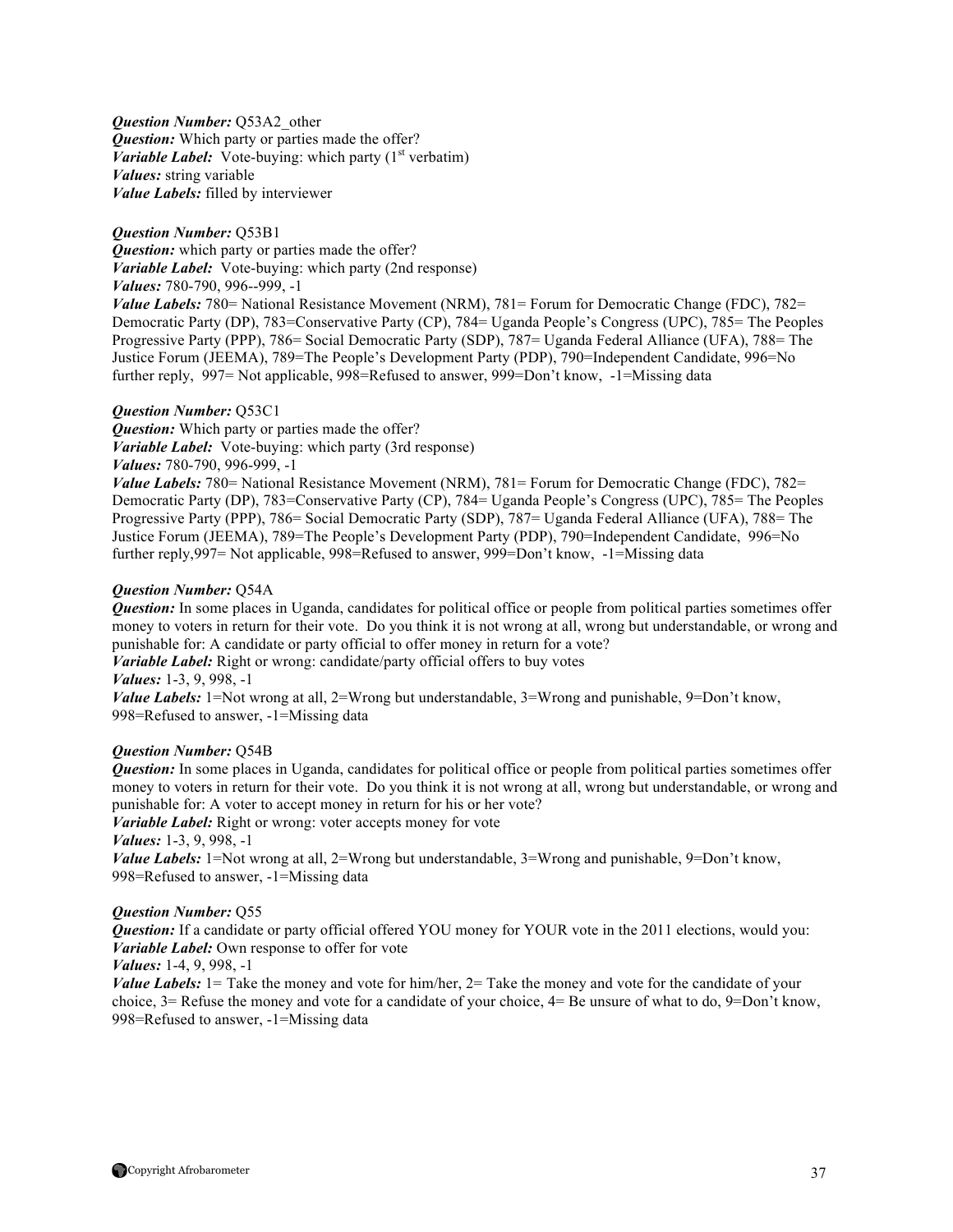***Question Number:*** Q53A2_other
***Question:*** Which party or parties made the offer?
***Variable Label:*** Vote-buying: which party (1st verbatim)
***Values:*** string variable
***Value Labels:*** filled by interviewer

***Question Number:*** Q53B1
***Question:*** which party or parties made the offer?
***Variable Label:*** Vote-buying: which party (2nd response)
***Values:*** 780-790, 996--999, -1
***Value Labels:*** 780= National Resistance Movement (NRM), 781= Forum for Democratic Change (FDC), 782= Democratic Party (DP), 783=Conservative Party (CP), 784= Uganda People's Congress (UPC), 785= The Peoples Progressive Party (PPP), 786= Social Democratic Party (SDP), 787= Uganda Federal Alliance (UFA), 788= The Justice Forum (JEEMA), 789=The People's Development Party (PDP), 790=Independent Candidate, 996=No further reply, 997= Not applicable, 998=Refused to answer, 999=Don't know, -1=Missing data

***Question Number:*** Q53C1
***Question:*** Which party or parties made the offer?
***Variable Label:*** Vote-buying: which party (3rd response)
***Values:*** 780-790, 996-999, -1
***Value Labels:*** 780= National Resistance Movement (NRM), 781= Forum for Democratic Change (FDC), 782= Democratic Party (DP), 783=Conservative Party (CP), 784= Uganda People's Congress (UPC), 785= The Peoples Progressive Party (PPP), 786= Social Democratic Party (SDP), 787= Uganda Federal Alliance (UFA), 788= The Justice Forum (JEEMA), 789=The People's Development Party (PDP), 790=Independent Candidate, 996=No further reply,997= Not applicable, 998=Refused to answer, 999=Don't know, -1=Missing data

***Question Number:*** Q54A
***Question:*** In some places in Uganda, candidates for political office or people from political parties sometimes offer money to voters in return for their vote. Do you think it is not wrong at all, wrong but understandable, or wrong and punishable for: A candidate or party official to offer money in return for a vote?
***Variable Label:*** Right or wrong: candidate/party official offers to buy votes
***Values:*** 1-3, 9, 998, -1
***Value Labels:*** 1=Not wrong at all, 2=Wrong but understandable, 3=Wrong and punishable, 9=Don't know, 998=Refused to answer, -1=Missing data

***Question Number:*** Q54B
***Question:*** In some places in Uganda, candidates for political office or people from political parties sometimes offer money to voters in return for their vote. Do you think it is not wrong at all, wrong but understandable, or wrong and punishable for: A voter to accept money in return for his or her vote?
***Variable Label:*** Right or wrong: voter accepts money for vote
***Values:*** 1-3, 9, 998, -1
***Value Labels:*** 1=Not wrong at all, 2=Wrong but understandable, 3=Wrong and punishable, 9=Don't know, 998=Refused to answer, -1=Missing data

***Question Number:*** Q55
***Question:*** If a candidate or party official offered YOU money for YOUR vote in the 2011 elections, would you:
***Variable Label:*** Own response to offer for vote
***Values:*** 1-4, 9, 998, -1
***Value Labels:*** 1= Take the money and vote for him/her, 2= Take the money and vote for the candidate of your choice, 3= Refuse the money and vote for a candidate of your choice, 4= Be unsure of what to do, 9=Don't know, 998=Refused to answer, -1=Missing data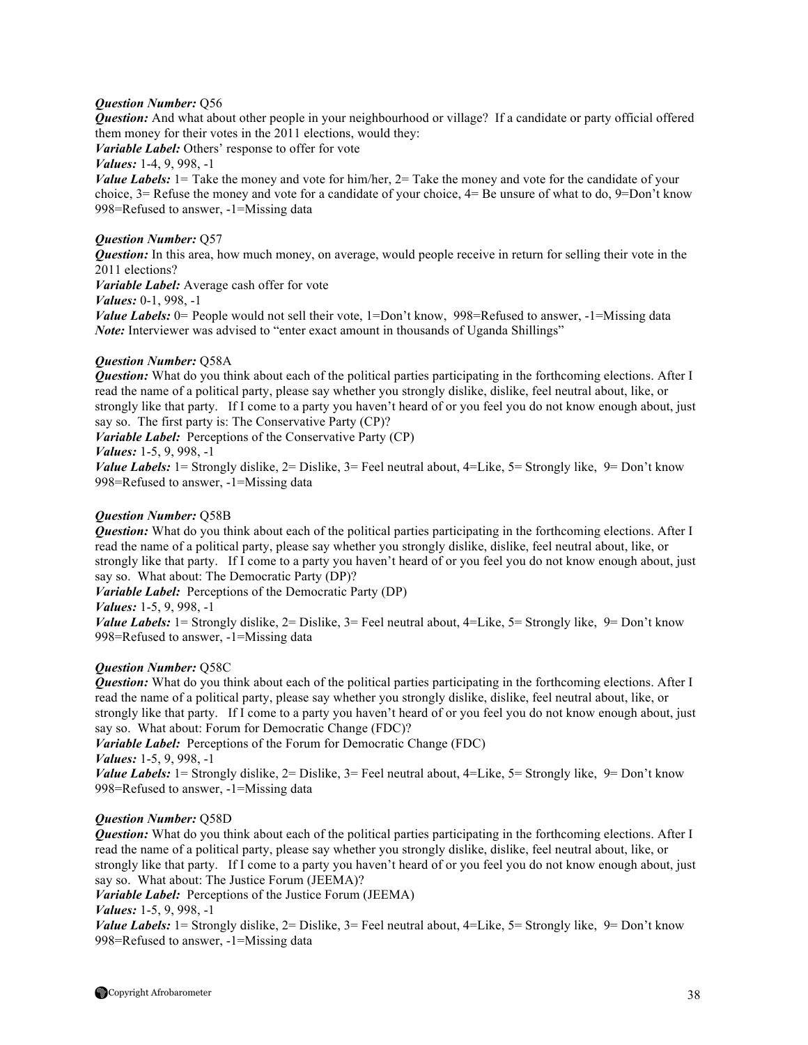***Question Number:*** Q56
***Question:*** And what about other people in your neighbourhood or village? If a candidate or party official offered them money for their votes in the 2011 elections, would they:
***Variable Label:*** Others' response to offer for vote
***Values:*** 1-4, 9, 998, -1
***Value Labels:*** 1= Take the money and vote for him/her, 2= Take the money and vote for the candidate of your choice, 3= Refuse the money and vote for a candidate of your choice, 4= Be unsure of what to do, 9=Don't know 998=Refused to answer, -1=Missing data

***Question Number:*** Q57
***Question:*** In this area, how much money, on average, would people receive in return for selling their vote in the 2011 elections?
***Variable Label:*** Average cash offer for vote
***Values:*** 0-1, 998, -1
***Value Labels:*** 0= People would not sell their vote, 1=Don't know, 998=Refused to answer, -1=Missing data
***Note:*** Interviewer was advised to "enter exact amount in thousands of Uganda Shillings"

***Question Number:*** Q58A
***Question:*** What do you think about each of the political parties participating in the forthcoming elections. After I read the name of a political party, please say whether you strongly dislike, dislike, feel neutral about, like, or strongly like that party. If I come to a party you haven't heard of or you feel you do not know enough about, just say so. The first party is: The Conservative Party (CP)?
***Variable Label:*** Perceptions of the Conservative Party (CP)
***Values:*** 1-5, 9, 998, -1
***Value Labels:*** 1= Strongly dislike, 2= Dislike, 3= Feel neutral about, 4=Like, 5= Strongly like, 9= Don't know 998=Refused to answer, -1=Missing data

***Question Number:*** Q58B
***Question:*** What do you think about each of the political parties participating in the forthcoming elections. After I read the name of a political party, please say whether you strongly dislike, dislike, feel neutral about, like, or strongly like that party. If I come to a party you haven't heard of or you feel you do not know enough about, just say so. What about: The Democratic Party (DP)?
***Variable Label:*** Perceptions of the Democratic Party (DP)
***Values:*** 1-5, 9, 998, -1
***Value Labels:*** 1= Strongly dislike, 2= Dislike, 3= Feel neutral about, 4=Like, 5= Strongly like, 9= Don't know 998=Refused to answer, -1=Missing data

***Question Number:*** Q58C
***Question:*** What do you think about each of the political parties participating in the forthcoming elections. After I read the name of a political party, please say whether you strongly dislike, dislike, feel neutral about, like, or strongly like that party. If I come to a party you haven't heard of or you feel you do not know enough about, just say so. What about: Forum for Democratic Change (FDC)?
***Variable Label:*** Perceptions of the Forum for Democratic Change (FDC)
***Values:*** 1-5, 9, 998, -1
***Value Labels:*** 1= Strongly dislike, 2= Dislike, 3= Feel neutral about, 4=Like, 5= Strongly like, 9= Don't know 998=Refused to answer, -1=Missing data

***Question Number:*** Q58D
***Question:*** What do you think about each of the political parties participating in the forthcoming elections. After I read the name of a political party, please say whether you strongly dislike, dislike, feel neutral about, like, or strongly like that party. If I come to a party you haven't heard of or you feel you do not know enough about, just say so. What about: The Justice Forum (JEEMA)?
***Variable Label:*** Perceptions of the Justice Forum (JEEMA)
***Values:*** 1-5, 9, 998, -1
***Value Labels:*** 1= Strongly dislike, 2= Dislike, 3= Feel neutral about, 4=Like, 5= Strongly like, 9= Don't know 998=Refused to answer, -1=Missing data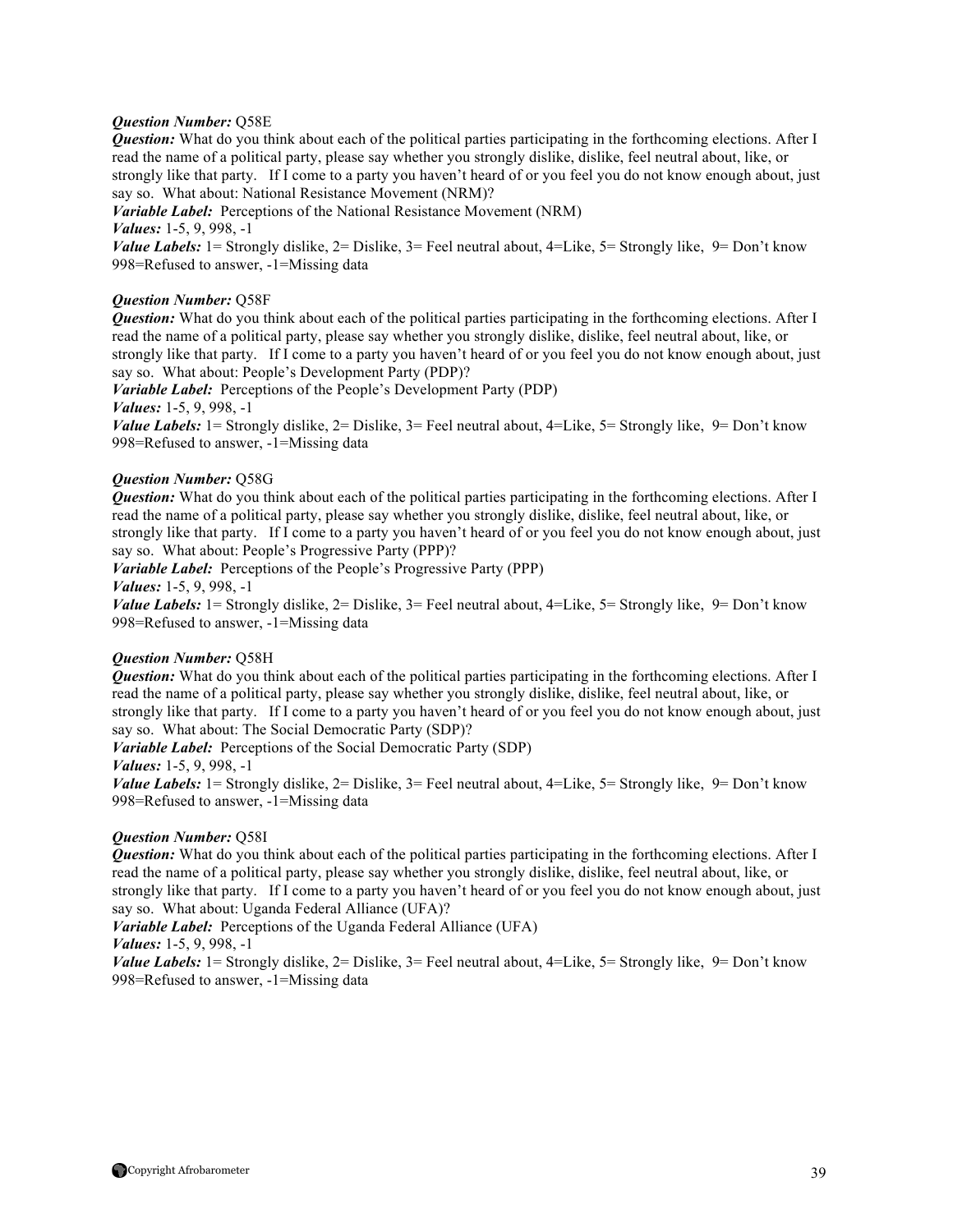***Question Number:*** Q58E
***Question:*** What do you think about each of the political parties participating in the forthcoming elections. After I read the name of a political party, please say whether you strongly dislike, dislike, feel neutral about, like, or strongly like that party. If I come to a party you haven't heard of or you feel you do not know enough about, just say so. What about: National Resistance Movement (NRM)?
***Variable Label:*** Perceptions of the National Resistance Movement (NRM)
***Values:*** 1-5, 9, 998, -1
***Value Labels:*** 1= Strongly dislike, 2= Dislike, 3= Feel neutral about, 4=Like, 5= Strongly like, 9= Don't know 998=Refused to answer, -1=Missing data

***Question Number:*** Q58F
***Question:*** What do you think about each of the political parties participating in the forthcoming elections. After I read the name of a political party, please say whether you strongly dislike, dislike, feel neutral about, like, or strongly like that party. If I come to a party you haven't heard of or you feel you do not know enough about, just say so. What about: People's Development Party (PDP)?
***Variable Label:*** Perceptions of the People's Development Party (PDP)
***Values:*** 1-5, 9, 998, -1
***Value Labels:*** 1= Strongly dislike, 2= Dislike, 3= Feel neutral about, 4=Like, 5= Strongly like, 9= Don't know 998=Refused to answer, -1=Missing data

***Question Number:*** Q58G
***Question:*** What do you think about each of the political parties participating in the forthcoming elections. After I read the name of a political party, please say whether you strongly dislike, dislike, feel neutral about, like, or strongly like that party. If I come to a party you haven't heard of or you feel you do not know enough about, just say so. What about: People's Progressive Party (PPP)?
***Variable Label:*** Perceptions of the People's Progressive Party (PPP)
***Values:*** 1-5, 9, 998, -1
***Value Labels:*** 1= Strongly dislike, 2= Dislike, 3= Feel neutral about, 4=Like, 5= Strongly like, 9= Don't know 998=Refused to answer, -1=Missing data

***Question Number:*** Q58H
***Question:*** What do you think about each of the political parties participating in the forthcoming elections. After I read the name of a political party, please say whether you strongly dislike, dislike, feel neutral about, like, or strongly like that party. If I come to a party you haven't heard of or you feel you do not know enough about, just say so. What about: The Social Democratic Party (SDP)?
***Variable Label:*** Perceptions of the Social Democratic Party (SDP)
***Values:*** 1-5, 9, 998, -1
***Value Labels:*** 1= Strongly dislike, 2= Dislike, 3= Feel neutral about, 4=Like, 5= Strongly like, 9= Don't know 998=Refused to answer, -1=Missing data

***Question Number:*** Q58I
***Question:*** What do you think about each of the political parties participating in the forthcoming elections. After I read the name of a political party, please say whether you strongly dislike, dislike, feel neutral about, like, or strongly like that party. If I come to a party you haven't heard of or you feel you do not know enough about, just say so. What about: Uganda Federal Alliance (UFA)?
***Variable Label:*** Perceptions of the Uganda Federal Alliance (UFA)
***Values:*** 1-5, 9, 998, -1
***Value Labels:*** 1= Strongly dislike, 2= Dislike, 3= Feel neutral about, 4=Like, 5= Strongly like, 9= Don't know 998=Refused to answer, -1=Missing data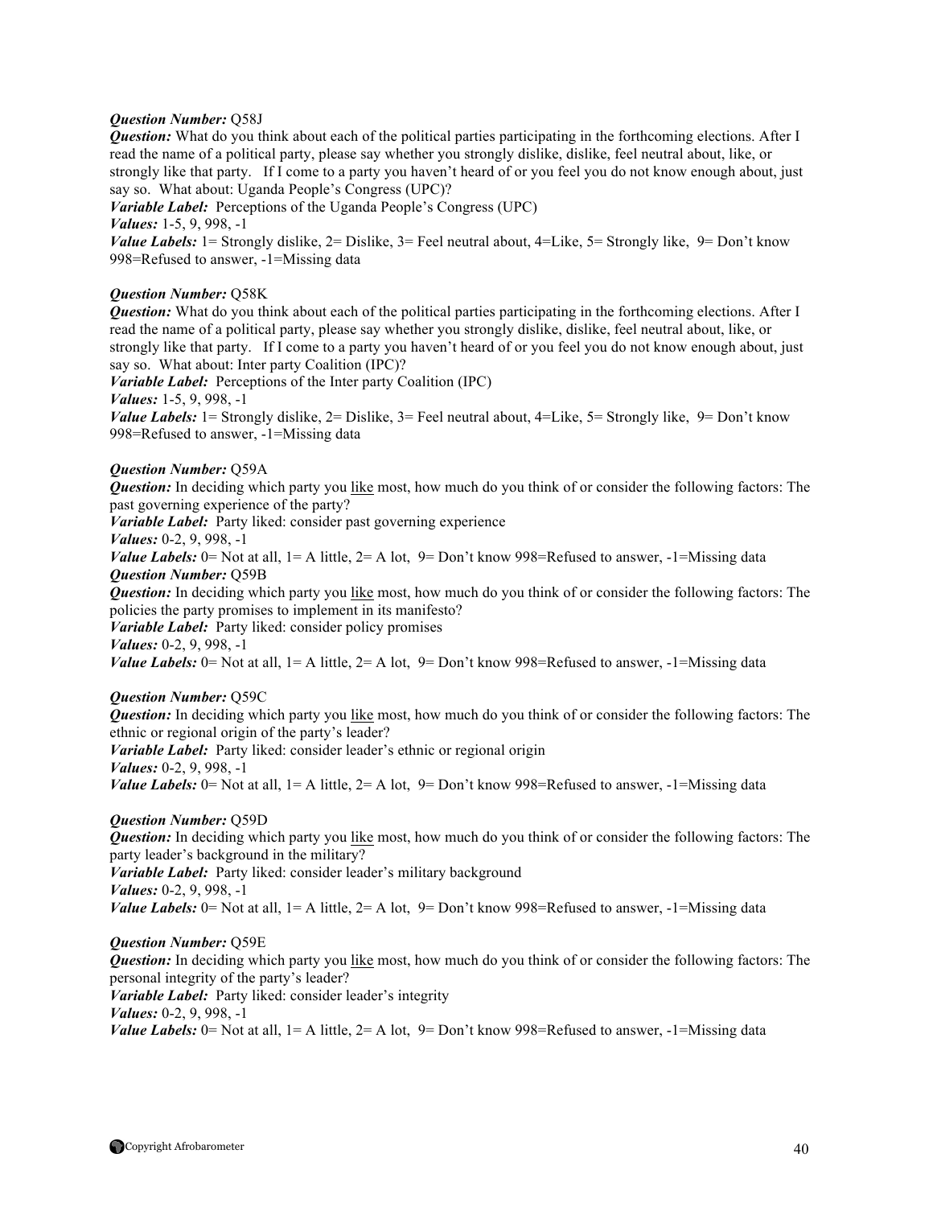***Question Number:*** Q58J
***Question:*** What do you think about each of the political parties participating in the forthcoming elections. After I read the name of a political party, please say whether you strongly dislike, dislike, feel neutral about, like, or strongly like that party. If I come to a party you haven't heard of or you feel you do not know enough about, just say so. What about: Uganda People's Congress (UPC)?
***Variable Label:*** Perceptions of the Uganda People's Congress (UPC)
***Values:*** 1-5, 9, 998, -1
***Value Labels:*** 1= Strongly dislike, 2= Dislike, 3= Feel neutral about, 4=Like, 5= Strongly like, 9= Don't know 998=Refused to answer, -1=Missing data

***Question Number:*** Q58K
***Question:*** What do you think about each of the political parties participating in the forthcoming elections. After I read the name of a political party, please say whether you strongly dislike, dislike, feel neutral about, like, or strongly like that party. If I come to a party you haven't heard of or you feel you do not know enough about, just say so. What about: Inter party Coalition (IPC)?
***Variable Label:*** Perceptions of the Inter party Coalition (IPC)
***Values:*** 1-5, 9, 998, -1
***Value Labels:*** 1= Strongly dislike, 2= Dislike, 3= Feel neutral about, 4=Like, 5= Strongly like, 9= Don't know 998=Refused to answer, -1=Missing data

***Question Number:*** Q59A
***Question:*** In deciding which party you <u>like</u> most, how much do you think of or consider the following factors: The past governing experience of the party?
***Variable Label:*** Party liked: consider past governing experience
***Values:*** 0-2, 9, 998, -1
***Value Labels:*** 0= Not at all, 1= A little, 2= A lot, 9= Don't know 998=Refused to answer, -1=Missing data

***Question Number:*** Q59B
***Question:*** In deciding which party you <u>like</u> most, how much do you think of or consider the following factors: The policies the party promises to implement in its manifesto?
***Variable Label:*** Party liked: consider policy promises
***Values:*** 0-2, 9, 998, -1
***Value Labels:*** 0= Not at all, 1= A little, 2= A lot, 9= Don't know 998=Refused to answer, -1=Missing data

***Question Number:*** Q59C
***Question:*** In deciding which party you <u>like</u> most, how much do you think of or consider the following factors: The ethnic or regional origin of the party's leader?
***Variable Label:*** Party liked: consider leader's ethnic or regional origin
***Values:*** 0-2, 9, 998, -1
***Value Labels:*** 0= Not at all, 1= A little, 2= A lot, 9= Don't know 998=Refused to answer, -1=Missing data

***Question Number:*** Q59D
***Question:*** In deciding which party you <u>like</u> most, how much do you think of or consider the following factors: The party leader's background in the military?
***Variable Label:*** Party liked: consider leader's military background
***Values:*** 0-2, 9, 998, -1
***Value Labels:*** 0= Not at all, 1= A little, 2= A lot, 9= Don't know 998=Refused to answer, -1=Missing data

***Question Number:*** Q59E
***Question:*** In deciding which party you <u>like</u> most, how much do you think of or consider the following factors: The personal integrity of the party's leader?
***Variable Label:*** Party liked: consider leader's integrity
***Values:*** 0-2, 9, 998, -1
***Value Labels:*** 0= Not at all, 1= A little, 2= A lot, 9= Don't know 998=Refused to answer, -1=Missing data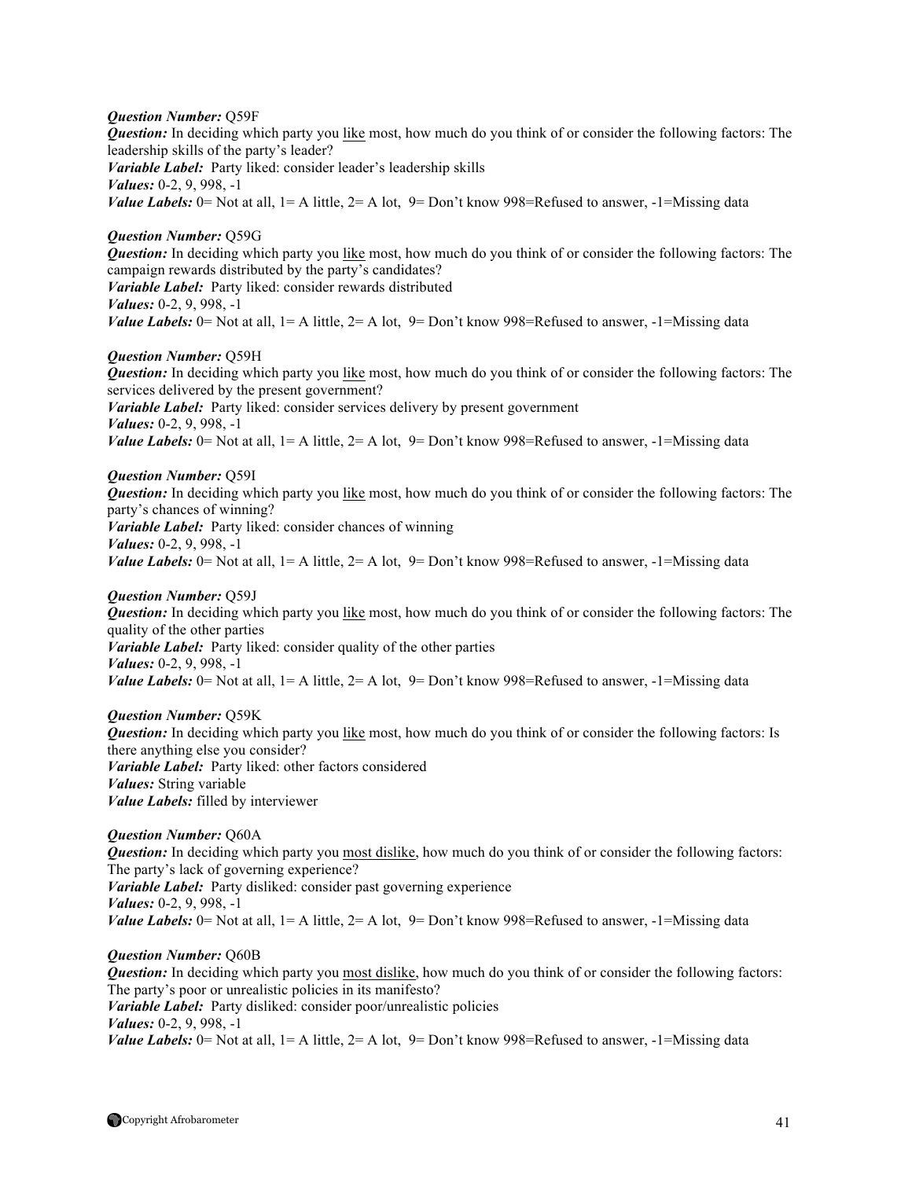***Question Number:*** Q59F
***Question:*** In deciding which party you like most, how much do you think of or consider the following factors: The leadership skills of the party's leader?
***Variable Label:*** Party liked: consider leader's leadership skills
***Values:*** 0-2, 9, 998, -1
***Value Labels:*** 0= Not at all, 1= A little, 2= A lot, 9= Don't know 998=Refused to answer, -1=Missing data

***Question Number:*** Q59G
***Question:*** In deciding which party you like most, how much do you think of or consider the following factors: The campaign rewards distributed by the party's candidates?
***Variable Label:*** Party liked: consider rewards distributed
***Values:*** 0-2, 9, 998, -1
***Value Labels:*** 0= Not at all, 1= A little, 2= A lot, 9= Don't know 998=Refused to answer, -1=Missing data

***Question Number:*** Q59H
***Question:*** In deciding which party you like most, how much do you think of or consider the following factors: The services delivered by the present government?
***Variable Label:*** Party liked: consider services delivery by present government
***Values:*** 0-2, 9, 998, -1
***Value Labels:*** 0= Not at all, 1= A little, 2= A lot, 9= Don't know 998=Refused to answer, -1=Missing data

***Question Number:*** Q59I
***Question:*** In deciding which party you like most, how much do you think of or consider the following factors: The party's chances of winning?
***Variable Label:*** Party liked: consider chances of winning
***Values:*** 0-2, 9, 998, -1
***Value Labels:*** 0= Not at all, 1= A little, 2= A lot, 9= Don't know 998=Refused to answer, -1=Missing data

***Question Number:*** Q59J
***Question:*** In deciding which party you like most, how much do you think of or consider the following factors: The quality of the other parties
***Variable Label:*** Party liked: consider quality of the other parties
***Values:*** 0-2, 9, 998, -1
***Value Labels:*** 0= Not at all, 1= A little, 2= A lot, 9= Don't know 998=Refused to answer, -1=Missing data

***Question Number:*** Q59K
***Question:*** In deciding which party you like most, how much do you think of or consider the following factors: Is there anything else you consider?
***Variable Label:*** Party liked: other factors considered
***Values:*** String variable
***Value Labels:*** filled by interviewer

***Question Number:*** Q60A
***Question:*** In deciding which party you most dislike, how much do you think of or consider the following factors: The party's lack of governing experience?
***Variable Label:*** Party disliked: consider past governing experience
***Values:*** 0-2, 9, 998, -1
***Value Labels:*** 0= Not at all, 1= A little, 2= A lot, 9= Don't know 998=Refused to answer, -1=Missing data

***Question Number:*** Q60B
***Question:*** In deciding which party you most dislike, how much do you think of or consider the following factors: The party's poor or unrealistic policies in its manifesto?
***Variable Label:*** Party disliked: consider poor/unrealistic policies
***Values:*** 0-2, 9, 998, -1
***Value Labels:*** 0= Not at all, 1= A little, 2= A lot, 9= Don't know 998=Refused to answer, -1=Missing data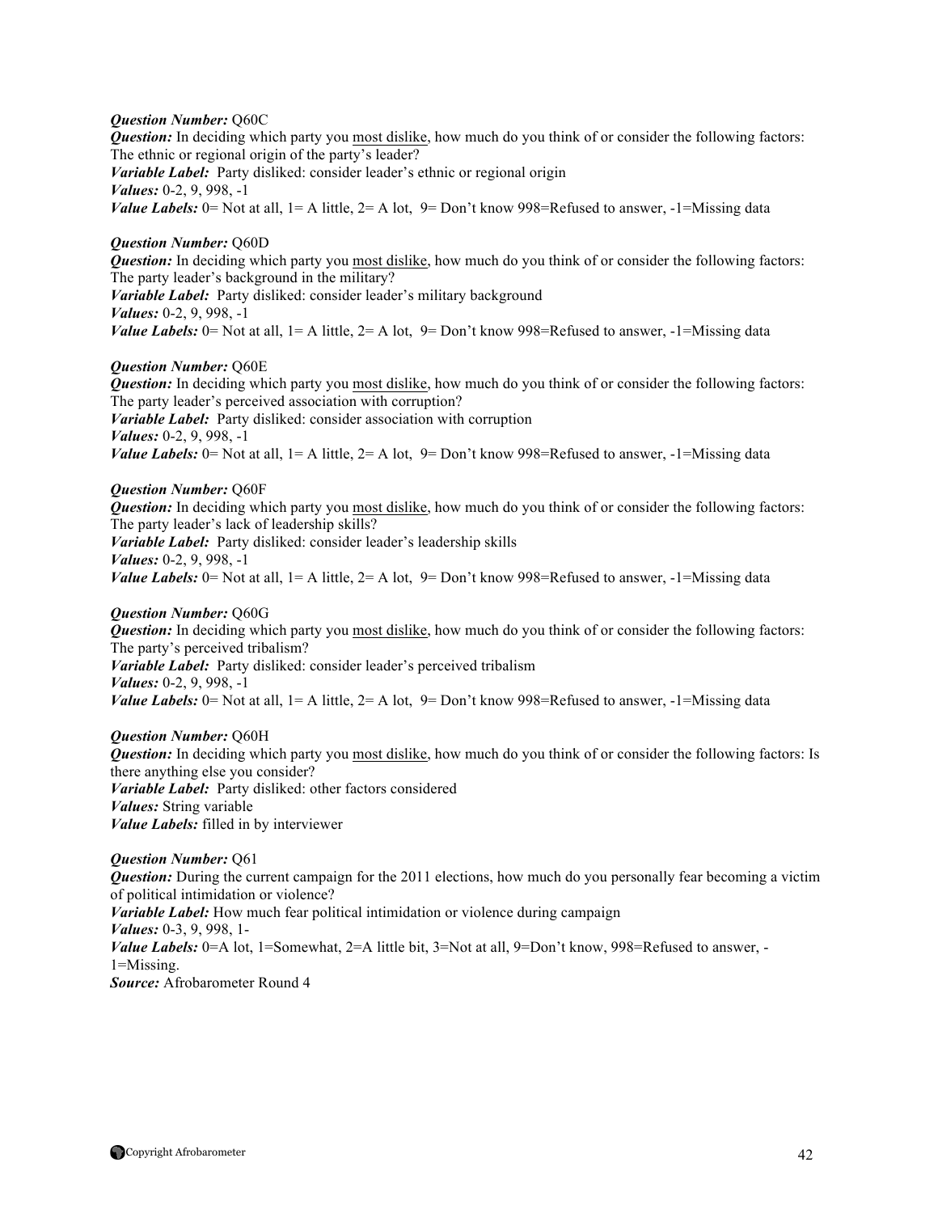***Question Number:*** Q60C
***Question:*** In deciding which party you most dislike, how much do you think of or consider the following factors: The ethnic or regional origin of the party's leader?
***Variable Label:*** Party disliked: consider leader's ethnic or regional origin
***Values:*** 0-2, 9, 998, -1
***Value Labels:*** 0= Not at all, 1= A little, 2= A lot, 9= Don't know 998=Refused to answer, -1=Missing data

***Question Number:*** Q60D
***Question:*** In deciding which party you most dislike, how much do you think of or consider the following factors: The party leader's background in the military?
***Variable Label:*** Party disliked: consider leader's military background
***Values:*** 0-2, 9, 998, -1
***Value Labels:*** 0= Not at all, 1= A little, 2= A lot, 9= Don't know 998=Refused to answer, -1=Missing data

***Question Number:*** Q60E
***Question:*** In deciding which party you most dislike, how much do you think of or consider the following factors: The party leader's perceived association with corruption?
***Variable Label:*** Party disliked: consider association with corruption
***Values:*** 0-2, 9, 998, -1
***Value Labels:*** 0= Not at all, 1= A little, 2= A lot, 9= Don't know 998=Refused to answer, -1=Missing data

***Question Number:*** Q60F
***Question:*** In deciding which party you most dislike, how much do you think of or consider the following factors: The party leader's lack of leadership skills?
***Variable Label:*** Party disliked: consider leader's leadership skills
***Values:*** 0-2, 9, 998, -1
***Value Labels:*** 0= Not at all, 1= A little, 2= A lot, 9= Don't know 998=Refused to answer, -1=Missing data

***Question Number:*** Q60G
***Question:*** In deciding which party you most dislike, how much do you think of or consider the following factors: The party's perceived tribalism?
***Variable Label:*** Party disliked: consider leader's perceived tribalism
***Values:*** 0-2, 9, 998, -1
***Value Labels:*** 0= Not at all, 1= A little, 2= A lot, 9= Don't know 998=Refused to answer, -1=Missing data

***Question Number:*** Q60H
***Question:*** In deciding which party you most dislike, how much do you think of or consider the following factors: Is there anything else you consider?
***Variable Label:*** Party disliked: other factors considered
***Values:*** String variable
***Value Labels:*** filled in by interviewer

***Question Number:*** Q61
***Question:*** During the current campaign for the 2011 elections, how much do you personally fear becoming a victim of political intimidation or violence?
***Variable Label:*** How much fear political intimidation or violence during campaign
***Values:*** 0-3, 9, 998, 1-
***Value Labels:*** 0=A lot, 1=Somewhat, 2=A little bit, 3=Not at all, 9=Don't know, 998=Refused to answer, -1=Missing.
***Source:*** Afrobarometer Round 4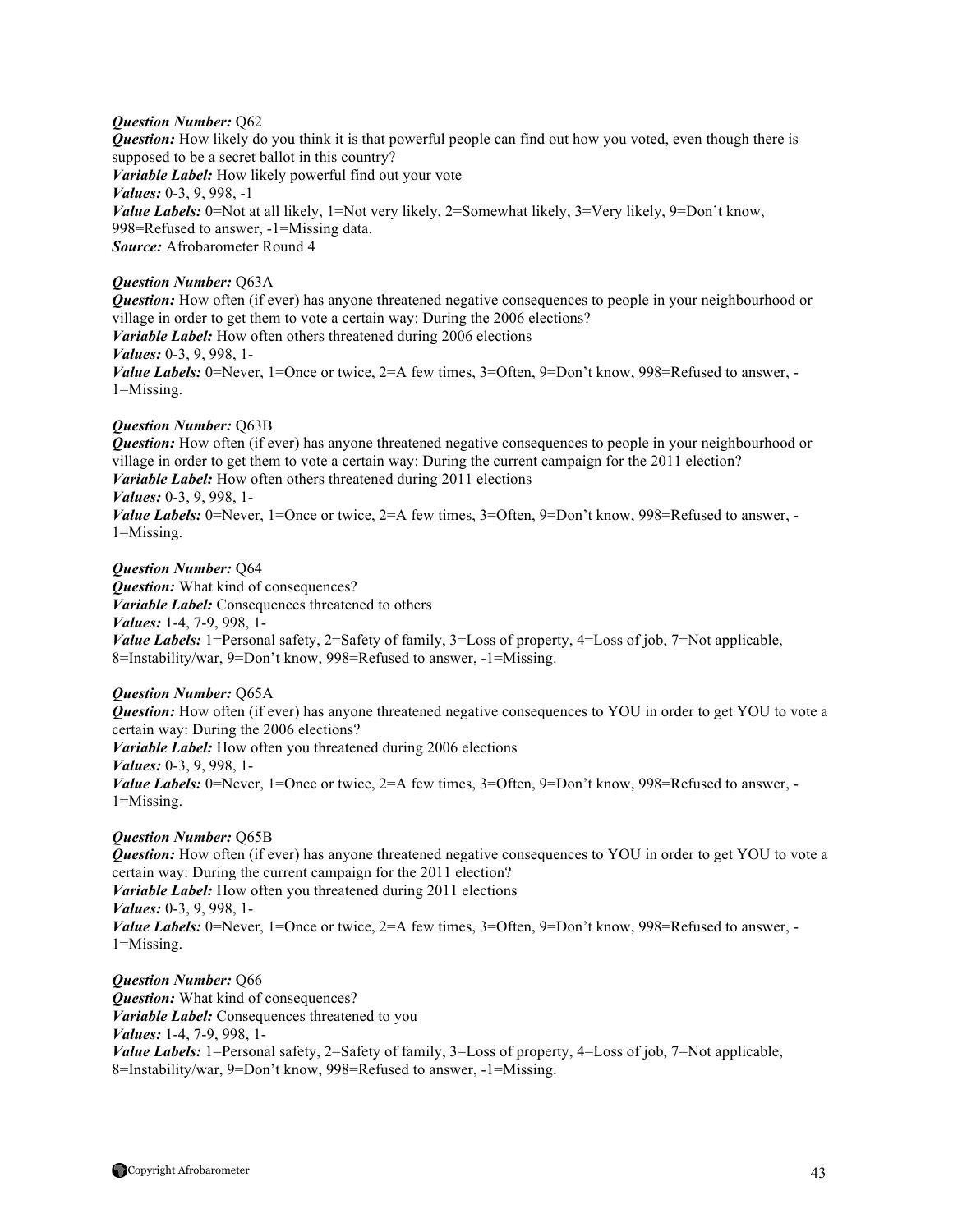***Question Number:*** Q62
***Question:*** How likely do you think it is that powerful people can find out how you voted, even though there is supposed to be a secret ballot in this country?
***Variable Label:*** How likely powerful find out your vote
***Values:*** 0-3, 9, 998, -1
***Value Labels:*** 0=Not at all likely, 1=Not very likely, 2=Somewhat likely, 3=Very likely, 9=Don't know, 998=Refused to answer, -1=Missing data.
***Source:*** Afrobarometer Round 4

***Question Number:*** Q63A
***Question:*** How often (if ever) has anyone threatened negative consequences to people in your neighbourhood or village in order to get them to vote a certain way: During the 2006 elections?
***Variable Label:*** How often others threatened during 2006 elections
***Values:*** 0-3, 9, 998, 1-
***Value Labels:*** 0=Never, 1=Once or twice, 2=A few times, 3=Often, 9=Don't know, 998=Refused to answer, -1=Missing.

***Question Number:*** Q63B
***Question:*** How often (if ever) has anyone threatened negative consequences to people in your neighbourhood or village in order to get them to vote a certain way: During the current campaign for the 2011 election?
***Variable Label:*** How often others threatened during 2011 elections
***Values:*** 0-3, 9, 998, 1-
***Value Labels:*** 0=Never, 1=Once or twice, 2=A few times, 3=Often, 9=Don't know, 998=Refused to answer, -1=Missing.

***Question Number:*** Q64
***Question:*** What kind of consequences?
***Variable Label:*** Consequences threatened to others
***Values:*** 1-4, 7-9, 998, 1-
***Value Labels:*** 1=Personal safety, 2=Safety of family, 3=Loss of property, 4=Loss of job, 7=Not applicable, 8=Instability/war, 9=Don't know, 998=Refused to answer, -1=Missing.

***Question Number:*** Q65A
***Question:*** How often (if ever) has anyone threatened negative consequences to YOU in order to get YOU to vote a certain way: During the 2006 elections?
***Variable Label:*** How often you threatened during 2006 elections
***Values:*** 0-3, 9, 998, 1-
***Value Labels:*** 0=Never, 1=Once or twice, 2=A few times, 3=Often, 9=Don't know, 998=Refused to answer, -1=Missing.

***Question Number:*** Q65B
***Question:*** How often (if ever) has anyone threatened negative consequences to YOU in order to get YOU to vote a certain way: During the current campaign for the 2011 election?
***Variable Label:*** How often you threatened during 2011 elections
***Values:*** 0-3, 9, 998, 1-
***Value Labels:*** 0=Never, 1=Once or twice, 2=A few times, 3=Often, 9=Don't know, 998=Refused to answer, -1=Missing.

***Question Number:*** Q66
***Question:*** What kind of consequences?
***Variable Label:*** Consequences threatened to you
***Values:*** 1-4, 7-9, 998, 1-
***Value Labels:*** 1=Personal safety, 2=Safety of family, 3=Loss of property, 4=Loss of job, 7=Not applicable, 8=Instability/war, 9=Don't know, 998=Refused to answer, -1=Missing.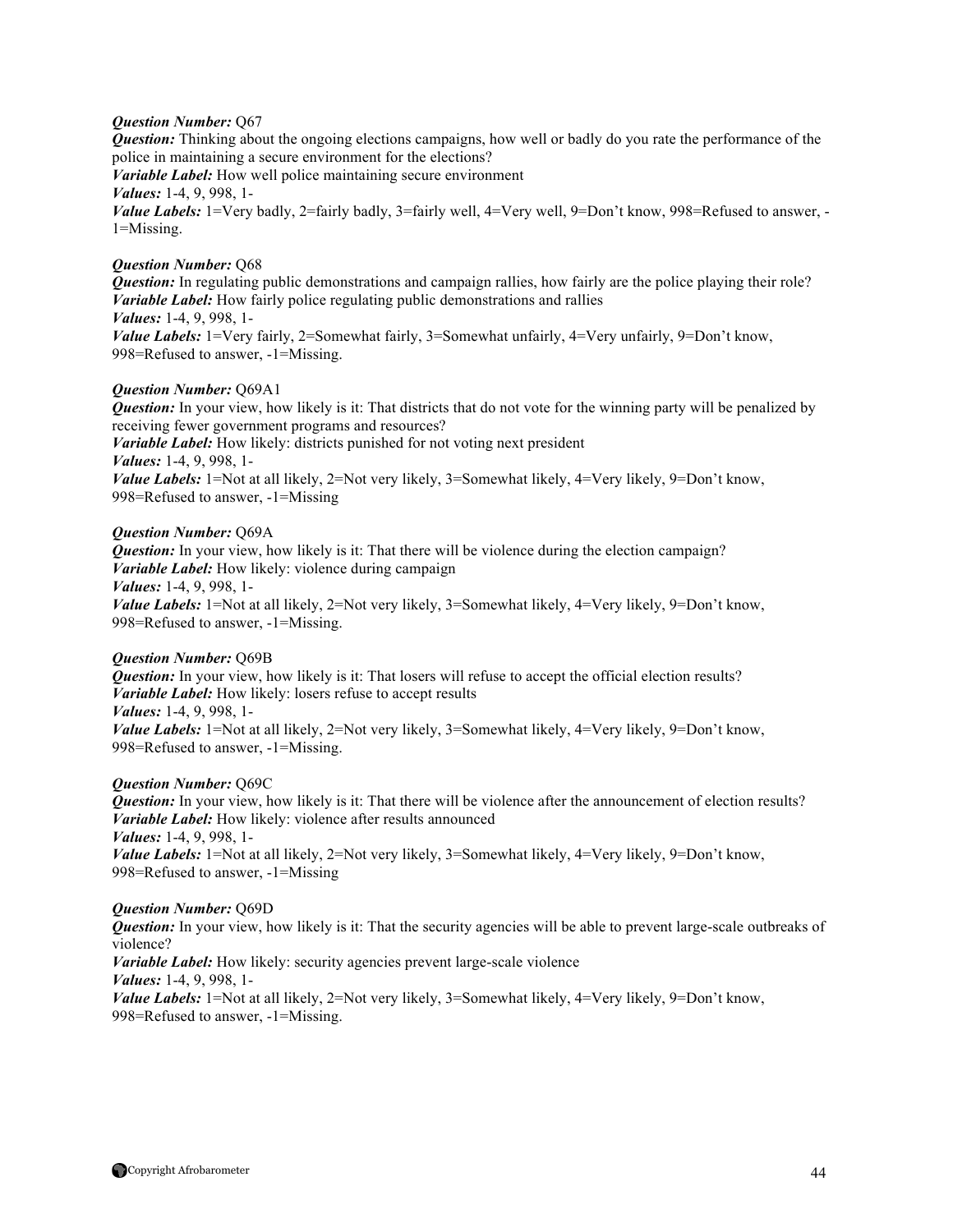***Question Number:*** Q67
***Question:*** Thinking about the ongoing elections campaigns, how well or badly do you rate the performance of the police in maintaining a secure environment for the elections?
***Variable Label:*** How well police maintaining secure environment
***Values:*** 1-4, 9, 998, 1-
***Value Labels:*** 1=Very badly, 2=fairly badly, 3=fairly well, 4=Very well, 9=Don't know, 998=Refused to answer, -1=Missing.

***Question Number:*** Q68
***Question:*** In regulating public demonstrations and campaign rallies, how fairly are the police playing their role?
***Variable Label:*** How fairly police regulating public demonstrations and rallies
***Values:*** 1-4, 9, 998, 1-
***Value Labels:*** 1=Very fairly, 2=Somewhat fairly, 3=Somewhat unfairly, 4=Very unfairly, 9=Don't know, 998=Refused to answer, -1=Missing.

***Question Number:*** Q69A1
***Question:*** In your view, how likely is it: That districts that do not vote for the winning party will be penalized by receiving fewer government programs and resources?
***Variable Label:*** How likely: districts punished for not voting next president
***Values:*** 1-4, 9, 998, 1-
***Value Labels:*** 1=Not at all likely, 2=Not very likely, 3=Somewhat likely, 4=Very likely, 9=Don't know, 998=Refused to answer, -1=Missing

***Question Number:*** Q69A
***Question:*** In your view, how likely is it: That there will be violence during the election campaign?
***Variable Label:*** How likely: violence during campaign
***Values:*** 1-4, 9, 998, 1-
***Value Labels:*** 1=Not at all likely, 2=Not very likely, 3=Somewhat likely, 4=Very likely, 9=Don't know, 998=Refused to answer, -1=Missing.

***Question Number:*** Q69B
***Question:*** In your view, how likely is it: That losers will refuse to accept the official election results?
***Variable Label:*** How likely: losers refuse to accept results
***Values:*** 1-4, 9, 998, 1-
***Value Labels:*** 1=Not at all likely, 2=Not very likely, 3=Somewhat likely, 4=Very likely, 9=Don't know, 998=Refused to answer, -1=Missing.

***Question Number:*** Q69C
***Question:*** In your view, how likely is it: That there will be violence after the announcement of election results?
***Variable Label:*** How likely: violence after results announced
***Values:*** 1-4, 9, 998, 1-
***Value Labels:*** 1=Not at all likely, 2=Not very likely, 3=Somewhat likely, 4=Very likely, 9=Don't know, 998=Refused to answer, -1=Missing

***Question Number:*** Q69D
***Question:*** In your view, how likely is it: That the security agencies will be able to prevent large-scale outbreaks of violence?
***Variable Label:*** How likely: security agencies prevent large-scale violence
***Values:*** 1-4, 9, 998, 1-
***Value Labels:*** 1=Not at all likely, 2=Not very likely, 3=Somewhat likely, 4=Very likely, 9=Don't know, 998=Refused to answer, -1=Missing.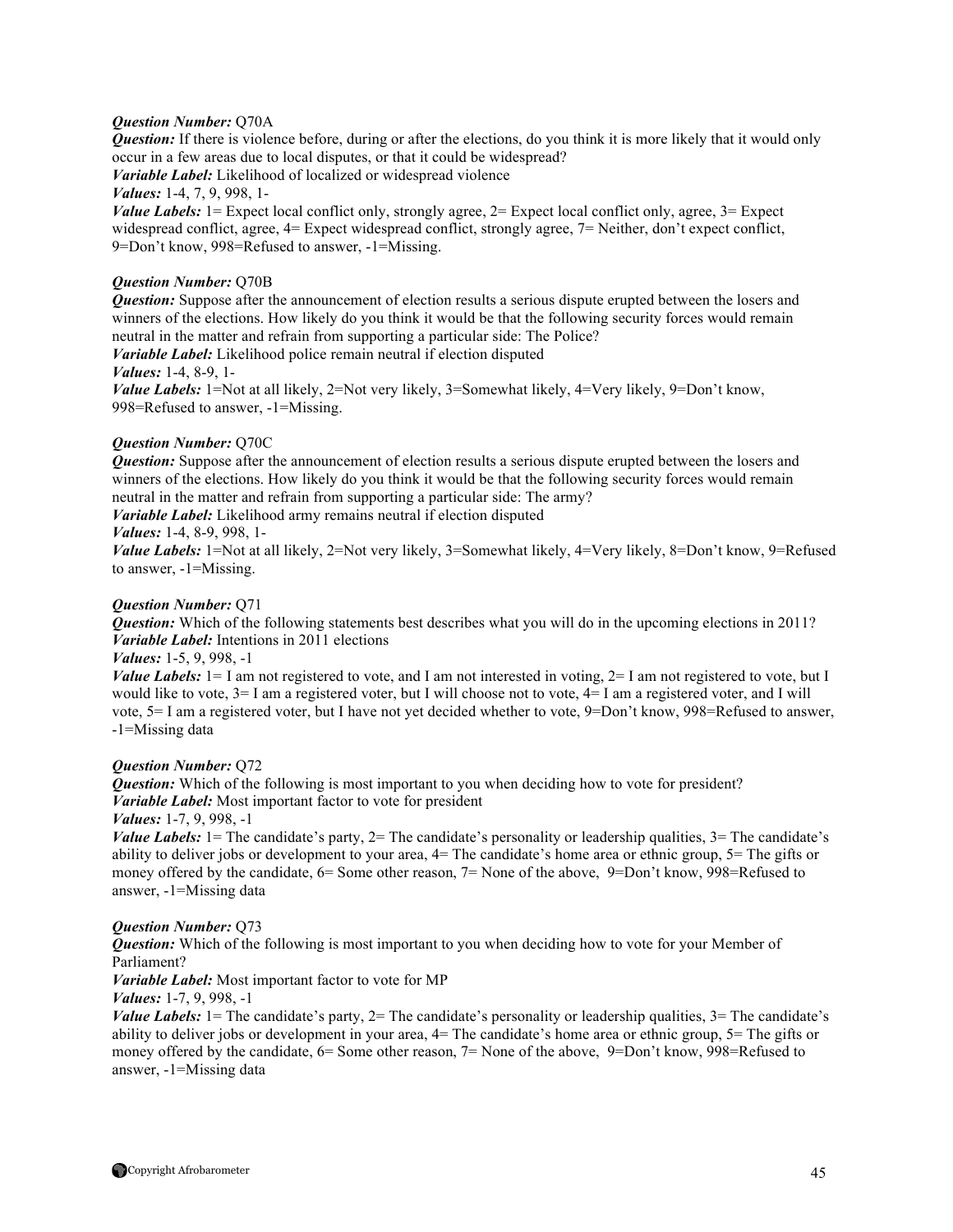***Question Number:*** Q70A
***Question:*** If there is violence before, during or after the elections, do you think it is more likely that it would only occur in a few areas due to local disputes, or that it could be widespread?
***Variable Label:*** Likelihood of localized or widespread violence
***Values:*** 1-4, 7, 9, 998, 1-
***Value Labels:*** 1= Expect local conflict only, strongly agree, 2= Expect local conflict only, agree, 3= Expect widespread conflict, agree, 4= Expect widespread conflict, strongly agree, 7= Neither, don't expect conflict, 9=Don't know, 998=Refused to answer, -1=Missing.

***Question Number:*** Q70B
***Question:*** Suppose after the announcement of election results a serious dispute erupted between the losers and winners of the elections. How likely do you think it would be that the following security forces would remain neutral in the matter and refrain from supporting a particular side: The Police?
***Variable Label:*** Likelihood police remain neutral if election disputed
***Values:*** 1-4, 8-9, 1-
***Value Labels:*** 1=Not at all likely, 2=Not very likely, 3=Somewhat likely, 4=Very likely, 9=Don't know, 998=Refused to answer, -1=Missing.

***Question Number:*** Q70C
***Question:*** Suppose after the announcement of election results a serious dispute erupted between the losers and winners of the elections. How likely do you think it would be that the following security forces would remain neutral in the matter and refrain from supporting a particular side: The army?
***Variable Label:*** Likelihood army remains neutral if election disputed
***Values:*** 1-4, 8-9, 998, 1-
***Value Labels:*** 1=Not at all likely, 2=Not very likely, 3=Somewhat likely, 4=Very likely, 8=Don't know, 9=Refused to answer, -1=Missing.

***Question Number:*** Q71
***Question:*** Which of the following statements best describes what you will do in the upcoming elections in 2011?
***Variable Label:*** Intentions in 2011 elections
***Values:*** 1-5, 9, 998, -1
***Value Labels:*** 1= I am not registered to vote, and I am not interested in voting, 2= I am not registered to vote, but I would like to vote, 3= I am a registered voter, but I will choose not to vote, 4= I am a registered voter, and I will vote, 5= I am a registered voter, but I have not yet decided whether to vote, 9=Don't know, 998=Refused to answer, -1=Missing data

***Question Number:*** Q72
***Question:*** Which of the following is most important to you when deciding how to vote for president?
***Variable Label:*** Most important factor to vote for president
***Values:*** 1-7, 9, 998, -1
***Value Labels:*** 1= The candidate's party, 2= The candidate's personality or leadership qualities, 3= The candidate's ability to deliver jobs or development to your area, 4= The candidate's home area or ethnic group, 5= The gifts or money offered by the candidate, 6= Some other reason, 7= None of the above, 9=Don't know, 998=Refused to answer, -1=Missing data

***Question Number:*** Q73
***Question:*** Which of the following is most important to you when deciding how to vote for your Member of Parliament?
***Variable Label:*** Most important factor to vote for MP
***Values:*** 1-7, 9, 998, -1
***Value Labels:*** 1= The candidate's party, 2= The candidate's personality or leadership qualities, 3= The candidate's ability to deliver jobs or development in your area, 4= The candidate's home area or ethnic group, 5= The gifts or money offered by the candidate, 6= Some other reason, 7= None of the above, 9=Don't know, 998=Refused to answer, -1=Missing data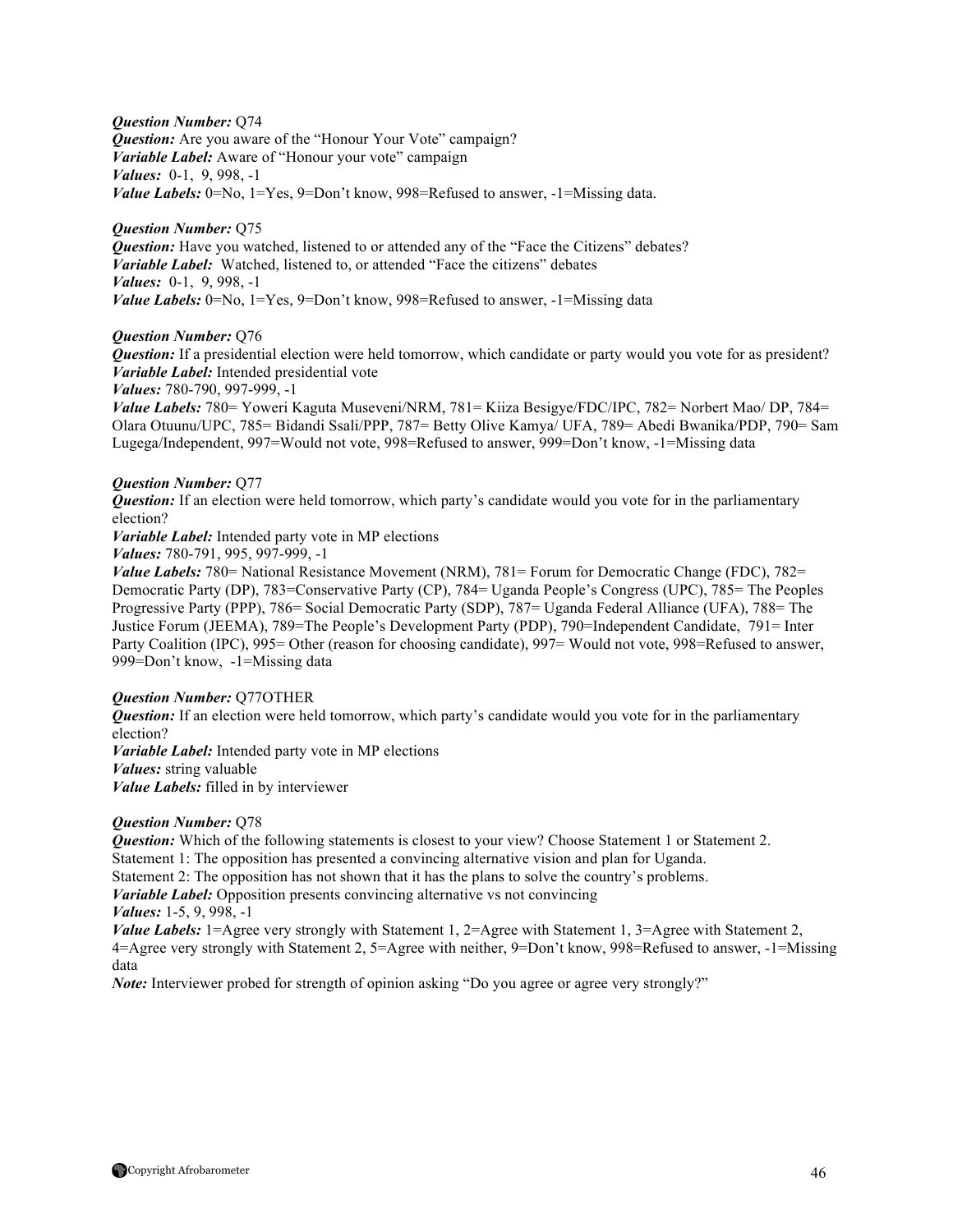***Question Number:*** Q74
***Question:*** Are you aware of the "Honour Your Vote" campaign?
***Variable Label:*** Aware of "Honour your vote" campaign
***Values:*** 0-1, 9, 998, -1
***Value Labels:*** 0=No, 1=Yes, 9=Don't know, 998=Refused to answer, -1=Missing data.

***Question Number:*** Q75
***Question:*** Have you watched, listened to or attended any of the "Face the Citizens" debates?
***Variable Label:*** Watched, listened to, or attended "Face the citizens" debates
***Values:*** 0-1, 9, 998, -1
***Value Labels:*** 0=No, 1=Yes, 9=Don't know, 998=Refused to answer, -1=Missing data

***Question Number:*** Q76
***Question:*** If a presidential election were held tomorrow, which candidate or party would you vote for as president?
***Variable Label:*** Intended presidential vote
***Values:*** 780-790, 997-999, -1
***Value Labels:*** 780= Yoweri Kaguta Museveni/NRM, 781= Kiiza Besigye/FDC/IPC, 782= Norbert Mao/ DP, 784= Olara Otuunu/UPC, 785= Bidandi Ssali/PPP, 787= Betty Olive Kamya/ UFA, 789= Abedi Bwanika/PDP, 790= Sam Lugega/Independent, 997=Would not vote, 998=Refused to answer, 999=Don't know, -1=Missing data

***Question Number:*** Q77
***Question:*** If an election were held tomorrow, which party's candidate would you vote for in the parliamentary election?
***Variable Label:*** Intended party vote in MP elections
***Values:*** 780-791, 995, 997-999, -1
***Value Labels:*** 780= National Resistance Movement (NRM), 781= Forum for Democratic Change (FDC), 782= Democratic Party (DP), 783=Conservative Party (CP), 784= Uganda People's Congress (UPC), 785= The Peoples Progressive Party (PPP), 786= Social Democratic Party (SDP), 787= Uganda Federal Alliance (UFA), 788= The Justice Forum (JEEMA), 789=The People's Development Party (PDP), 790=Independent Candidate, 791= Inter Party Coalition (IPC), 995= Other (reason for choosing candidate), 997= Would not vote, 998=Refused to answer, 999=Don't know, -1=Missing data

***Question Number:*** Q77OTHER
***Question:*** If an election were held tomorrow, which party's candidate would you vote for in the parliamentary election?
***Variable Label:*** Intended party vote in MP elections
***Values:*** string valuable
***Value Labels:*** filled in by interviewer

***Question Number:*** Q78
***Question:*** Which of the following statements is closest to your view? Choose Statement 1 or Statement 2.
Statement 1: The opposition has presented a convincing alternative vision and plan for Uganda.
Statement 2: The opposition has not shown that it has the plans to solve the country's problems.
***Variable Label:*** Opposition presents convincing alternative vs not convincing
***Values:*** 1-5, 9, 998, -1
***Value Labels:*** 1=Agree very strongly with Statement 1, 2=Agree with Statement 1, 3=Agree with Statement 2, 4=Agree very strongly with Statement 2, 5=Agree with neither, 9=Don't know, 998=Refused to answer, -1=Missing data
***Note:*** Interviewer probed for strength of opinion asking "Do you agree or agree very strongly?"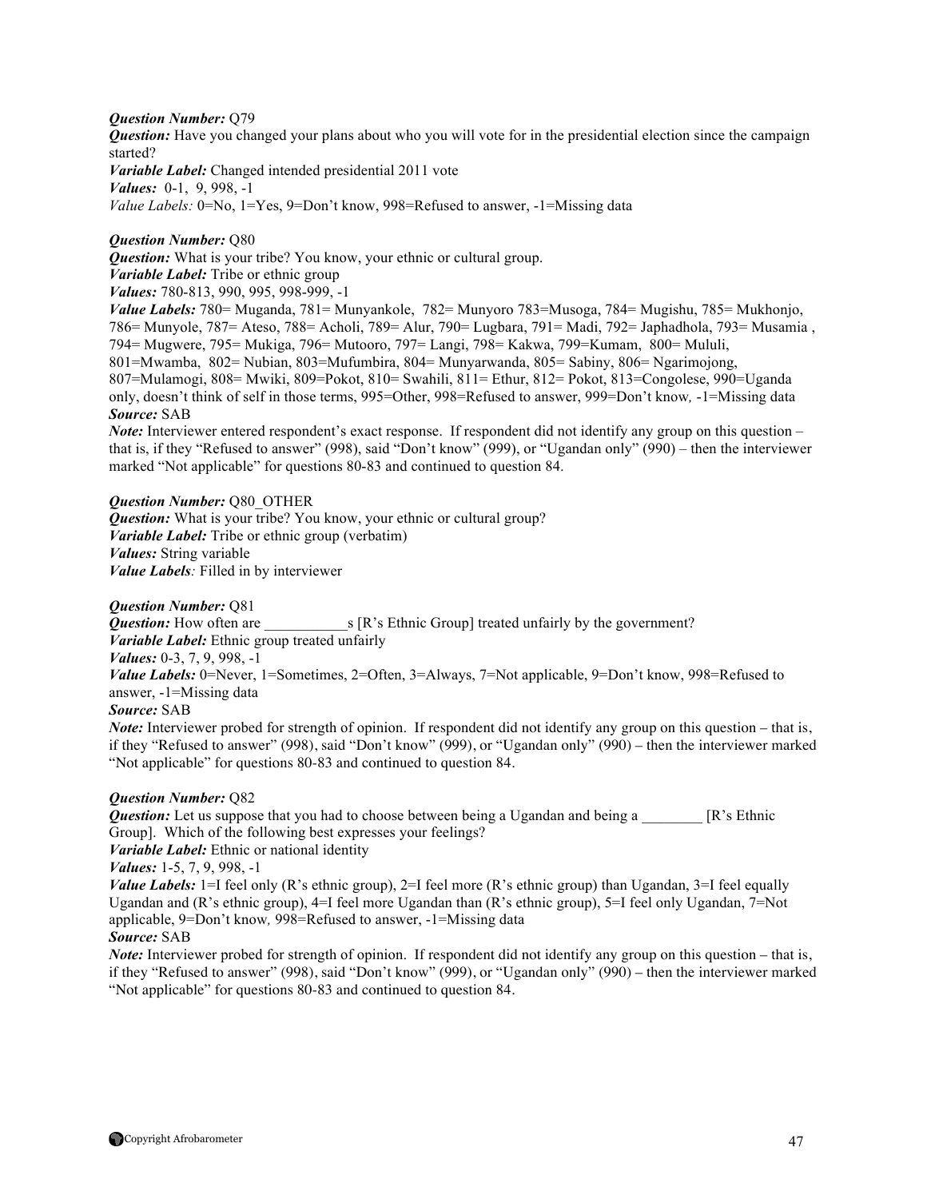***Question Number:*** Q79
***Question:*** Have you changed your plans about who you will vote for in the presidential election since the campaign started?
***Variable Label:*** Changed intended presidential 2011 vote
***Values:*** 0-1, 9, 998, -1
*Value Labels:* 0=No, 1=Yes, 9=Don't know, 998=Refused to answer, -1=Missing data

***Question Number:*** Q80
***Question:*** What is your tribe? You know, your ethnic or cultural group.
***Variable Label:*** Tribe or ethnic group
***Values:*** 780-813, 990, 995, 998-999, -1
***Value Labels:*** 780= Muganda, 781= Munyankole, 782= Munyoro 783=Musoga, 784= Mugishu, 785= Mukhonjo, 786= Munyole, 787= Ateso, 788= Acholi, 789= Alur, 790= Lugbara, 791= Madi, 792= Japhadhola, 793= Musamia , 794= Mugwere, 795= Mukiga, 796= Mutooro, 797= Langi, 798= Kakwa, 799=Kumam, 800= Mululi, 801=Mwamba, 802= Nubian, 803=Mufumbira, 804= Munyarwanda, 805= Sabiny, 806= Ngarimojong, 807=Mulamogi, 808= Mwiki, 809=Pokot, 810= Swahili, 811= Ethur, 812= Pokot, 813=Congolese, 990=Uganda only, doesn't think of self in those terms, 995=Other, 998=Refused to answer, 999=Don't know*,* -1=Missing data
***Source:*** SAB
***Note:*** Interviewer entered respondent's exact response. If respondent did not identify any group on this question – that is, if they "Refused to answer" (998), said "Don't know" (999), or "Ugandan only" (990) – then the interviewer marked "Not applicable" for questions 80-83 and continued to question 84.

***Question Number:*** Q80_OTHER
***Question:*** What is your tribe? You know, your ethnic or cultural group?
***Variable Label:*** Tribe or ethnic group (verbatim)
***Values:*** String variable
***Value Labels****:* Filled in by interviewer

***Question Number:*** Q81
***Question:*** How often are ___________s [R's Ethnic Group] treated unfairly by the government?
***Variable Label:*** Ethnic group treated unfairly
***Values:*** 0-3, 7, 9, 998, -1
***Value Labels:*** 0=Never, 1=Sometimes, 2=Often, 3=Always, 7=Not applicable, 9=Don't know, 998=Refused to answer, -1=Missing data
***Source:*** SAB
***Note:*** Interviewer probed for strength of opinion. If respondent did not identify any group on this question – that is, if they "Refused to answer" (998), said "Don't know" (999), or "Ugandan only" (990) – then the interviewer marked "Not applicable" for questions 80-83 and continued to question 84.

***Question Number:*** Q82
***Question:*** Let us suppose that you had to choose between being a Ugandan and being a ________ [R's Ethnic Group]. Which of the following best expresses your feelings?
***Variable Label:*** Ethnic or national identity
***Values:*** 1-5, 7, 9, 998, -1
***Value Labels:*** 1=I feel only (R's ethnic group), 2=I feel more (R's ethnic group) than Ugandan, 3=I feel equally Ugandan and (R's ethnic group), 4=I feel more Ugandan than (R's ethnic group), 5=I feel only Ugandan, 7=Not applicable, 9=Don't know*,* 998=Refused to answer, -1=Missing data
***Source:*** SAB
***Note:*** Interviewer probed for strength of opinion. If respondent did not identify any group on this question – that is, if they "Refused to answer" (998), said "Don't know" (999), or "Ugandan only" (990) – then the interviewer marked "Not applicable" for questions 80-83 and continued to question 84.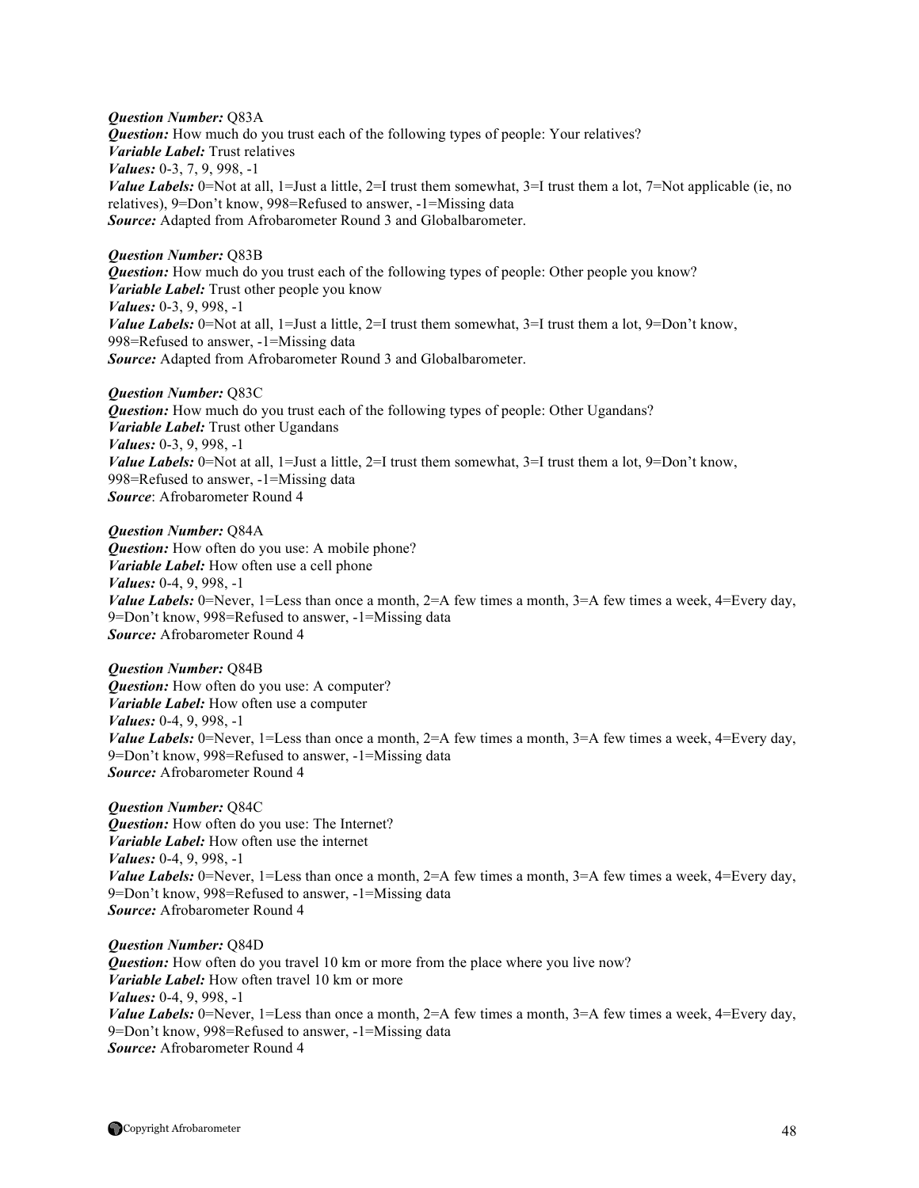***Question Number:*** Q83A
***Question:*** How much do you trust each of the following types of people: Your relatives?
***Variable Label:*** Trust relatives
***Values:*** 0-3, 7, 9, 998, -1
***Value Labels:*** 0=Not at all, 1=Just a little, 2=I trust them somewhat, 3=I trust them a lot, 7=Not applicable (ie, no relatives), 9=Don't know, 998=Refused to answer, -1=Missing data
***Source:*** Adapted from Afrobarometer Round 3 and Globalbarometer.

***Question Number:*** Q83B
***Question:*** How much do you trust each of the following types of people: Other people you know?
***Variable Label:*** Trust other people you know
***Values:*** 0-3, 9, 998, -1
***Value Labels:*** 0=Not at all, 1=Just a little, 2=I trust them somewhat, 3=I trust them a lot, 9=Don't know, 998=Refused to answer, -1=Missing data
***Source:*** Adapted from Afrobarometer Round 3 and Globalbarometer.

***Question Number:*** Q83C
***Question:*** How much do you trust each of the following types of people: Other Ugandans?
***Variable Label:*** Trust other Ugandans
***Values:*** 0-3, 9, 998, -1
***Value Labels:*** 0=Not at all, 1=Just a little, 2=I trust them somewhat, 3=I trust them a lot, 9=Don't know, 998=Refused to answer, -1=Missing data
***Source***: Afrobarometer Round 4

***Question Number:*** Q84A
***Question:*** How often do you use: A mobile phone?
***Variable Label:*** How often use a cell phone
***Values:*** 0-4, 9, 998, -1
***Value Labels:*** 0=Never, 1=Less than once a month, 2=A few times a month, 3=A few times a week, 4=Every day, 9=Don't know, 998=Refused to answer, -1=Missing data
***Source:*** Afrobarometer Round 4

***Question Number:*** Q84B
***Question:*** How often do you use: A computer?
***Variable Label:*** How often use a computer
***Values:*** 0-4, 9, 998, -1
***Value Labels:*** 0=Never, 1=Less than once a month, 2=A few times a month, 3=A few times a week, 4=Every day, 9=Don't know, 998=Refused to answer, -1=Missing data
***Source:*** Afrobarometer Round 4

***Question Number:*** Q84C
***Question:*** How often do you use: The Internet?
***Variable Label:*** How often use the internet
***Values:*** 0-4, 9, 998, -1
***Value Labels:*** 0=Never, 1=Less than once a month, 2=A few times a month, 3=A few times a week, 4=Every day, 9=Don't know, 998=Refused to answer, -1=Missing data
***Source:*** Afrobarometer Round 4

***Question Number:*** Q84D
***Question:*** How often do you travel 10 km or more from the place where you live now?
***Variable Label:*** How often travel 10 km or more
***Values:*** 0-4, 9, 998, -1
***Value Labels:*** 0=Never, 1=Less than once a month, 2=A few times a month, 3=A few times a week, 4=Every day, 9=Don't know, 998=Refused to answer, -1=Missing data
***Source:*** Afrobarometer Round 4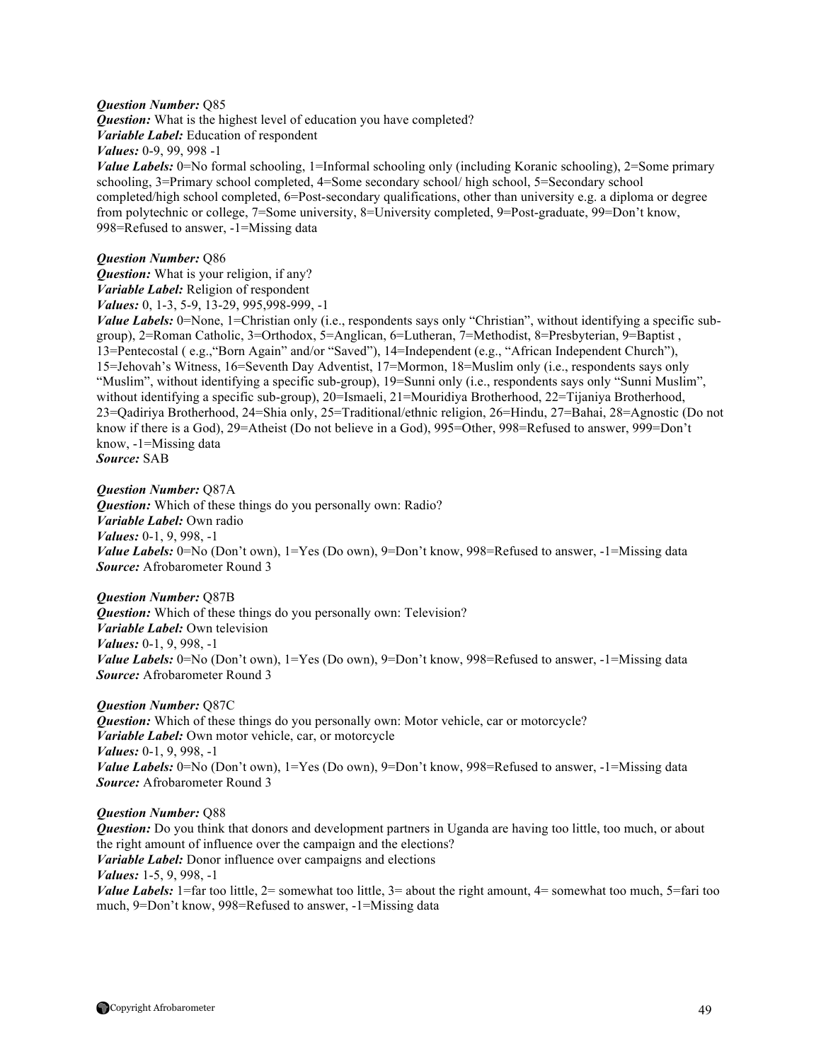***Question Number:*** Q85
***Question:*** What is the highest level of education you have completed?
***Variable Label:*** Education of respondent
***Values:*** 0-9, 99, 998 -1
***Value Labels:*** 0=No formal schooling, 1=Informal schooling only (including Koranic schooling), 2=Some primary schooling, 3=Primary school completed, 4=Some secondary school/ high school, 5=Secondary school completed/high school completed, 6=Post-secondary qualifications, other than university e.g. a diploma or degree from polytechnic or college, 7=Some university, 8=University completed, 9=Post-graduate, 99=Don't know, 998=Refused to answer, -1=Missing data

***Question Number:*** Q86
***Question:*** What is your religion, if any?
***Variable Label:*** Religion of respondent
***Values:*** 0, 1-3, 5-9, 13-29, 995,998-999, -1
***Value Labels:*** 0=None, 1=Christian only (i.e., respondents says only "Christian", without identifying a specific sub-group), 2=Roman Catholic, 3=Orthodox, 5=Anglican, 6=Lutheran, 7=Methodist, 8=Presbyterian, 9=Baptist , 13=Pentecostal ( e.g.,"Born Again" and/or "Saved"), 14=Independent (e.g., "African Independent Church"), 15=Jehovah's Witness, 16=Seventh Day Adventist, 17=Mormon, 18=Muslim only (i.e., respondents says only "Muslim", without identifying a specific sub-group), 19=Sunni only (i.e., respondents says only "Sunni Muslim", without identifying a specific sub-group), 20=Ismaeli, 21=Mouridiya Brotherhood, 22=Tijaniya Brotherhood, 23=Qadiriya Brotherhood, 24=Shia only, 25=Traditional/ethnic religion, 26=Hindu, 27=Bahai, 28=Agnostic (Do not know if there is a God), 29=Atheist (Do not believe in a God), 995=Other, 998=Refused to answer, 999=Don't know, -1=Missing data
***Source:*** SAB

***Question Number:*** Q87A
***Question:*** Which of these things do you personally own: Radio?
***Variable Label:*** Own radio
***Values:*** 0-1, 9, 998, -1
***Value Labels:*** 0=No (Don't own), 1=Yes (Do own), 9=Don't know, 998=Refused to answer, -1=Missing data
***Source:*** Afrobarometer Round 3

***Question Number:*** Q87B
***Question:*** Which of these things do you personally own: Television?
***Variable Label:*** Own television
***Values:*** 0-1, 9, 998, -1
***Value Labels:*** 0=No (Don't own), 1=Yes (Do own), 9=Don't know, 998=Refused to answer, -1=Missing data
***Source:*** Afrobarometer Round 3

***Question Number:*** Q87C
***Question:*** Which of these things do you personally own: Motor vehicle, car or motorcycle?
***Variable Label:*** Own motor vehicle, car, or motorcycle
***Values:*** 0-1, 9, 998, -1
***Value Labels:*** 0=No (Don't own), 1=Yes (Do own), 9=Don't know, 998=Refused to answer, -1=Missing data
***Source:*** Afrobarometer Round 3

***Question Number:*** Q88
***Question:*** Do you think that donors and development partners in Uganda are having too little, too much, or about the right amount of influence over the campaign and the elections?
***Variable Label:*** Donor influence over campaigns and elections
***Values:*** 1-5, 9, 998, -1
***Value Labels:*** 1=far too little, 2= somewhat too little, 3= about the right amount, 4= somewhat too much, 5=fari too much, 9=Don't know, 998=Refused to answer, -1=Missing data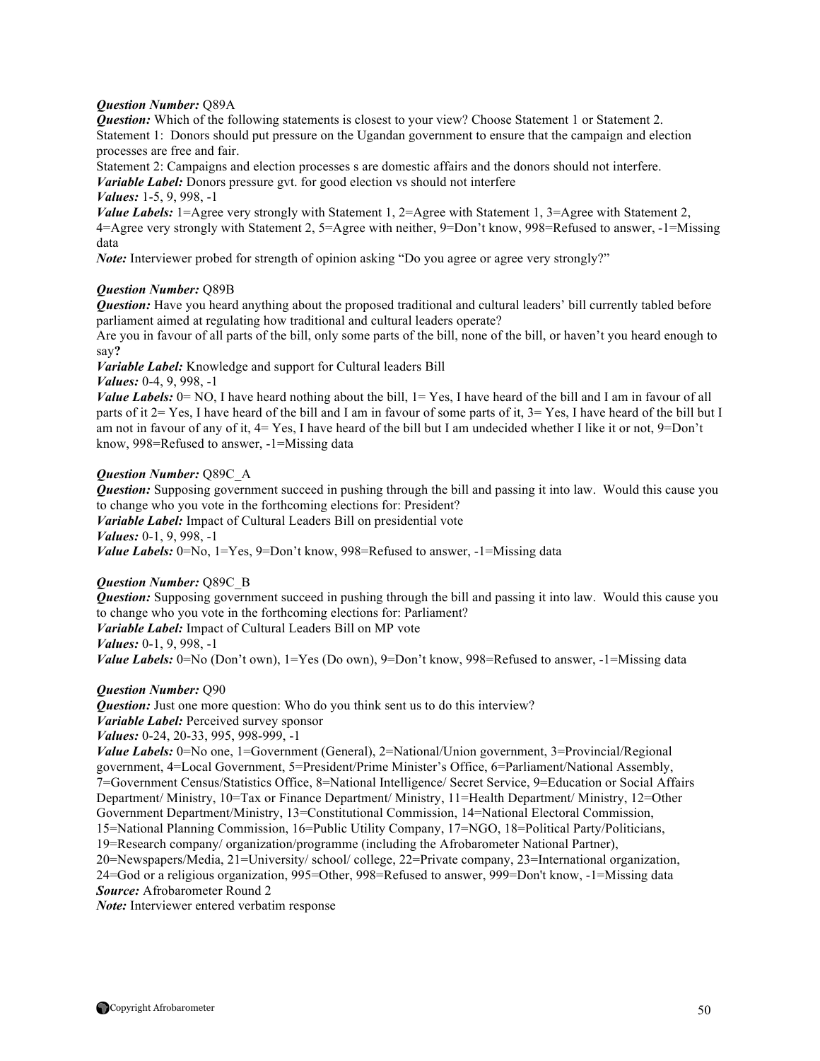***Question Number:*** Q89A
***Question:*** Which of the following statements is closest to your view? Choose Statement 1 or Statement 2.
Statement 1: Donors should put pressure on the Ugandan government to ensure that the campaign and election processes are free and fair.
Statement 2: Campaigns and election processes s are domestic affairs and the donors should not interfere.
***Variable Label:*** Donors pressure gvt. for good election vs should not interfere
***Values:*** 1-5, 9, 998, -1
***Value Labels:*** 1=Agree very strongly with Statement 1, 2=Agree with Statement 1, 3=Agree with Statement 2, 4=Agree very strongly with Statement 2, 5=Agree with neither, 9=Don't know, 998=Refused to answer, -1=Missing data
***Note:*** Interviewer probed for strength of opinion asking "Do you agree or agree very strongly?"

***Question Number:*** Q89B
***Question:*** Have you heard anything about the proposed traditional and cultural leaders' bill currently tabled before parliament aimed at regulating how traditional and cultural leaders operate?
Are you in favour of all parts of the bill, only some parts of the bill, none of the bill, or haven't you heard enough to say**?**
***Variable Label:*** Knowledge and support for Cultural leaders Bill
***Values:*** 0-4, 9, 998, -1
***Value Labels:*** 0= NO, I have heard nothing about the bill, 1= Yes, I have heard of the bill and I am in favour of all parts of it 2= Yes, I have heard of the bill and I am in favour of some parts of it, 3= Yes, I have heard of the bill but I am not in favour of any of it, 4= Yes, I have heard of the bill but I am undecided whether I like it or not, 9=Don't know, 998=Refused to answer, -1=Missing data

***Question Number:*** Q89C_A
***Question:*** Supposing government succeed in pushing through the bill and passing it into law. Would this cause you to change who you vote in the forthcoming elections for: President?
***Variable Label:*** Impact of Cultural Leaders Bill on presidential vote
***Values:*** 0-1, 9, 998, -1
***Value Labels:*** 0=No, 1=Yes, 9=Don't know, 998=Refused to answer, -1=Missing data

***Question Number:*** Q89C_B
***Question:*** Supposing government succeed in pushing through the bill and passing it into law. Would this cause you to change who you vote in the forthcoming elections for: Parliament?
***Variable Label:*** Impact of Cultural Leaders Bill on MP vote
***Values:*** 0-1, 9, 998, -1
***Value Labels:*** 0=No (Don't own), 1=Yes (Do own), 9=Don't know, 998=Refused to answer, -1=Missing data

***Question Number:*** Q90
***Question:*** Just one more question: Who do you think sent us to do this interview?
***Variable Label:*** Perceived survey sponsor
***Values:*** 0-24, 20-33, 995, 998-999, -1
***Value Labels:*** 0=No one, 1=Government (General), 2=National/Union government, 3=Provincial/Regional government, 4=Local Government, 5=President/Prime Minister's Office, 6=Parliament/National Assembly, 7=Government Census/Statistics Office, 8=National Intelligence/ Secret Service, 9=Education or Social Affairs Department/ Ministry, 10=Tax or Finance Department/ Ministry, 11=Health Department/ Ministry, 12=Other Government Department/Ministry, 13=Constitutional Commission, 14=National Electoral Commission, 15=National Planning Commission, 16=Public Utility Company, 17=NGO, 18=Political Party/Politicians, 19=Research company/ organization/programme (including the Afrobarometer National Partner), 20=Newspapers/Media, 21=University/ school/ college, 22=Private company, 23=International organization, 24=God or a religious organization, 995=Other, 998=Refused to answer, 999=Don't know, -1=Missing data
***Source:*** Afrobarometer Round 2
***Note:*** Interviewer entered verbatim response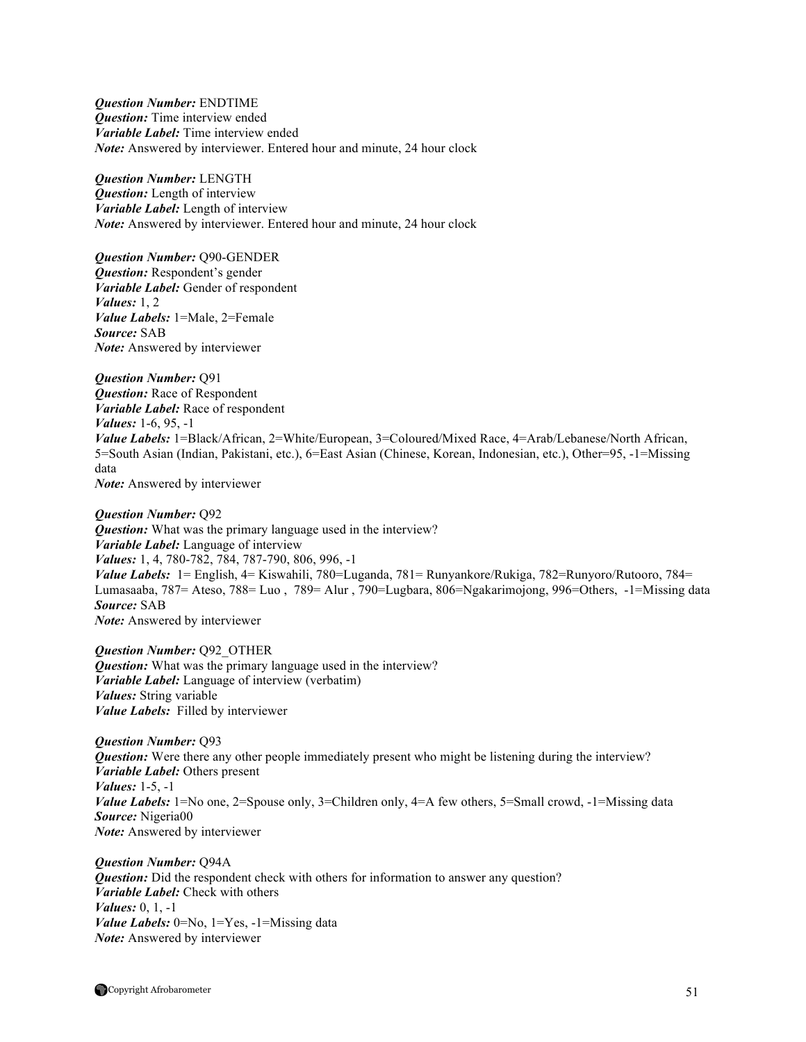***Question Number:*** ENDTIME
***Question:*** Time interview ended
***Variable Label:*** Time interview ended
***Note:*** Answered by interviewer. Entered hour and minute, 24 hour clock

***Question Number:*** LENGTH
***Question:*** Length of interview
***Variable Label:*** Length of interview
***Note:*** Answered by interviewer. Entered hour and minute, 24 hour clock

***Question Number:*** Q90-GENDER
***Question:*** Respondent's gender
***Variable Label:*** Gender of respondent
***Values:*** 1, 2
***Value Labels:*** 1=Male, 2=Female
***Source:*** SAB
***Note:*** Answered by interviewer

***Question Number:*** Q91
***Question:*** Race of Respondent
***Variable Label:*** Race of respondent
***Values:*** 1-6, 95, -1
***Value Labels:*** 1=Black/African, 2=White/European, 3=Coloured/Mixed Race, 4=Arab/Lebanese/North African, 5=South Asian (Indian, Pakistani, etc.), 6=East Asian (Chinese, Korean, Indonesian, etc.), Other=95, -1=Missing data
***Note:*** Answered by interviewer

***Question Number:*** Q92
***Question:*** What was the primary language used in the interview?
***Variable Label:*** Language of interview
***Values:*** 1, 4, 780-782, 784, 787-790, 806, 996, -1
***Value Labels:*** 1= English, 4= Kiswahili, 780=Luganda, 781= Runyankore/Rukiga, 782=Runyoro/Rutooro, 784= Lumasaaba, 787= Ateso, 788= Luo , 789= Alur , 790=Lugbara, 806=Ngakarimojong, 996=Others, -1=Missing data
***Source:*** SAB
***Note:*** Answered by interviewer

***Question Number:*** Q92_OTHER
***Question:*** What was the primary language used in the interview?
***Variable Label:*** Language of interview (verbatim)
***Values:*** String variable
***Value Labels:*** Filled by interviewer

***Question Number:*** Q93
***Question:*** Were there any other people immediately present who might be listening during the interview?
***Variable Label:*** Others present
***Values:*** 1-5, -1
***Value Labels:*** 1=No one, 2=Spouse only, 3=Children only, 4=A few others, 5=Small crowd, -1=Missing data
***Source:*** Nigeria00
***Note:*** Answered by interviewer

***Question Number:*** Q94A
***Question:*** Did the respondent check with others for information to answer any question?
***Variable Label:*** Check with others
***Values:*** 0, 1, -1
***Value Labels:*** 0=No, 1=Yes, -1=Missing data
***Note:*** Answered by interviewer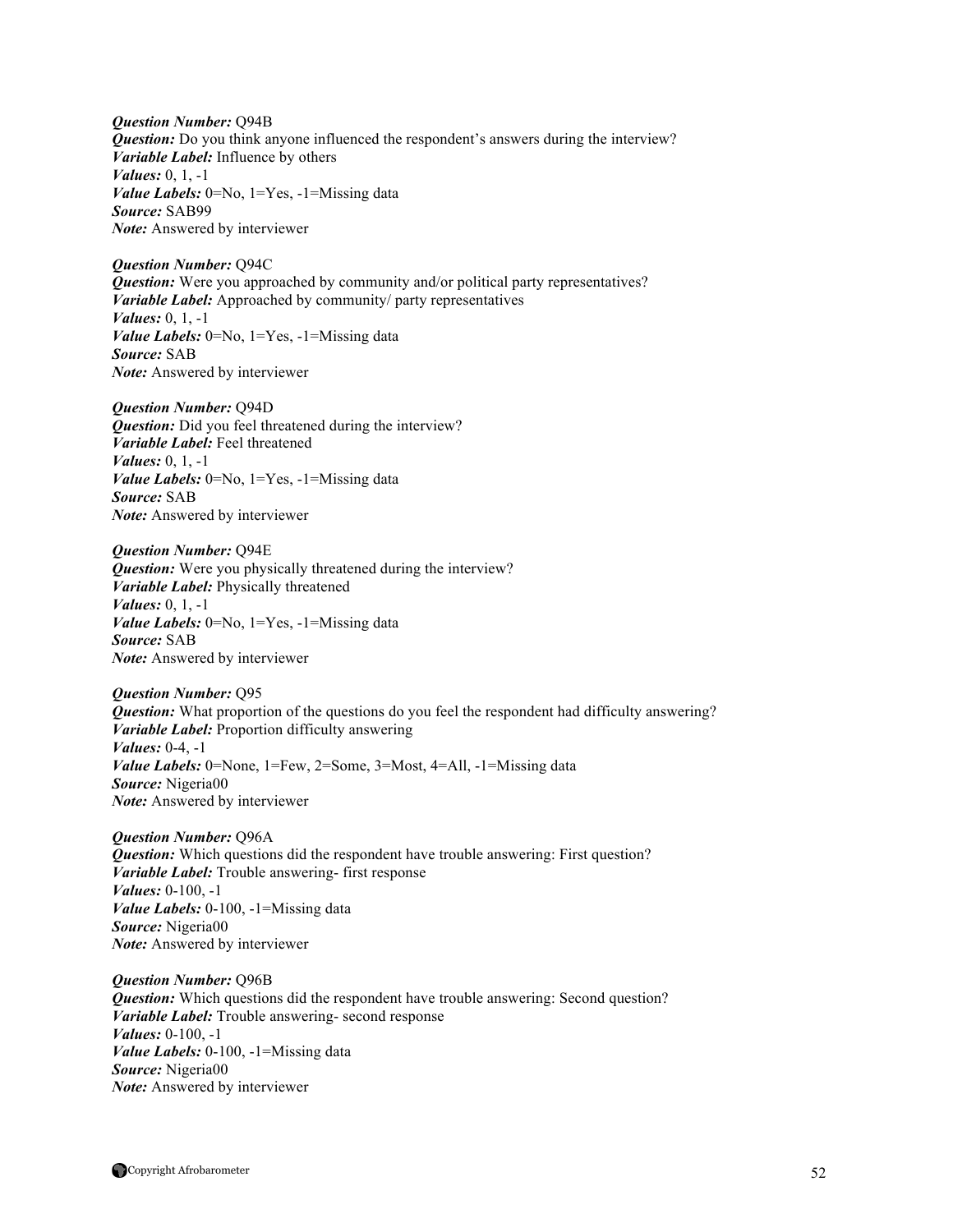***Question Number:*** Q94B
***Question:*** Do you think anyone influenced the respondent's answers during the interview?
***Variable Label:*** Influence by others
***Values:*** 0, 1, -1
***Value Labels:*** 0=No, 1=Yes, -1=Missing data
***Source:*** SAB99
***Note:*** Answered by interviewer

***Question Number:*** Q94C
***Question:*** Were you approached by community and/or political party representatives?
***Variable Label:*** Approached by community/ party representatives
***Values:*** 0, 1, -1
***Value Labels:*** 0=No, 1=Yes, -1=Missing data
***Source:*** SAB
***Note:*** Answered by interviewer

***Question Number:*** Q94D
***Question:*** Did you feel threatened during the interview?
***Variable Label:*** Feel threatened
***Values:*** 0, 1, -1
***Value Labels:*** 0=No, 1=Yes, -1=Missing data
***Source:*** SAB
***Note:*** Answered by interviewer

***Question Number:*** Q94E
***Question:*** Were you physically threatened during the interview?
***Variable Label:*** Physically threatened
***Values:*** 0, 1, -1
***Value Labels:*** 0=No, 1=Yes, -1=Missing data
***Source:*** SAB
***Note:*** Answered by interviewer

***Question Number:*** Q95
***Question:*** What proportion of the questions do you feel the respondent had difficulty answering?
***Variable Label:*** Proportion difficulty answering
***Values:*** 0-4, -1
***Value Labels:*** 0=None, 1=Few, 2=Some, 3=Most, 4=All, -1=Missing data
***Source:*** Nigeria00
***Note:*** Answered by interviewer

***Question Number:*** Q96A
***Question:*** Which questions did the respondent have trouble answering: First question?
***Variable Label:*** Trouble answering- first response
***Values:*** 0-100, -1
***Value Labels:*** 0-100, -1=Missing data
***Source:*** Nigeria00
***Note:*** Answered by interviewer

***Question Number:*** Q96B
***Question:*** Which questions did the respondent have trouble answering: Second question?
***Variable Label:*** Trouble answering- second response
***Values:*** 0-100, -1
***Value Labels:*** 0-100, -1=Missing data
***Source:*** Nigeria00
***Note:*** Answered by interviewer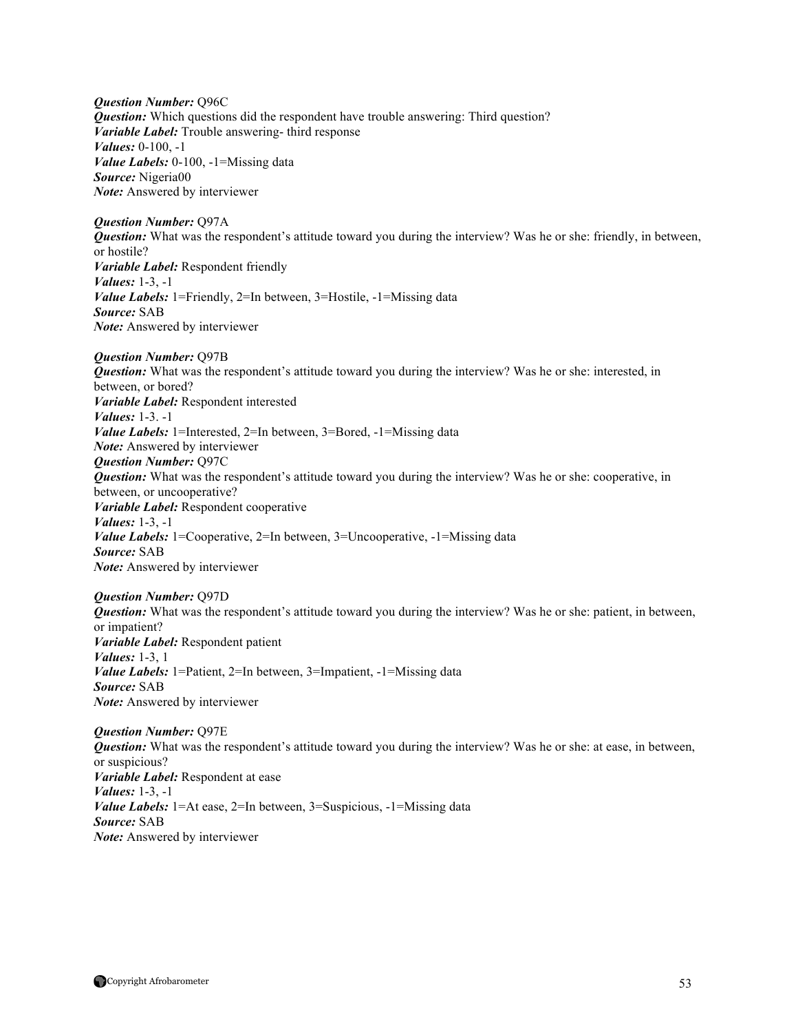***Question Number:*** Q96C
***Question:*** Which questions did the respondent have trouble answering: Third question?
***Variable Label:*** Trouble answering- third response
***Values:*** 0-100, -1
***Value Labels:*** 0-100, -1=Missing data
***Source:*** Nigeria00
***Note:*** Answered by interviewer

***Question Number:*** Q97A
***Question:*** What was the respondent's attitude toward you during the interview? Was he or she: friendly, in between, or hostile?
***Variable Label:*** Respondent friendly
***Values:*** 1-3, -1
***Value Labels:*** 1=Friendly, 2=In between, 3=Hostile, -1=Missing data
***Source:*** SAB
***Note:*** Answered by interviewer

***Question Number:*** Q97B
***Question:*** What was the respondent's attitude toward you during the interview? Was he or she: interested, in between, or bored?
***Variable Label:*** Respondent interested
***Values:*** 1-3. -1
***Value Labels:*** 1=Interested, 2=In between, 3=Bored, -1=Missing data
***Note:*** Answered by interviewer

***Question Number:*** Q97C
***Question:*** What was the respondent's attitude toward you during the interview? Was he or she: cooperative, in between, or uncooperative?
***Variable Label:*** Respondent cooperative
***Values:*** 1-3, -1
***Value Labels:*** 1=Cooperative, 2=In between, 3=Uncooperative, -1=Missing data
***Source:*** SAB
***Note:*** Answered by interviewer

***Question Number:*** Q97D
***Question:*** What was the respondent's attitude toward you during the interview? Was he or she: patient, in between, or impatient?
***Variable Label:*** Respondent patient
***Values:*** 1-3, 1
***Value Labels:*** 1=Patient, 2=In between, 3=Impatient, -1=Missing data
***Source:*** SAB
***Note:*** Answered by interviewer

***Question Number:*** Q97E
***Question:*** What was the respondent's attitude toward you during the interview? Was he or she: at ease, in between, or suspicious?
***Variable Label:*** Respondent at ease
***Values:*** 1-3, -1
***Value Labels:*** 1=At ease, 2=In between, 3=Suspicious, -1=Missing data
***Source:*** SAB
***Note:*** Answered by interviewer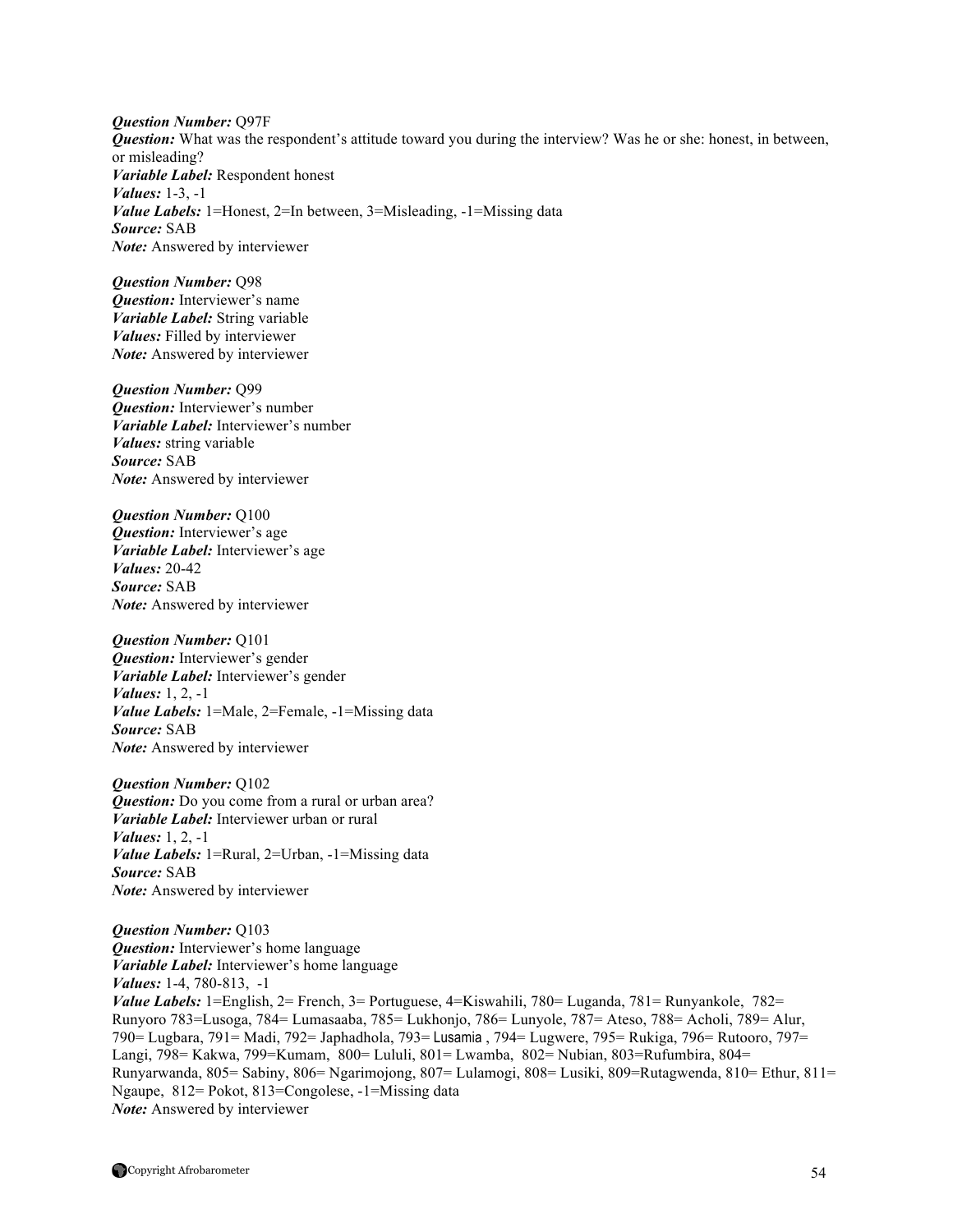***Question Number:*** Q97F
***Question:*** What was the respondent's attitude toward you during the interview? Was he or she: honest, in between, or misleading?
***Variable Label:*** Respondent honest
***Values:*** 1-3, -1
***Value Labels:*** 1=Honest, 2=In between, 3=Misleading, -1=Missing data
***Source:*** SAB
***Note:*** Answered by interviewer

***Question Number:*** Q98
***Question:*** Interviewer's name
***Variable Label:*** String variable
***Values:*** Filled by interviewer
***Note:*** Answered by interviewer

***Question Number:*** Q99
***Question:*** Interviewer's number
***Variable Label:*** Interviewer's number
***Values:*** string variable
***Source:*** SAB
***Note:*** Answered by interviewer

***Question Number:*** Q100
***Question:*** Interviewer's age
***Variable Label:*** Interviewer's age
***Values:*** 20-42
***Source:*** SAB
***Note:*** Answered by interviewer

***Question Number:*** Q101
***Question:*** Interviewer's gender
***Variable Label:*** Interviewer's gender
***Values:*** 1, 2, -1
***Value Labels:*** 1=Male, 2=Female, -1=Missing data
***Source:*** SAB
***Note:*** Answered by interviewer

***Question Number:*** Q102
***Question:*** Do you come from a rural or urban area?
***Variable Label:*** Interviewer urban or rural
***Values:*** 1, 2, -1
***Value Labels:*** 1=Rural, 2=Urban, -1=Missing data
***Source:*** SAB
***Note:*** Answered by interviewer

***Question Number:*** Q103
***Question:*** Interviewer's home language
***Variable Label:*** Interviewer's home language
***Values:*** 1-4, 780-813, -1
***Value Labels:*** 1=English, 2= French, 3= Portuguese, 4=Kiswahili, 780= Luganda, 781= Runyankole, 782= Runyoro 783=Lusoga, 784= Lumasaaba, 785= Lukhonjo, 786= Lunyole, 787= Ateso, 788= Acholi, 789= Alur, 790= Lugbara, 791= Madi, 792= Japhadhola, 793= Lusamia , 794= Lugwere, 795= Rukiga, 796= Rutooro, 797= Langi, 798= Kakwa, 799=Kumam, 800= Lululi, 801= Lwamba, 802= Nubian, 803=Rufumbira, 804= Runyarwanda, 805= Sabiny, 806= Ngarimojong, 807= Lulamogi, 808= Lusiki, 809=Rutagwenda, 810= Ethur, 811= Ngaupe, 812= Pokot, 813=Congolese, -1=Missing data
***Note:*** Answered by interviewer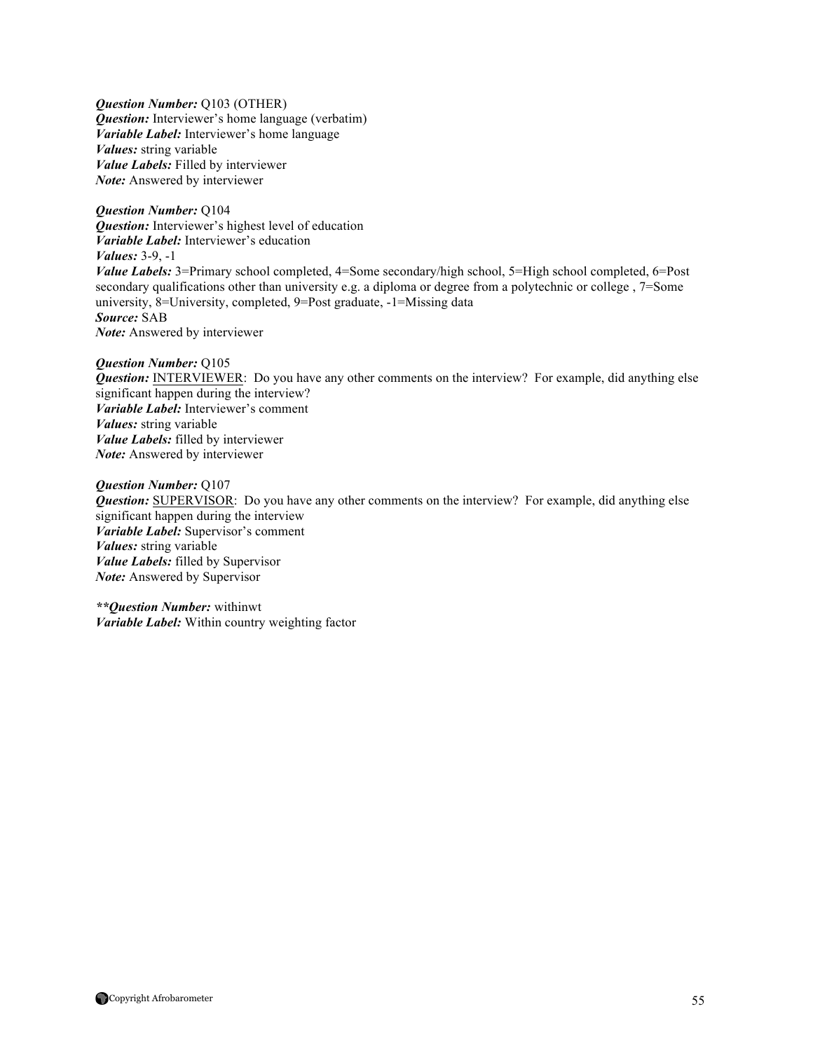***Question Number:*** Q103 (OTHER)
***Question:*** Interviewer's home language (verbatim)
***Variable Label:*** Interviewer's home language
***Values:*** string variable
***Value Labels:*** Filled by interviewer
***Note:*** Answered by interviewer

***Question Number:*** Q104
***Question:*** Interviewer's highest level of education
***Variable Label:*** Interviewer's education
***Values:*** 3-9, -1
***Value Labels:*** 3=Primary school completed, 4=Some secondary/high school, 5=High school completed, 6=Post secondary qualifications other than university e.g. a diploma or degree from a polytechnic or college , 7=Some university, 8=University, completed, 9=Post graduate, -1=Missing data
***Source:*** SAB
***Note:*** Answered by interviewer

***Question Number:*** Q105
***Question:*** INTERVIEWER: Do you have any other comments on the interview? For example, did anything else significant happen during the interview?
***Variable Label:*** Interviewer's comment
***Values:*** string variable
***Value Labels:*** filled by interviewer
***Note:*** Answered by interviewer

***Question Number:*** Q107
***Question:*** SUPERVISOR: Do you have any other comments on the interview? For example, did anything else significant happen during the interview
***Variable Label:*** Supervisor's comment
***Values:*** string variable
***Value Labels:*** filled by Supervisor
***Note:*** Answered by Supervisor

***\*\*Question Number:*** withinwt
***Variable Label:*** Within country weighting factor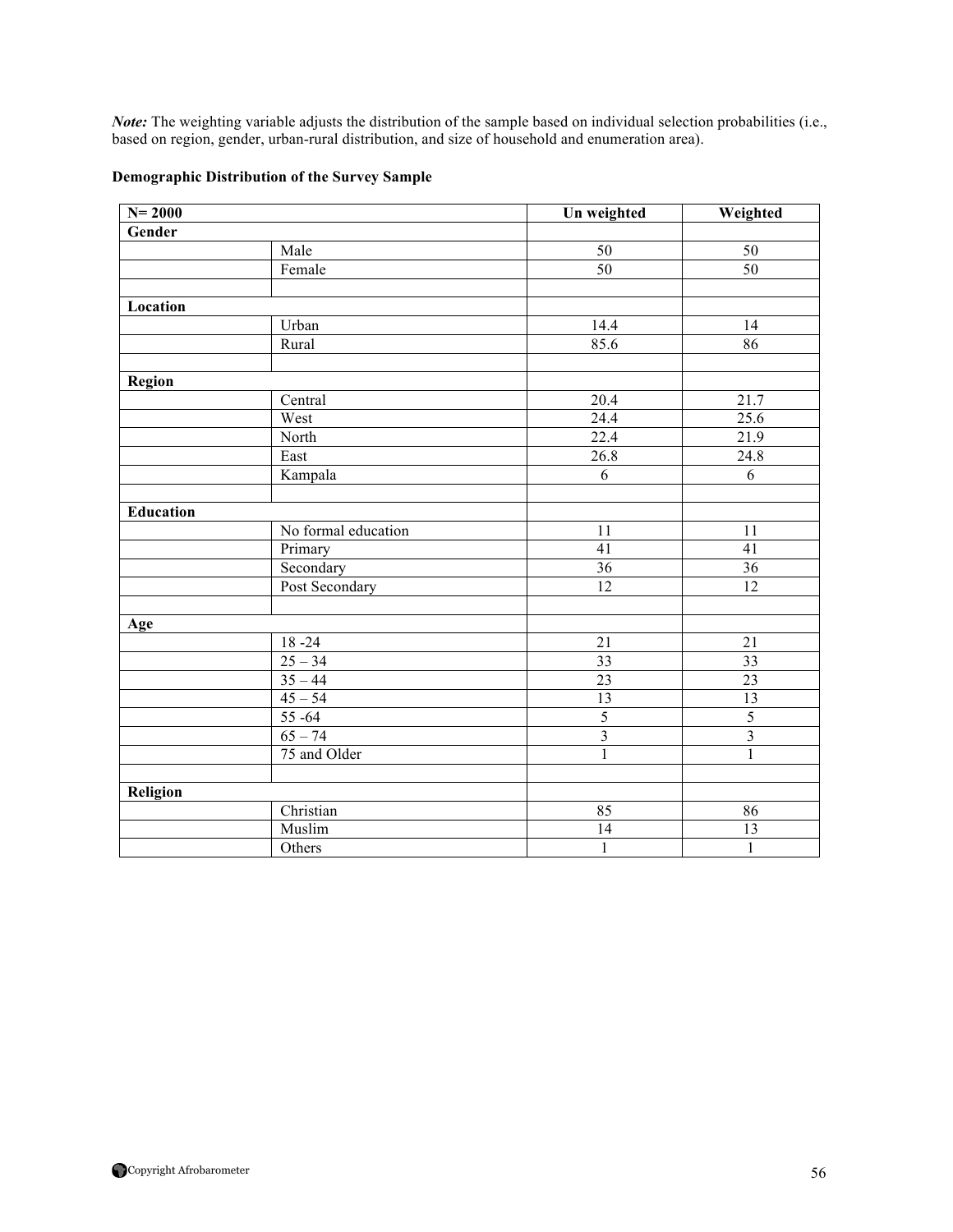*Note:* The weighting variable adjusts the distribution of the sample based on individual selection probabilities (i.e., based on region, gender, urban-rural distribution, and size of household and enumeration area).

**Demographic Distribution of the Survey Sample**

| **N= 2000** | | **Un weighted** | **Weighted** |
|---|---|---|---|
| **Gender** | | | |
| | Male | 50 | 50 |
| | Female | 50 | 50 |
| | | | |
| **Location** | | | |
| | Urban | 14.4 | 14 |
| | Rural | 85.6 | 86 |
| | | | |
| **Region** | | | |
| | Central | 20.4 | 21.7 |
| | West | 24.4 | 25.6 |
| | North | 22.4 | 21.9 |
| | East | 26.8 | 24.8 |
| | Kampala | 6 | 6 |
| | | | |
| **Education** | | | |
| | No formal education | 11 | 11 |
| | Primary | 41 | 41 |
| | Secondary | 36 | 36 |
| | Post Secondary | 12 | 12 |
| | | | |
| **Age** | | | |
| | 18 -24 | 21 | 21 |
| | 25 – 34 | 33 | 33 |
| | 35 – 44 | 23 | 23 |
| | 45 – 54 | 13 | 13 |
| | 55 -64 | 5 | 5 |
| | 65 – 74 | 3 | 3 |
| | 75 and Older | 1 | 1 |
| | | | |
| **Religion** | | | |
| | Christian | 85 | 86 |
| | Muslim | 14 | 13 |
| | Others | 1 | 1 |

Copyright Afrobarometer